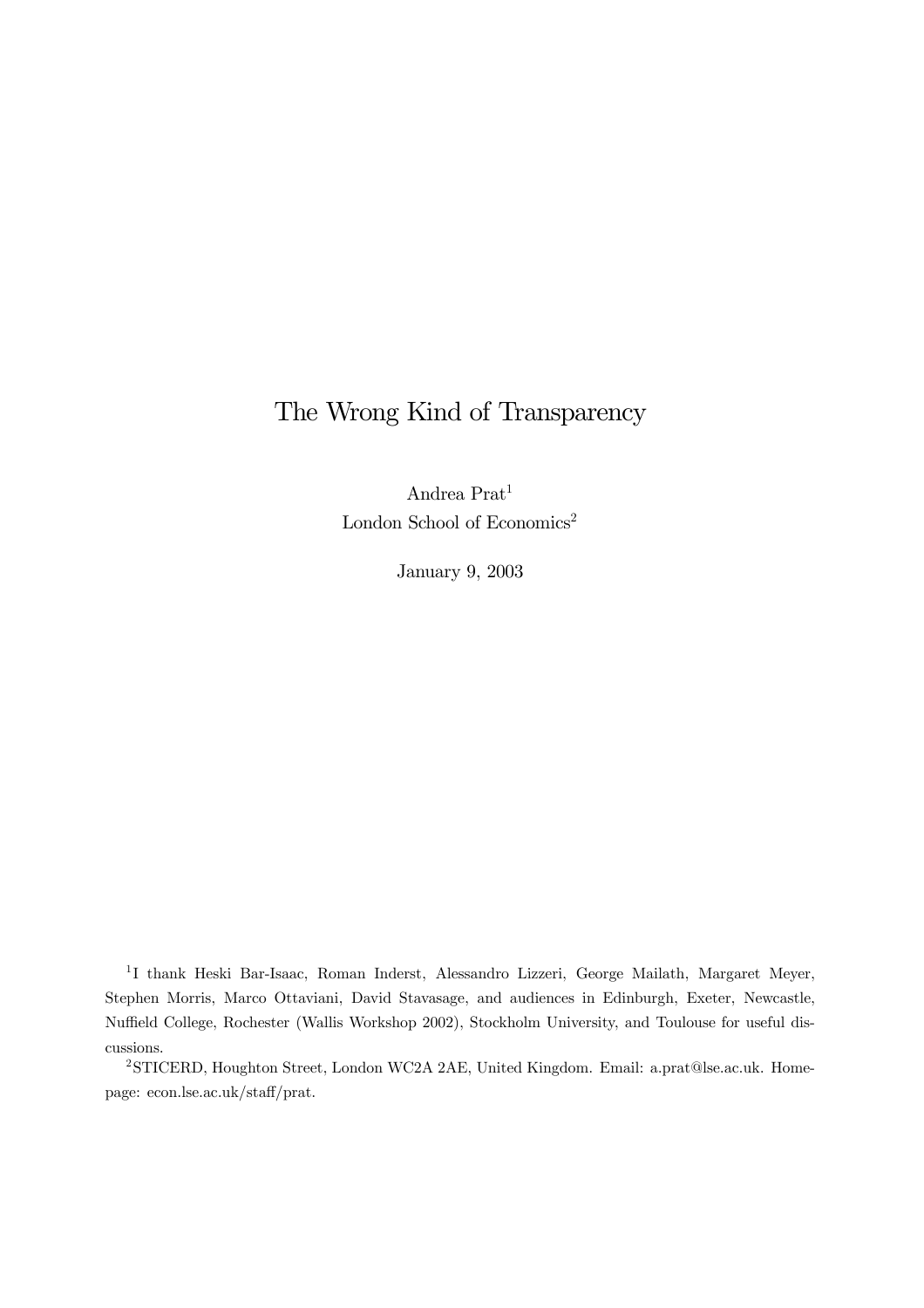# The Wrong Kind of Transparency

Andrea Prat[1]
London School of Economics[2]

January 9, 2003

[1] I thank Heski Bar-Isaac, Roman Inderst, Alessandro Lizzeri, George Mailath, Margaret Meyer, Stephen Morris, Marco Ottaviani, David Stavasage, and audiences in Edinburgh, Exeter, Newcastle, Nuffield College, Rochester (Wallis Workshop 2002), Stockholm University, and Toulouse for useful discussions.

[2] STICERD, Houghton Street, London WC2A 2AE, United Kingdom. Email: a.prat@lse.ac.uk. Homepage: econ.lse.ac.uk/staff/prat.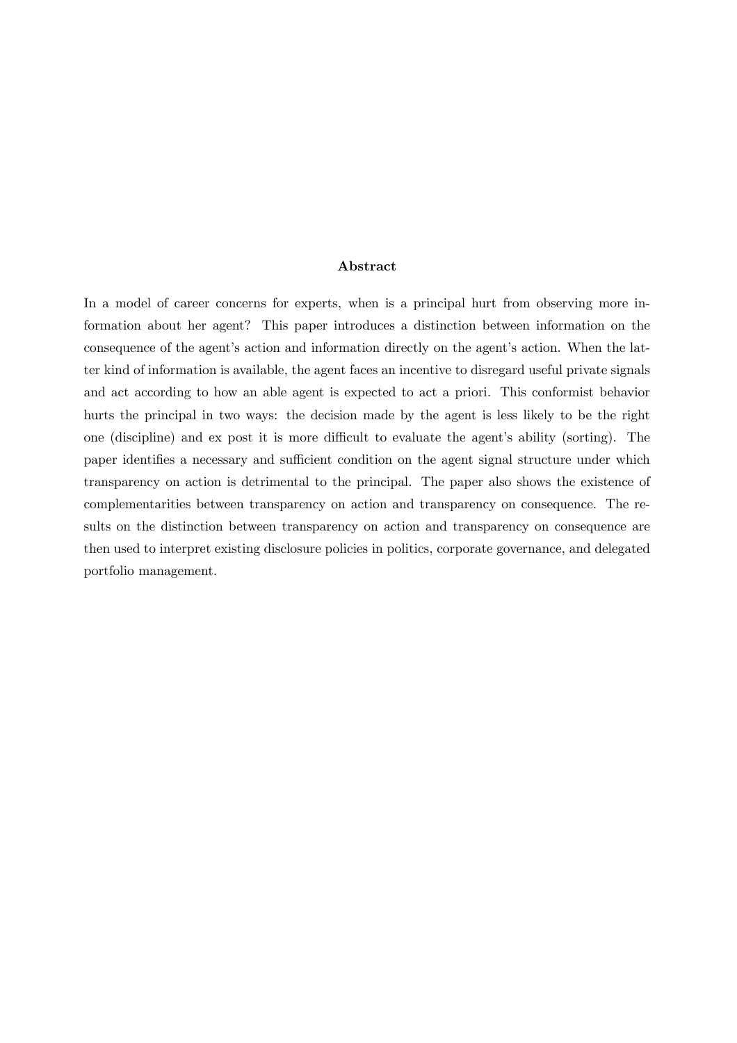### Abstract

In a model of career concerns for experts, when is a principal hurt from observing more information about her agent? This paper introduces a distinction between information on the consequence of the agent's action and information directly on the agent's action. When the latter kind of information is available, the agent faces an incentive to disregard useful private signals and act according to how an able agent is expected to act a priori. This conformist behavior hurts the principal in two ways: the decision made by the agent is less likely to be the right one (discipline) and ex post it is more difficult to evaluate the agent's ability (sorting). The paper identifies a necessary and sufficient condition on the agent signal structure under which transparency on action is detrimental to the principal. The paper also shows the existence of complementarities between transparency on action and transparency on consequence. The results on the distinction between transparency on action and transparency on consequence are then used to interpret existing disclosure policies in politics, corporate governance, and delegated portfolio management.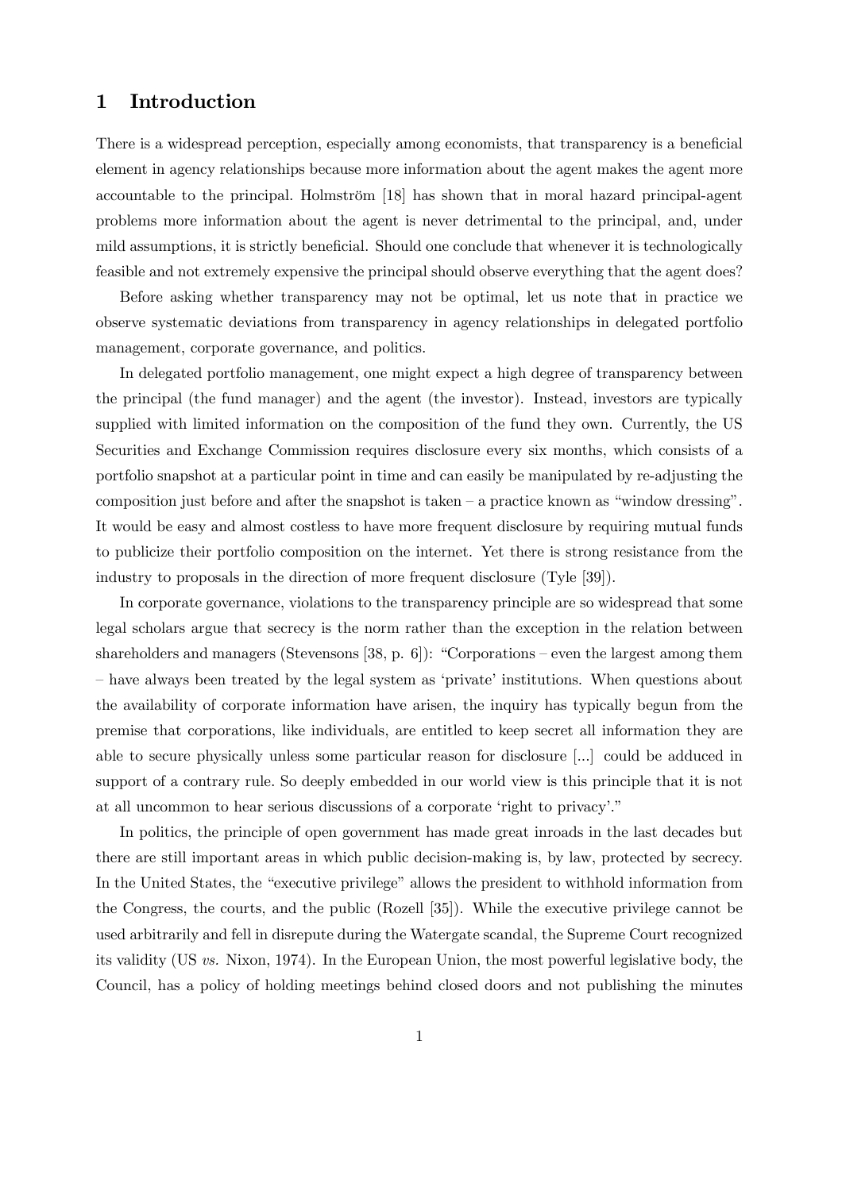# 1 Introduction

There is a widespread perception, especially among economists, that transparency is a beneficial element in agency relationships because more information about the agent makes the agent more accountable to the principal. Holmström [18] has shown that in moral hazard principal-agent problems more information about the agent is never detrimental to the principal, and, under mild assumptions, it is strictly beneficial. Should one conclude that whenever it is technologically feasible and not extremely expensive the principal should observe everything that the agent does?

Before asking whether transparency may not be optimal, let us note that in practice we observe systematic deviations from transparency in agency relationships in delegated portfolio management, corporate governance, and politics.

In delegated portfolio management, one might expect a high degree of transparency between the principal (the fund manager) and the agent (the investor). Instead, investors are typically supplied with limited information on the composition of the fund they own. Currently, the US Securities and Exchange Commission requires disclosure every six months, which consists of a portfolio snapshot at a particular point in time and can easily be manipulated by re-adjusting the composition just before and after the snapshot is taken – a practice known as "window dressing". It would be easy and almost costless to have more frequent disclosure by requiring mutual funds to publicize their portfolio composition on the internet. Yet there is strong resistance from the industry to proposals in the direction of more frequent disclosure (Tyle [39]).

In corporate governance, violations to the transparency principle are so widespread that some legal scholars argue that secrecy is the norm rather than the exception in the relation between shareholders and managers (Stevensons [38, p. 6]): "Corporations – even the largest among them – have always been treated by the legal system as 'private' institutions. When questions about the availability of corporate information have arisen, the inquiry has typically begun from the premise that corporations, like individuals, are entitled to keep secret all information they are able to secure physically unless some particular reason for disclosure [...] could be adduced in support of a contrary rule. So deeply embedded in our world view is this principle that it is not at all uncommon to hear serious discussions of a corporate 'right to privacy'."

In politics, the principle of open government has made great inroads in the last decades but there are still important areas in which public decision-making is, by law, protected by secrecy. In the United States, the "executive privilege" allows the president to withhold information from the Congress, the courts, and the public (Rozell [35]). While the executive privilege cannot be used arbitrarily and fell in disrepute during the Watergate scandal, the Supreme Court recognized its validity (US *vs.* Nixon, 1974). In the European Union, the most powerful legislative body, the Council, has a policy of holding meetings behind closed doors and not publishing the minutes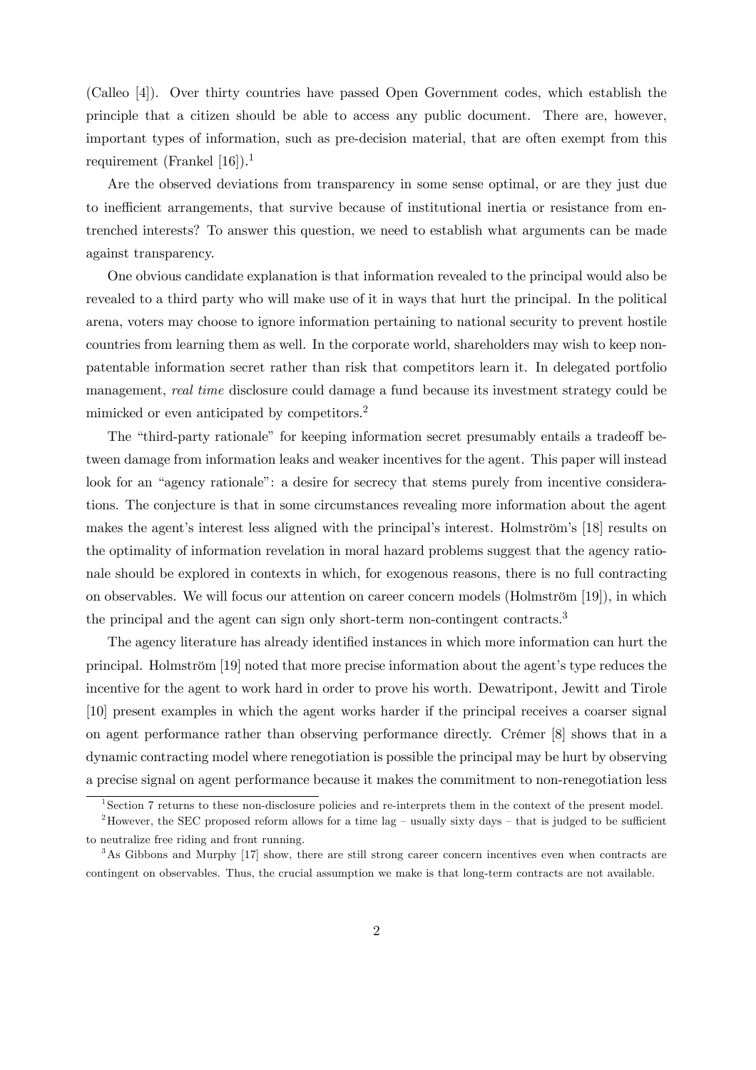(Calleo [4]). Over thirty countries have passed Open Government codes, which establish the principle that a citizen should be able to access any public document. There are, however, important types of information, such as pre-decision material, that are often exempt from this requirement (Frankel [16]).[1]

Are the observed deviations from transparency in some sense optimal, or are they just due to inefficient arrangements, that survive because of institutional inertia or resistance from entrenched interests? To answer this question, we need to establish what arguments can be made against transparency.

One obvious candidate explanation is that information revealed to the principal would also be revealed to a third party who will make use of it in ways that hurt the principal. In the political arena, voters may choose to ignore information pertaining to national security to prevent hostile countries from learning them as well. In the corporate world, shareholders may wish to keep non-patentable information secret rather than risk that competitors learn it. In delegated portfolio management, *real time* disclosure could damage a fund because its investment strategy could be mimicked or even anticipated by competitors.[2]

The "third-party rationale" for keeping information secret presumably entails a tradeoff between damage from information leaks and weaker incentives for the agent. This paper will instead look for an "agency rationale": a desire for secrecy that stems purely from incentive considerations. The conjecture is that in some circumstances revealing more information about the agent makes the agent's interest less aligned with the principal's interest. Holmström's [18] results on the optimality of information revelation in moral hazard problems suggest that the agency rationale should be explored in contexts in which, for exogenous reasons, there is no full contracting on observables. We will focus our attention on career concern models (Holmström [19]), in which the principal and the agent can sign only short-term non-contingent contracts.[3]

The agency literature has already identified instances in which more information can hurt the principal. Holmström [19] noted that more precise information about the agent's type reduces the incentive for the agent to work hard in order to prove his worth. Dewatripont, Jewitt and Tirole [10] present examples in which the agent works harder if the principal receives a coarser signal on agent performance rather than observing performance directly. Crémer [8] shows that in a dynamic contracting model where renegotiation is possible the principal may be hurt by observing a precise signal on agent performance because it makes the commitment to non-renegotiation less

[1] Section 7 returns to these non-disclosure policies and re-interprets them in the context of the present model.

[2] However, the SEC proposed reform allows for a time lag – usually sixty days – that is judged to be sufficient to neutralize free riding and front running.

[3] As Gibbons and Murphy [17] show, there are still strong career concern incentives even when contracts are contingent on observables. Thus, the crucial assumption we make is that long-term contracts are not available.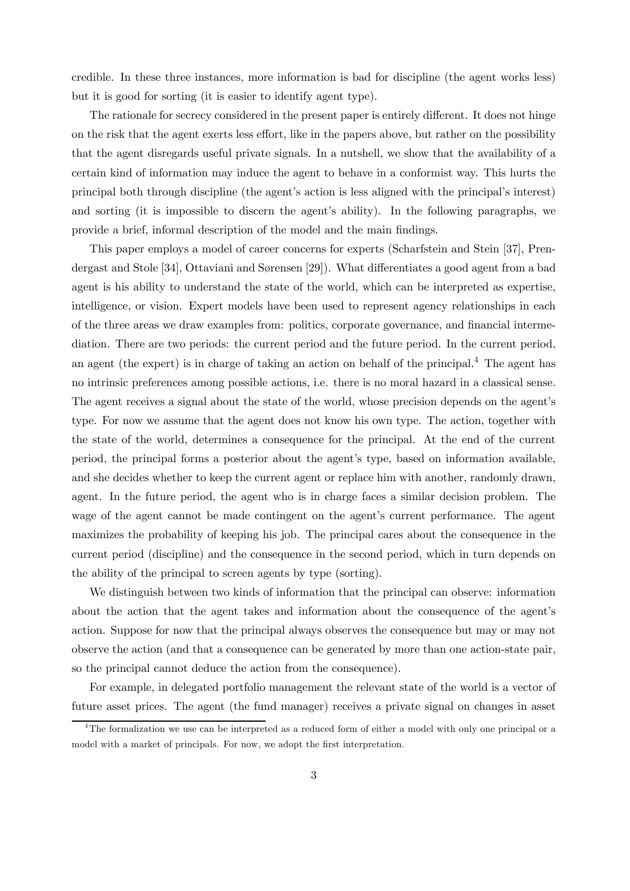credible. In these three instances, more information is bad for discipline (the agent works less) but it is good for sorting (it is easier to identify agent type).

The rationale for secrecy considered in the present paper is entirely different. It does not hinge on the risk that the agent exerts less effort, like in the papers above, but rather on the possibility that the agent disregards useful private signals. In a nutshell, we show that the availability of a certain kind of information may induce the agent to behave in a conformist way. This hurts the principal both through discipline (the agent's action is less aligned with the principal's interest) and sorting (it is impossible to discern the agent's ability). In the following paragraphs, we provide a brief, informal description of the model and the main findings.

This paper employs a model of career concerns for experts (Scharfstein and Stein [37], Prendergast and Stole [34], Ottaviani and Sørensen [29]). What differentiates a good agent from a bad agent is his ability to understand the state of the world, which can be interpreted as expertise, intelligence, or vision. Expert models have been used to represent agency relationships in each of the three areas we draw examples from: politics, corporate governance, and financial intermediation. There are two periods: the current period and the future period. In the current period, an agent (the expert) is in charge of taking an action on behalf of the principal.[4] The agent has no intrinsic preferences among possible actions, i.e. there is no moral hazard in a classical sense. The agent receives a signal about the state of the world, whose precision depends on the agent's type. For now we assume that the agent does not know his own type. The action, together with the state of the world, determines a consequence for the principal. At the end of the current period, the principal forms a posterior about the agent's type, based on information available, and she decides whether to keep the current agent or replace him with another, randomly drawn, agent. In the future period, the agent who is in charge faces a similar decision problem. The wage of the agent cannot be made contingent on the agent's current performance. The agent maximizes the probability of keeping his job. The principal cares about the consequence in the current period (discipline) and the consequence in the second period, which in turn depends on the ability of the principal to screen agents by type (sorting).

We distinguish between two kinds of information that the principal can observe: information about the action that the agent takes and information about the consequence of the agent's action. Suppose for now that the principal always observes the consequence but may or may not observe the action (and that a consequence can be generated by more than one action-state pair, so the principal cannot deduce the action from the consequence).

For example, in delegated portfolio management the relevant state of the world is a vector of future asset prices. The agent (the fund manager) receives a private signal on changes in asset

[4] The formalization we use can be interpreted as a reduced form of either a model with only one principal or a model with a market of principals. For now, we adopt the first interpretation.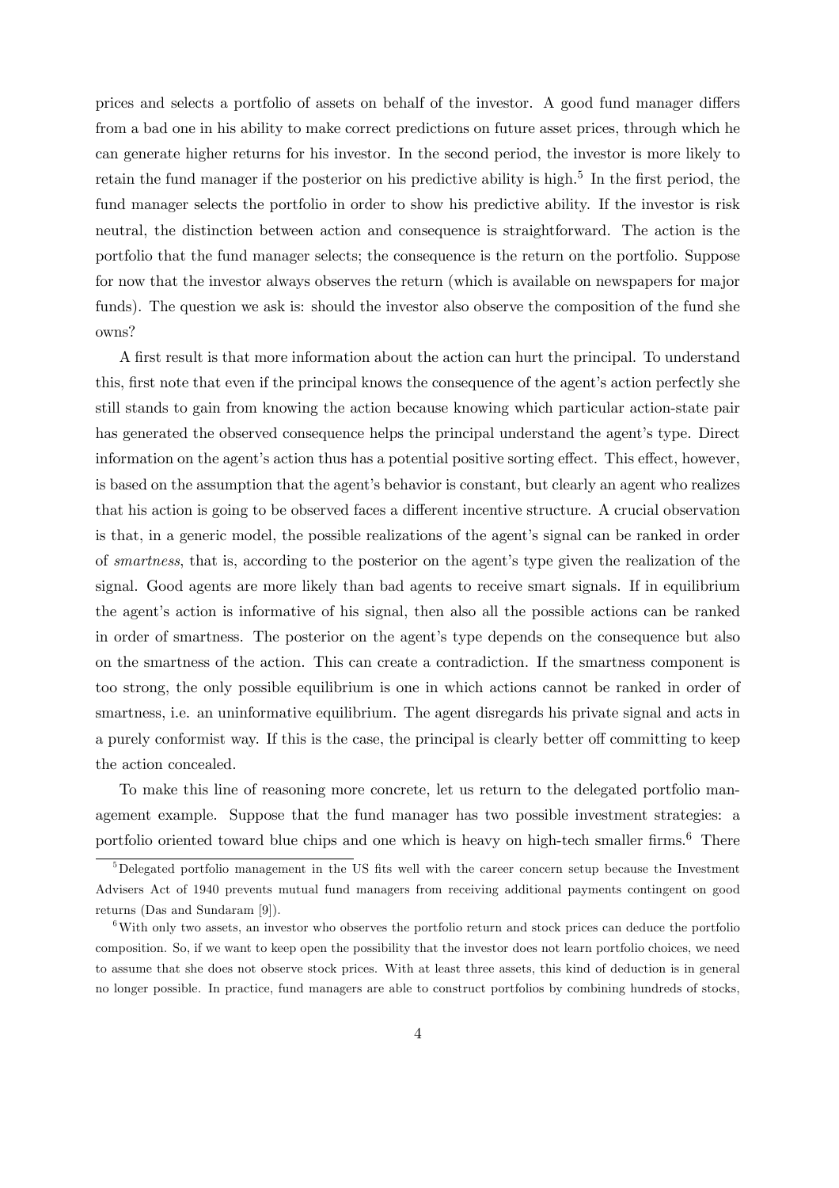prices and selects a portfolio of assets on behalf of the investor. A good fund manager differs from a bad one in his ability to make correct predictions on future asset prices, through which he can generate higher returns for his investor. In the second period, the investor is more likely to retain the fund manager if the posterior on his predictive ability is high.[5] In the first period, the fund manager selects the portfolio in order to show his predictive ability. If the investor is risk neutral, the distinction between action and consequence is straightforward. The action is the portfolio that the fund manager selects; the consequence is the return on the portfolio. Suppose for now that the investor always observes the return (which is available on newspapers for major funds). The question we ask is: should the investor also observe the composition of the fund she owns?

A first result is that more information about the action can hurt the principal. To understand this, first note that even if the principal knows the consequence of the agent's action perfectly she still stands to gain from knowing the action because knowing which particular action-state pair has generated the observed consequence helps the principal understand the agent's type. Direct information on the agent's action thus has a potential positive sorting effect. This effect, however, is based on the assumption that the agent's behavior is constant, but clearly an agent who realizes that his action is going to be observed faces a different incentive structure. A crucial observation is that, in a generic model, the possible realizations of the agent's signal can be ranked in order of *smartness*, that is, according to the posterior on the agent's type given the realization of the signal. Good agents are more likely than bad agents to receive smart signals. If in equilibrium the agent's action is informative of his signal, then also all the possible actions can be ranked in order of smartness. The posterior on the agent's type depends on the consequence but also on the smartness of the action. This can create a contradiction. If the smartness component is too strong, the only possible equilibrium is one in which actions cannot be ranked in order of smartness, i.e. an uninformative equilibrium. The agent disregards his private signal and acts in a purely conformist way. If this is the case, the principal is clearly better off committing to keep the action concealed.

To make this line of reasoning more concrete, let us return to the delegated portfolio management example. Suppose that the fund manager has two possible investment strategies: a portfolio oriented toward blue chips and one which is heavy on high-tech smaller firms.[6] There

[5] Delegated portfolio management in the US fits well with the career concern setup because the Investment Advisers Act of 1940 prevents mutual fund managers from receiving additional payments contingent on good returns (Das and Sundaram [9]).

[6] With only two assets, an investor who observes the portfolio return and stock prices can deduce the portfolio composition. So, if we want to keep open the possibility that the investor does not learn portfolio choices, we need to assume that she does not observe stock prices. With at least three assets, this kind of deduction is in general no longer possible. In practice, fund managers are able to construct portfolios by combining hundreds of stocks,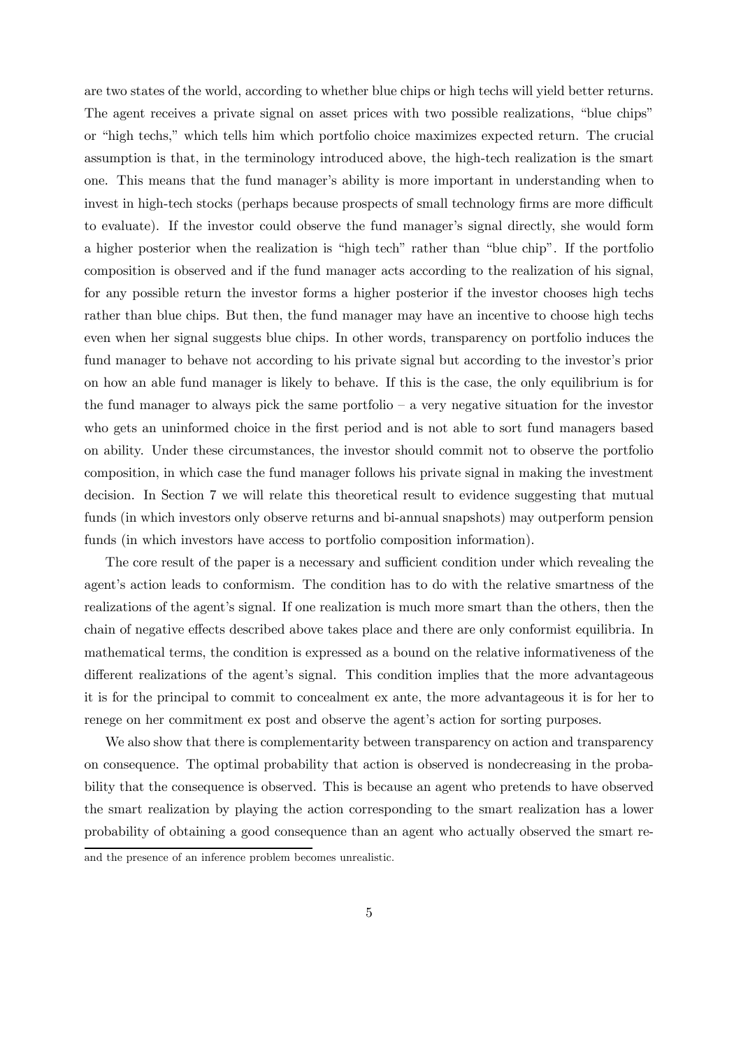are two states of the world, according to whether blue chips or high techs will yield better returns. The agent receives a private signal on asset prices with two possible realizations, "blue chips" or "high techs," which tells him which portfolio choice maximizes expected return. The crucial assumption is that, in the terminology introduced above, the high-tech realization is the smart one. This means that the fund manager's ability is more important in understanding when to invest in high-tech stocks (perhaps because prospects of small technology firms are more difficult to evaluate). If the investor could observe the fund manager's signal directly, she would form a higher posterior when the realization is "high tech" rather than "blue chip". If the portfolio composition is observed and if the fund manager acts according to the realization of his signal, for any possible return the investor forms a higher posterior if the investor chooses high techs rather than blue chips. But then, the fund manager may have an incentive to choose high techs even when her signal suggests blue chips. In other words, transparency on portfolio induces the fund manager to behave not according to his private signal but according to the investor's prior on how an able fund manager is likely to behave. If this is the case, the only equilibrium is for the fund manager to always pick the same portfolio – a very negative situation for the investor who gets an uninformed choice in the first period and is not able to sort fund managers based on ability. Under these circumstances, the investor should commit not to observe the portfolio composition, in which case the fund manager follows his private signal in making the investment decision. In Section 7 we will relate this theoretical result to evidence suggesting that mutual funds (in which investors only observe returns and bi-annual snapshots) may outperform pension funds (in which investors have access to portfolio composition information).

The core result of the paper is a necessary and sufficient condition under which revealing the agent's action leads to conformism. The condition has to do with the relative smartness of the realizations of the agent's signal. If one realization is much more smart than the others, then the chain of negative effects described above takes place and there are only conformist equilibria. In mathematical terms, the condition is expressed as a bound on the relative informativeness of the different realizations of the agent's signal. This condition implies that the more advantageous it is for the principal to commit to concealment ex ante, the more advantageous it is for her to renege on her commitment ex post and observe the agent's action for sorting purposes.

We also show that there is complementarity between transparency on action and transparency on consequence. The optimal probability that action is observed is nondecreasing in the probability that the consequence is observed. This is because an agent who pretends to have observed the smart realization by playing the action corresponding to the smart realization has a lower probability of obtaining a good consequence than an agent who actually observed the smart re-

and the presence of an inference problem becomes unrealistic.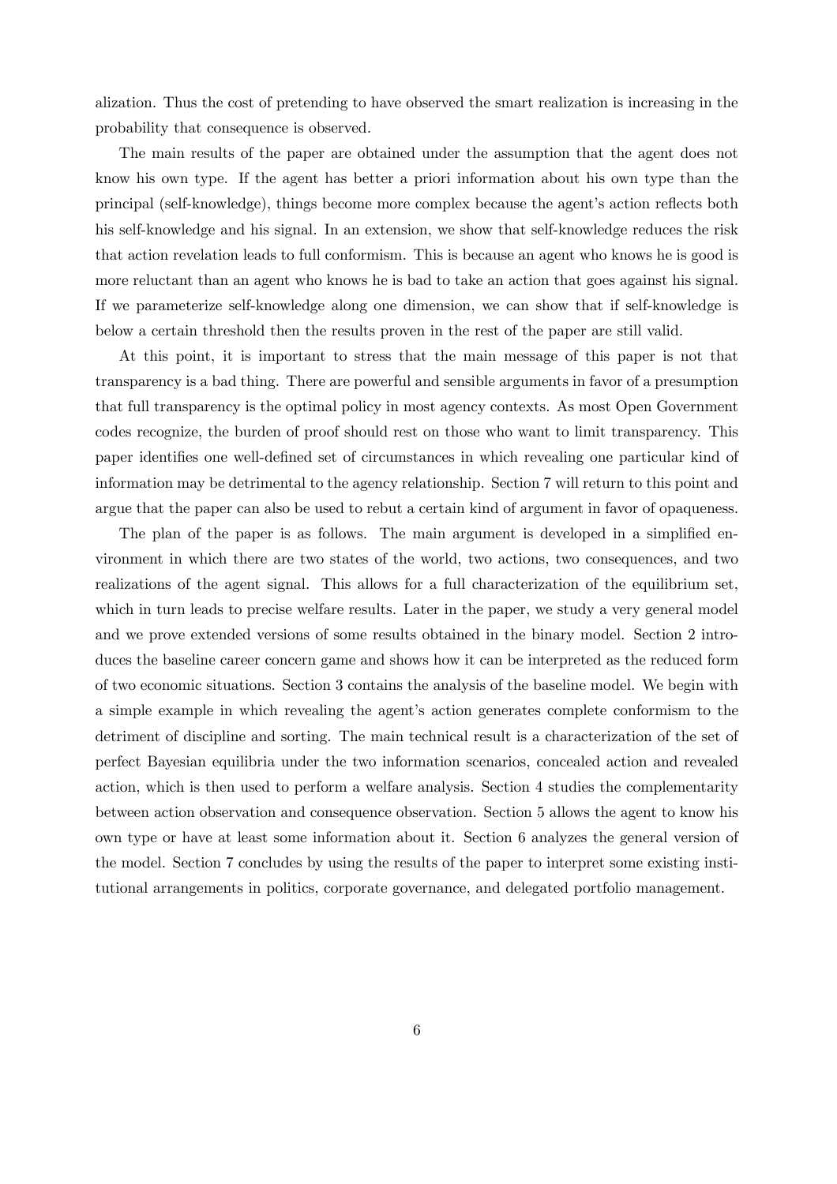alization. Thus the cost of pretending to have observed the smart realization is increasing in the probability that consequence is observed.

The main results of the paper are obtained under the assumption that the agent does not know his own type. If the agent has better a priori information about his own type than the principal (self-knowledge), things become more complex because the agent's action reflects both his self-knowledge and his signal. In an extension, we show that self-knowledge reduces the risk that action revelation leads to full conformism. This is because an agent who knows he is good is more reluctant than an agent who knows he is bad to take an action that goes against his signal. If we parameterize self-knowledge along one dimension, we can show that if self-knowledge is below a certain threshold then the results proven in the rest of the paper are still valid.

At this point, it is important to stress that the main message of this paper is not that transparency is a bad thing. There are powerful and sensible arguments in favor of a presumption that full transparency is the optimal policy in most agency contexts. As most Open Government codes recognize, the burden of proof should rest on those who want to limit transparency. This paper identifies one well-defined set of circumstances in which revealing one particular kind of information may be detrimental to the agency relationship. Section 7 will return to this point and argue that the paper can also be used to rebut a certain kind of argument in favor of opaqueness.

The plan of the paper is as follows. The main argument is developed in a simplified environment in which there are two states of the world, two actions, two consequences, and two realizations of the agent signal. This allows for a full characterization of the equilibrium set, which in turn leads to precise welfare results. Later in the paper, we study a very general model and we prove extended versions of some results obtained in the binary model. Section 2 introduces the baseline career concern game and shows how it can be interpreted as the reduced form of two economic situations. Section 3 contains the analysis of the baseline model. We begin with a simple example in which revealing the agent's action generates complete conformism to the detriment of discipline and sorting. The main technical result is a characterization of the set of perfect Bayesian equilibria under the two information scenarios, concealed action and revealed action, which is then used to perform a welfare analysis. Section 4 studies the complementarity between action observation and consequence observation. Section 5 allows the agent to know his own type or have at least some information about it. Section 6 analyzes the general version of the model. Section 7 concludes by using the results of the paper to interpret some existing institutional arrangements in politics, corporate governance, and delegated portfolio management.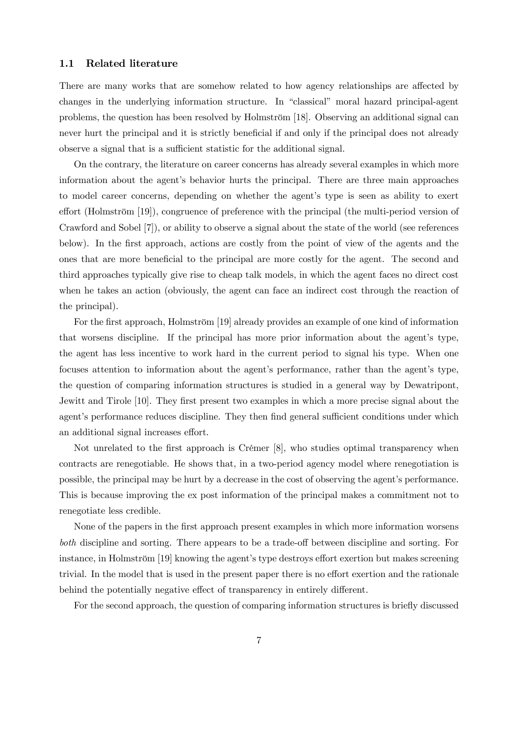### 1.1 Related literature

There are many works that are somehow related to how agency relationships are affected by changes in the underlying information structure. In "classical" moral hazard principal-agent problems, the question has been resolved by Holmström [18]. Observing an additional signal can never hurt the principal and it is strictly beneficial if and only if the principal does not already observe a signal that is a sufficient statistic for the additional signal.

On the contrary, the literature on career concerns has already several examples in which more information about the agent's behavior hurts the principal. There are three main approaches to model career concerns, depending on whether the agent's type is seen as ability to exert effort (Holmström [19]), congruence of preference with the principal (the multi-period version of Crawford and Sobel [7]), or ability to observe a signal about the state of the world (see references below). In the first approach, actions are costly from the point of view of the agents and the ones that are more beneficial to the principal are more costly for the agent. The second and third approaches typically give rise to cheap talk models, in which the agent faces no direct cost when he takes an action (obviously, the agent can face an indirect cost through the reaction of the principal).

For the first approach, Holmström [19] already provides an example of one kind of information that worsens discipline. If the principal has more prior information about the agent's type, the agent has less incentive to work hard in the current period to signal his type. When one focuses attention to information about the agent's performance, rather than the agent's type, the question of comparing information structures is studied in a general way by Dewatripont, Jewitt and Tirole [10]. They first present two examples in which a more precise signal about the agent's performance reduces discipline. They then find general sufficient conditions under which an additional signal increases effort.

Not unrelated to the first approach is Crémer [8], who studies optimal transparency when contracts are renegotiable. He shows that, in a two-period agency model where renegotiation is possible, the principal may be hurt by a decrease in the cost of observing the agent's performance. This is because improving the ex post information of the principal makes a commitment not to renegotiate less credible.

None of the papers in the first approach present examples in which more information worsens *both* discipline and sorting. There appears to be a trade-off between discipline and sorting. For instance, in Holmström [19] knowing the agent's type destroys effort exertion but makes screening trivial. In the model that is used in the present paper there is no effort exertion and the rationale behind the potentially negative effect of transparency in entirely different.

For the second approach, the question of comparing information structures is briefly discussed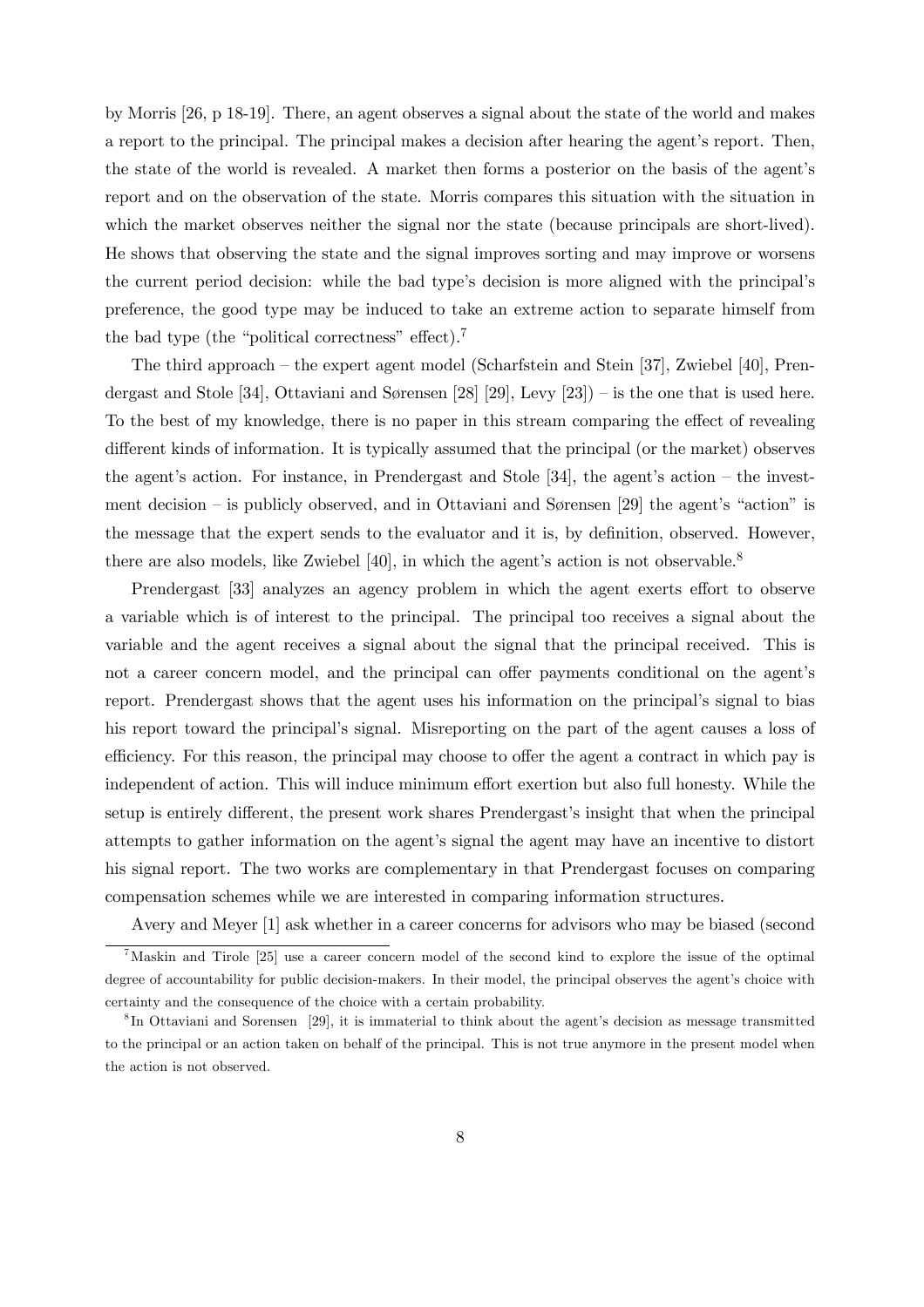by Morris [26, p 18-19]. There, an agent observes a signal about the state of the world and makes a report to the principal. The principal makes a decision after hearing the agent's report. Then, the state of the world is revealed. A market then forms a posterior on the basis of the agent's report and on the observation of the state. Morris compares this situation with the situation in which the market observes neither the signal nor the state (because principals are short-lived). He shows that observing the state and the signal improves sorting and may improve or worsens the current period decision: while the bad type's decision is more aligned with the principal's preference, the good type may be induced to take an extreme action to separate himself from the bad type (the "political correctness" effect).[7]

The third approach – the expert agent model (Scharfstein and Stein [37], Zwiebel [40], Prendergast and Stole [34], Ottaviani and Sørensen [28] [29], Levy [23]) – is the one that is used here. To the best of my knowledge, there is no paper in this stream comparing the effect of revealing different kinds of information. It is typically assumed that the principal (or the market) observes the agent's action. For instance, in Prendergast and Stole [34], the agent's action – the investment decision – is publicly observed, and in Ottaviani and Sørensen [29] the agent's "action" is the message that the expert sends to the evaluator and it is, by definition, observed. However, there are also models, like Zwiebel [40], in which the agent's action is not observable.[8]

Prendergast [33] analyzes an agency problem in which the agent exerts effort to observe a variable which is of interest to the principal. The principal too receives a signal about the variable and the agent receives a signal about the signal that the principal received. This is not a career concern model, and the principal can offer payments conditional on the agent's report. Prendergast shows that the agent uses his information on the principal's signal to bias his report toward the principal's signal. Misreporting on the part of the agent causes a loss of efficiency. For this reason, the principal may choose to offer the agent a contract in which pay is independent of action. This will induce minimum effort exertion but also full honesty. While the setup is entirely different, the present work shares Prendergast's insight that when the principal attempts to gather information on the agent's signal the agent may have an incentive to distort his signal report. The two works are complementary in that Prendergast focuses on comparing compensation schemes while we are interested in comparing information structures.

Avery and Meyer [1] ask whether in a career concerns for advisors who may be biased (second

[7] Maskin and Tirole [25] use a career concern model of the second kind to explore the issue of the optimal degree of accountability for public decision-makers. In their model, the principal observes the agent's choice with certainty and the consequence of the choice with a certain probability.

[8] In Ottaviani and Sorensen [29], it is immaterial to think about the agent's decision as message transmitted to the principal or an action taken on behalf of the principal. This is not true anymore in the present model when the action is not observed.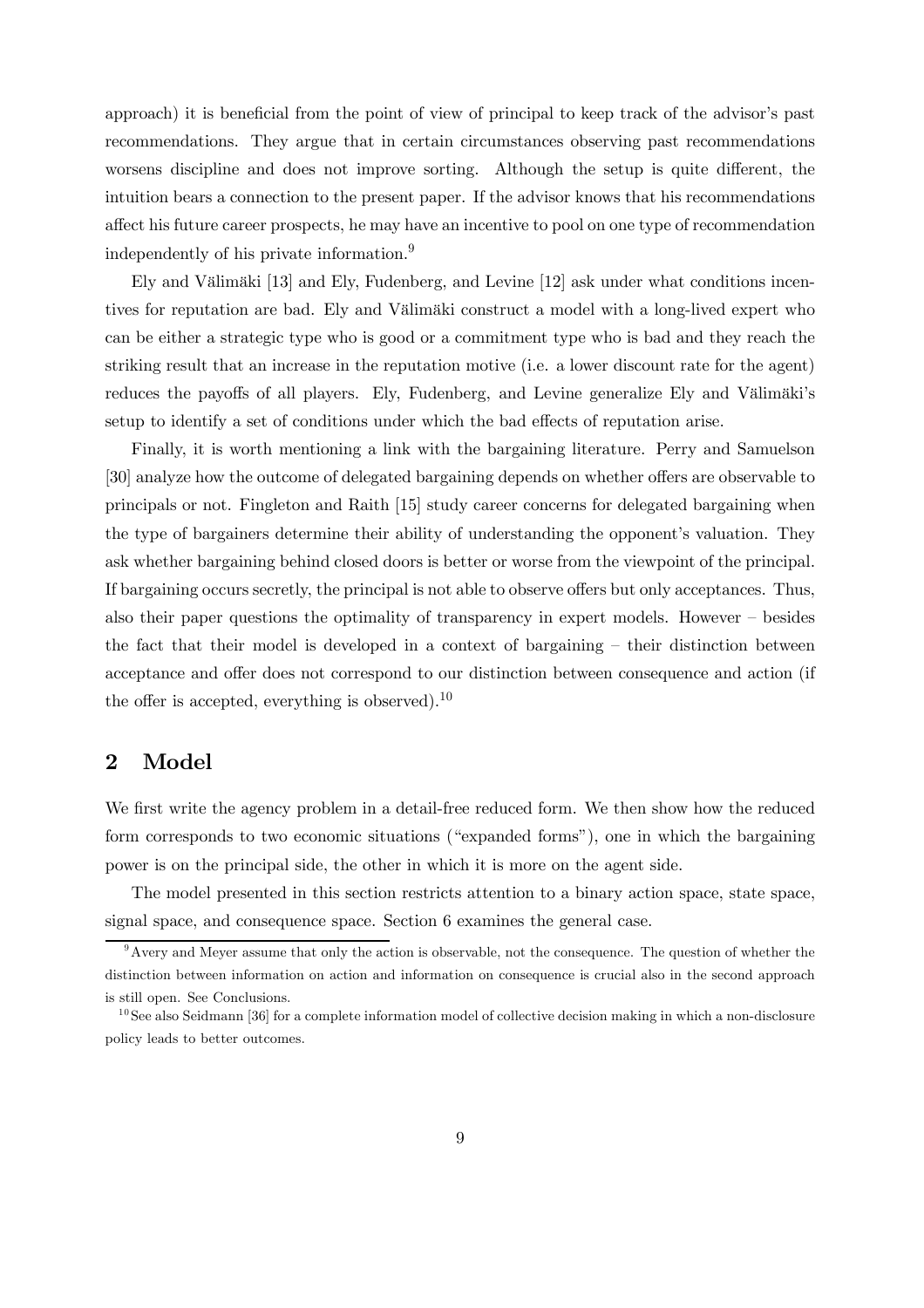approach) it is beneficial from the point of view of principal to keep track of the advisor's past recommendations. They argue that in certain circumstances observing past recommendations worsens discipline and does not improve sorting. Although the setup is quite different, the intuition bears a connection to the present paper. If the advisor knows that his recommendations affect his future career prospects, he may have an incentive to pool on one type of recommendation independently of his private information.[9]

Ely and Välimäki [13] and Ely, Fudenberg, and Levine [12] ask under what conditions incentives for reputation are bad. Ely and Välimäki construct a model with a long-lived expert who can be either a strategic type who is good or a commitment type who is bad and they reach the striking result that an increase in the reputation motive (i.e. a lower discount rate for the agent) reduces the payoffs of all players. Ely, Fudenberg, and Levine generalize Ely and Välimäki's setup to identify a set of conditions under which the bad effects of reputation arise.

Finally, it is worth mentioning a link with the bargaining literature. Perry and Samuelson [30] analyze how the outcome of delegated bargaining depends on whether offers are observable to principals or not. Fingleton and Raith [15] study career concerns for delegated bargaining when the type of bargainers determine their ability of understanding the opponent's valuation. They ask whether bargaining behind closed doors is better or worse from the viewpoint of the principal. If bargaining occurs secretly, the principal is not able to observe offers but only acceptances. Thus, also their paper questions the optimality of transparency in expert models. However – besides the fact that their model is developed in a context of bargaining – their distinction between acceptance and offer does not correspond to our distinction between consequence and action (if the offer is accepted, everything is observed).[10]

## 2 Model

We first write the agency problem in a detail-free reduced form. We then show how the reduced form corresponds to two economic situations ("expanded forms"), one in which the bargaining power is on the principal side, the other in which it is more on the agent side.

The model presented in this section restricts attention to a binary action space, state space, signal space, and consequence space. Section 6 examines the general case.

[9] Avery and Meyer assume that only the action is observable, not the consequence. The question of whether the distinction between information on action and information on consequence is crucial also in the second approach is still open. See Conclusions.

[10] See also Seidmann [36] for a complete information model of collective decision making in which a non-disclosure policy leads to better outcomes.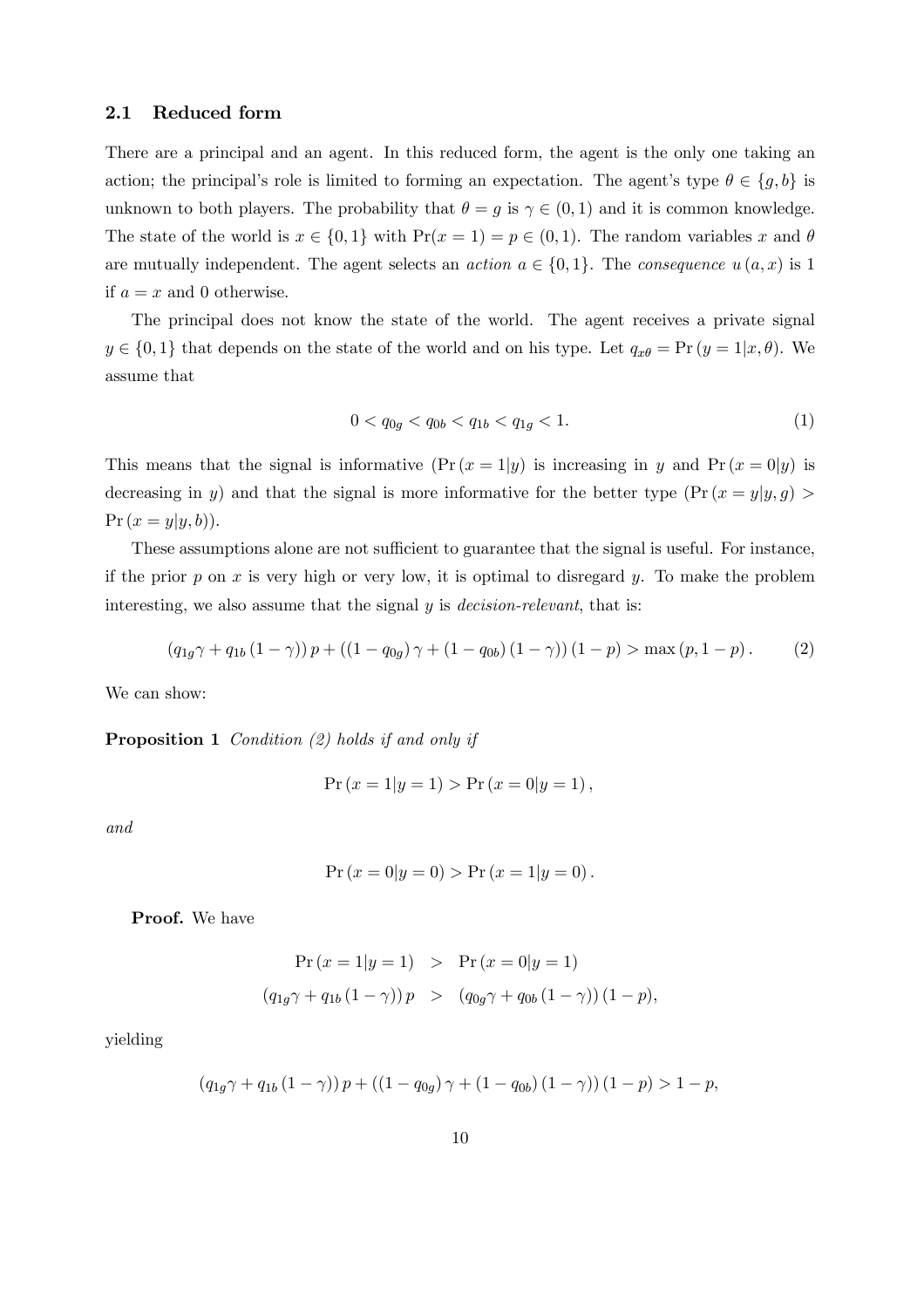### 2.1 Reduced form

There are a principal and an agent. In this reduced form, the agent is the only one taking an action; the principal's role is limited to forming an expectation. The agent's type $\theta \in \{g, b\}$ is unknown to both players. The probability that $\theta = g$ is $\gamma \in (0, 1)$ and it is common knowledge. The state of the world is $x \in \{0, 1\}$ with $\Pr(x = 1) = p \in (0, 1)$. The random variables $x$ and $\theta$ are mutually independent. The agent selects an *action* $a \in \{0, 1\}$. The *consequence* $u(a, x)$ is 1 if $a = x$ and 0 otherwise.

The principal does not know the state of the world. The agent receives a private signal $y \in \{0, 1\}$ that depends on the state of the world and on his type. Let $q_{x\theta} = \Pr(y = 1|x, \theta)$. We assume that

$$0 < q_{0g} < q_{0b} < q_{1b} < q_{1g} < 1. \tag{1}$$

This means that the signal is informative ($\Pr(x = 1|y)$ is increasing in $y$ and $\Pr(x = 0|y)$ is decreasing in $y$) and that the signal is more informative for the better type ($\Pr(x = y|y, g) > \Pr(x = y|y, b)$).

These assumptions alone are not sufficient to guarantee that the signal is useful. For instance, if the prior $p$ on $x$ is very high or very low, it is optimal to disregard $y$. To make the problem interesting, we also assume that the signal $y$ is *decision-relevant*, that is:

$$(q_{1g}\gamma + q_{1b}(1 - \gamma))\, p + ((1 - q_{0g})\gamma + (1 - q_{0b})(1 - \gamma))(1 - p) > \max(p, 1 - p). \tag{2}$$

We can show:

**Proposition 1** *Condition (2) holds if and only if*

$$\Pr(x = 1|y = 1) > \Pr(x = 0|y = 1),$$

*and*

$$\Pr(x = 0|y = 0) > \Pr(x = 1|y = 0).$$

**Proof.** We have

$$\begin{aligned} \Pr(x = 1|y = 1) &> \Pr(x = 0|y = 1) \\ (q_{1g}\gamma + q_{1b}(1 - \gamma))\, p &> (q_{0g}\gamma + q_{0b}(1 - \gamma))(1 - p), \end{aligned}$$

yielding

$$(q_{1g}\gamma + q_{1b}(1 - \gamma))\, p + ((1 - q_{0g})\gamma + (1 - q_{0b})(1 - \gamma))(1 - p) > 1 - p,$$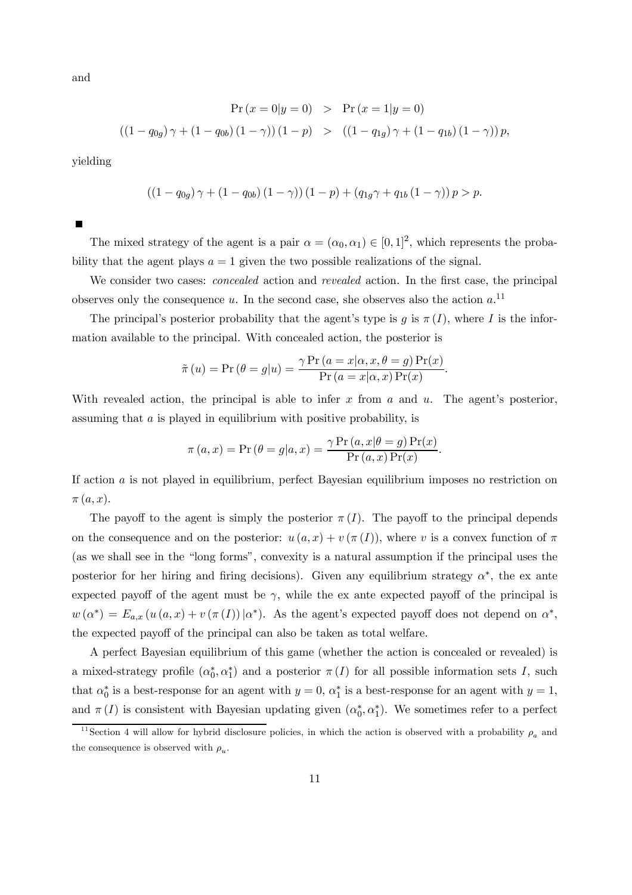and

$$\Pr(x=0|y=0) > \Pr(x=1|y=0)$$
$$((1-q_{0g})\gamma + (1-q_{0b})(1-\gamma))(1-p) > ((1-q_{1g})\gamma + (1-q_{1b})(1-\gamma))p,$$

yielding

$$((1-q_{0g})\gamma + (1-q_{0b})(1-\gamma))(1-p) + (q_{1g}\gamma + q_{1b}(1-\gamma))p > p.$$

■

The mixed strategy of the agent is a pair $\alpha = (\alpha_0, \alpha_1) \in [0,1]^2$, which represents the probability that the agent plays $a = 1$ given the two possible realizations of the signal.

We consider two cases: *concealed* action and *revealed* action. In the first case, the principal observes only the consequence $u$. In the second case, she observes also the action $a$.[11]

The principal's posterior probability that the agent's type is $g$ is $\pi(I)$, where $I$ is the information available to the principal. With concealed action, the posterior is

$$\tilde{\pi}(u) = \Pr(\theta = g|u) = \frac{\gamma \Pr(a = x|\alpha, x, \theta = g)\Pr(x)}{\Pr(a = x|\alpha, x)\Pr(x)}.$$

With revealed action, the principal is able to infer $x$ from $a$ and $u$. The agent's posterior, assuming that $a$ is played in equilibrium with positive probability, is

$$\pi(a, x) = \Pr(\theta = g|a, x) = \frac{\gamma \Pr(a, x|\theta = g)\Pr(x)}{\Pr(a, x)\Pr(x)}.$$

If action $a$ is not played in equilibrium, perfect Bayesian equilibrium imposes no restriction on $\pi(a, x)$.

The payoff to the agent is simply the posterior $\pi(I)$. The payoff to the principal depends on the consequence and on the posterior: $u(a, x) + v(\pi(I))$, where $v$ is a convex function of $\pi$ (as we shall see in the "long forms", convexity is a natural assumption if the principal uses the posterior for her hiring and firing decisions). Given any equilibrium strategy $\alpha^*$, the ex ante expected payoff of the agent must be $\gamma$, while the ex ante expected payoff of the principal is $w(\alpha^*) = E_{a,x}(u(a, x) + v(\pi(I))|\alpha^*)$. As the agent's expected payoff does not depend on $\alpha^*$, the expected payoff of the principal can also be taken as total welfare.

A perfect Bayesian equilibrium of this game (whether the action is concealed or revealed) is a mixed-strategy profile $(\alpha_0^*, \alpha_1^*)$ and a posterior $\pi(I)$ for all possible information sets $I$, such that $\alpha_0^*$ is a best-response for an agent with $y = 0$, $\alpha_1^*$ is a best-response for an agent with $y = 1$, and $\pi(I)$ is consistent with Bayesian updating given $(\alpha_0^*, \alpha_1^*)$. We sometimes refer to a perfect

[11] Section 4 will allow for hybrid disclosure policies, in which the action is observed with a probability $\rho_a$ and the consequence is observed with $\rho_u$.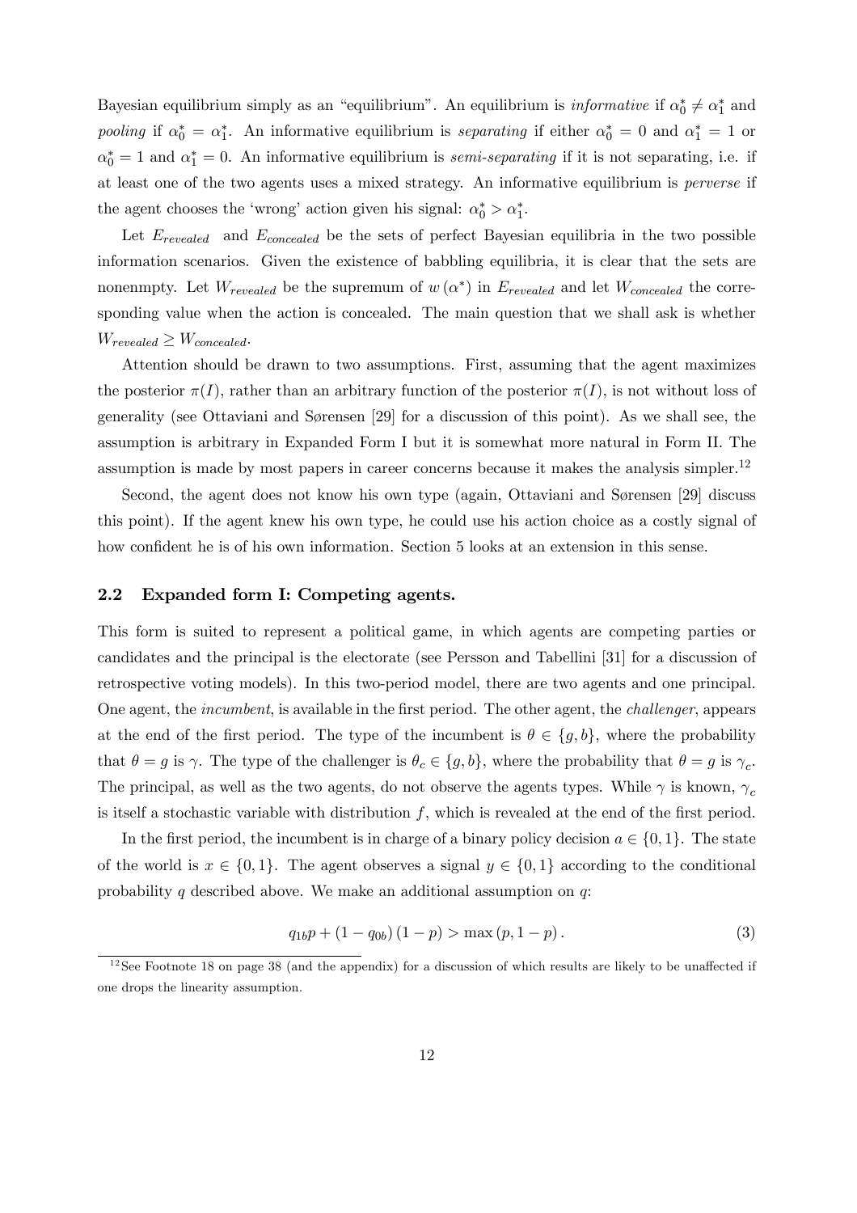Bayesian equilibrium simply as an "equilibrium". An equilibrium is *informative* if $\alpha_0^* \neq \alpha_1^*$ and *pooling* if $\alpha_0^* = \alpha_1^*$. An informative equilibrium is *separating* if either $\alpha_0^* = 0$ and $\alpha_1^* = 1$ or $\alpha_0^* = 1$ and $\alpha_1^* = 0$. An informative equilibrium is *semi-separating* if it is not separating, i.e. if at least one of the two agents uses a mixed strategy. An informative equilibrium is *perverse* if the agent chooses the 'wrong' action given his signal: $\alpha_0^* > \alpha_1^*$.

Let $E_{revealed}$ and $E_{concealed}$ be the sets of perfect Bayesian equilibria in the two possible information scenarios. Given the existence of babbling equilibria, it is clear that the sets are nonenmpty. Let $W_{revealed}$ be the supremum of $w(\alpha^*)$ in $E_{revealed}$ and let $W_{concealed}$ the corresponding value when the action is concealed. The main question that we shall ask is whether $W_{revealed} \geq W_{concealed}$.

Attention should be drawn to two assumptions. First, assuming that the agent maximizes the posterior $\pi(I)$, rather than an arbitrary function of the posterior $\pi(I)$, is not without loss of generality (see Ottaviani and Sørensen [29] for a discussion of this point). As we shall see, the assumption is arbitrary in Expanded Form I but it is somewhat more natural in Form II. The assumption is made by most papers in career concerns because it makes the analysis simpler.[12]

Second, the agent does not know his own type (again, Ottaviani and Sørensen [29] discuss this point). If the agent knew his own type, he could use his action choice as a costly signal of how confident he is of his own information. Section 5 looks at an extension in this sense.

## 2.2 Expanded form I: Competing agents.

This form is suited to represent a political game, in which agents are competing parties or candidates and the principal is the electorate (see Persson and Tabellini [31] for a discussion of retrospective voting models). In this two-period model, there are two agents and one principal. One agent, the *incumbent*, is available in the first period. The other agent, the *challenger*, appears at the end of the first period. The type of the incumbent is $\theta \in \{g, b\}$, where the probability that $\theta = g$ is $\gamma$. The type of the challenger is $\theta_c \in \{g, b\}$, where the probability that $\theta = g$ is $\gamma_c$. The principal, as well as the two agents, do not observe the agents types. While $\gamma$ is known, $\gamma_c$ is itself a stochastic variable with distribution $f$, which is revealed at the end of the first period.

In the first period, the incumbent is in charge of a binary policy decision $a \in \{0, 1\}$. The state of the world is $x \in \{0, 1\}$. The agent observes a signal $y \in \{0, 1\}$ according to the conditional probability $q$ described above. We make an additional assumption on $q$:

$$q_{1b}p + (1 - q_{0b})(1 - p) > \max(p, 1 - p). \tag{3}$$

[12] See Footnote 18 on page 38 (and the appendix) for a discussion of which results are likely to be unaffected if one drops the linearity assumption.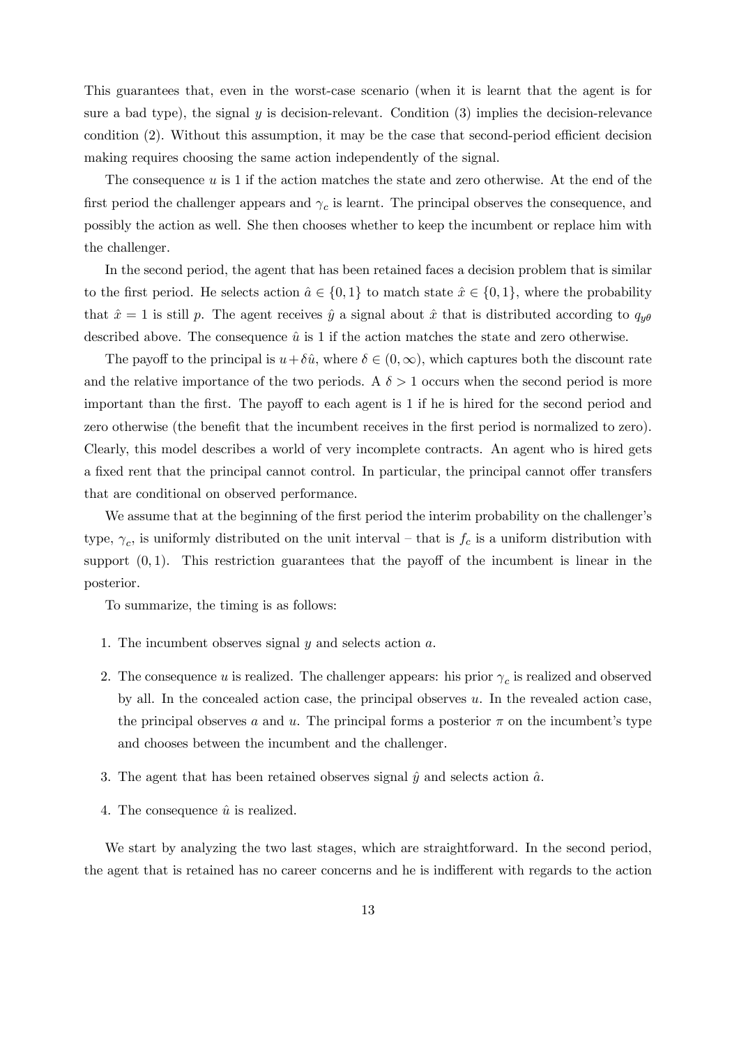This guarantees that, even in the worst-case scenario (when it is learnt that the agent is for sure a bad type), the signal $y$ is decision-relevant. Condition (3) implies the decision-relevance condition (2). Without this assumption, it may be the case that second-period efficient decision making requires choosing the same action independently of the signal.

The consequence $u$ is 1 if the action matches the state and zero otherwise. At the end of the first period the challenger appears and $\gamma_c$ is learnt. The principal observes the consequence, and possibly the action as well. She then chooses whether to keep the incumbent or replace him with the challenger.

In the second period, the agent that has been retained faces a decision problem that is similar to the first period. He selects action $\hat{a} \in \{0, 1\}$ to match state $\hat{x} \in \{0, 1\}$, where the probability that $\hat{x} = 1$ is still $p$. The agent receives $\hat{y}$ a signal about $\hat{x}$ that is distributed according to $q_{y\theta}$ described above. The consequence $\hat{u}$ is 1 if the action matches the state and zero otherwise.

The payoff to the principal is $u + \delta\hat{u}$, where $\delta \in (0, \infty)$, which captures both the discount rate and the relative importance of the two periods. A $\delta > 1$ occurs when the second period is more important than the first. The payoff to each agent is 1 if he is hired for the second period and zero otherwise (the benefit that the incumbent receives in the first period is normalized to zero). Clearly, this model describes a world of very incomplete contracts. An agent who is hired gets a fixed rent that the principal cannot control. In particular, the principal cannot offer transfers that are conditional on observed performance.

We assume that at the beginning of the first period the interim probability on the challenger's type, $\gamma_c$, is uniformly distributed on the unit interval – that is $f_c$ is a uniform distribution with support $(0, 1)$. This restriction guarantees that the payoff of the incumbent is linear in the posterior.

To summarize, the timing is as follows:

1. The incumbent observes signal $y$ and selects action $a$.
2. The consequence $u$ is realized. The challenger appears: his prior $\gamma_c$ is realized and observed by all. In the concealed action case, the principal observes $u$. In the revealed action case, the principal observes $a$ and $u$. The principal forms a posterior $\pi$ on the incumbent's type and chooses between the incumbent and the challenger.
3. The agent that has been retained observes signal $\hat{y}$ and selects action $\hat{a}$.
4. The consequence $\hat{u}$ is realized.

We start by analyzing the two last stages, which are straightforward. In the second period, the agent that is retained has no career concerns and he is indifferent with regards to the action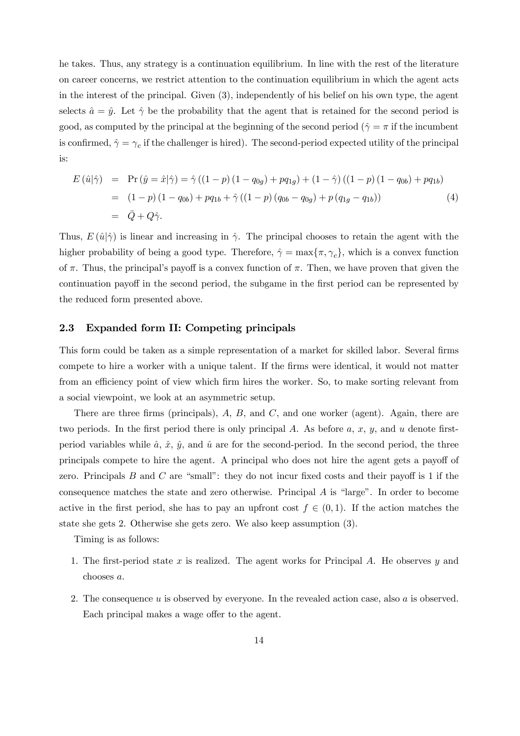he takes. Thus, any strategy is a continuation equilibrium. In line with the rest of the literature on career concerns, we restrict attention to the continuation equilibrium in which the agent acts in the interest of the principal. Given (3), independently of his belief on his own type, the agent selects $\hat{a} = \hat{y}$. Let $\hat{\gamma}$ be the probability that the agent that is retained for the second period is good, as computed by the principal at the beginning of the second period ($\hat{\gamma} = \pi$ if the incumbent is confirmed, $\hat{\gamma} = \gamma_c$ if the challenger is hired). The second-period expected utility of the principal is:

$$
\begin{aligned}
E(\hat{u}|\hat{\gamma}) &= \Pr(\hat{y} = \hat{x}|\hat{\gamma}) = \hat{\gamma}\left((1-p)(1-q_{0g}) + pq_{1g}\right) + (1-\hat{\gamma})\left((1-p)(1-q_{0b}) + pq_{1b}\right) \\
&= (1-p)(1-q_{0b}) + pq_{1b} + \hat{\gamma}\left((1-p)(q_{0b} - q_{0g}) + p(q_{1g} - q_{1b})\right) \qquad (4) \\
&= \bar{Q} + Q\hat{\gamma}.
\end{aligned}
$$

Thus, $E(\hat{u}|\hat{\gamma})$ is linear and increasing in $\hat{\gamma}$. The principal chooses to retain the agent with the higher probability of being a good type. Therefore, $\hat{\gamma} = \max\{\pi, \gamma_c\}$, which is a convex function of $\pi$. Thus, the principal's payoff is a convex function of $\pi$. Then, we have proven that given the continuation payoff in the second period, the subgame in the first period can be represented by the reduced form presented above.

### 2.3 Expanded form II: Competing principals

This form could be taken as a simple representation of a market for skilled labor. Several firms compete to hire a worker with a unique talent. If the firms were identical, it would not matter from an efficiency point of view which firm hires the worker. So, to make sorting relevant from a social viewpoint, we look at an asymmetric setup.

There are three firms (principals), $A$, $B$, and $C$, and one worker (agent). Again, there are two periods. In the first period there is only principal $A$. As before $a$, $x$, $y$, and $u$ denote first-period variables while $\hat{a}$, $\hat{x}$, $\hat{y}$, and $\hat{u}$ are for the second-period. In the second period, the three principals compete to hire the agent. A principal who does not hire the agent gets a payoff of zero. Principals $B$ and $C$ are "small": they do not incur fixed costs and their payoff is 1 if the consequence matches the state and zero otherwise. Principal $A$ is "large". In order to become active in the first period, she has to pay an upfront cost $f \in (0, 1)$. If the action matches the state she gets 2. Otherwise she gets zero. We also keep assumption (3).

Timing is as follows:

1. The first-period state $x$ is realized. The agent works for Principal $A$. He observes $y$ and chooses $a$.
2. The consequence $u$ is observed by everyone. In the revealed action case, also $a$ is observed. Each principal makes a wage offer to the agent.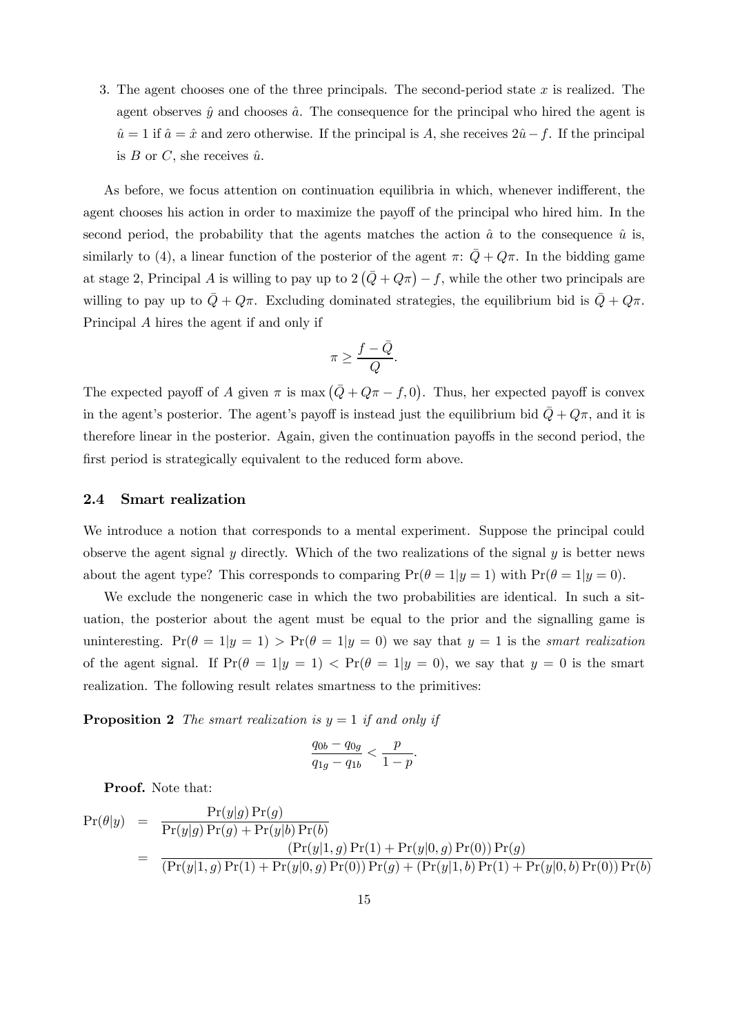3. The agent chooses one of the three principals. The second-period state $x$ is realized. The agent observes $\hat{y}$ and chooses $\hat{a}$. The consequence for the principal who hired the agent is $\hat{u} = 1$ if $\hat{a} = \hat{x}$ and zero otherwise. If the principal is $A$, she receives $2\hat{u} - f$. If the principal is $B$ or $C$, she receives $\hat{u}$.

As before, we focus attention on continuation equilibria in which, whenever indifferent, the agent chooses his action in order to maximize the payoff of the principal who hired him. In the second period, the probability that the agents matches the action $\hat{a}$ to the consequence $\hat{u}$ is, similarly to (4), a linear function of the posterior of the agent $\pi$: $\bar{Q} + Q\pi$. In the bidding game at stage 2, Principal $A$ is willing to pay up to $2\left(\bar{Q} + Q\pi\right) - f$, while the other two principals are willing to pay up to $\bar{Q} + Q\pi$. Excluding dominated strategies, the equilibrium bid is $\bar{Q} + Q\pi$. Principal $A$ hires the agent if and only if

$$\pi \geq \frac{f - \bar{Q}}{Q}.$$

The expected payoff of $A$ given $\pi$ is $\max\left(\bar{Q} + Q\pi - f, 0\right)$. Thus, her expected payoff is convex in the agent's posterior. The agent's payoff is instead just the equilibrium bid $\bar{Q} + Q\pi$, and it is therefore linear in the posterior. Again, given the continuation payoffs in the second period, the first period is strategically equivalent to the reduced form above.

### 2.4 Smart realization

We introduce a notion that corresponds to a mental experiment. Suppose the principal could observe the agent signal $y$ directly. Which of the two realizations of the signal $y$ is better news about the agent type? This corresponds to comparing $\Pr(\theta = 1|y = 1)$ with $\Pr(\theta = 1|y = 0)$.

We exclude the nongeneric case in which the two probabilities are identical. In such a situation, the posterior about the agent must be equal to the prior and the signalling game is uninteresting. $\Pr(\theta = 1|y = 1) > \Pr(\theta = 1|y = 0)$ we say that $y = 1$ is the *smart realization* of the agent signal. If $\Pr(\theta = 1|y = 1) < \Pr(\theta = 1|y = 0)$, we say that $y = 0$ is the smart realization. The following result relates smartness to the primitives:

**Proposition 2** *The smart realization is $y = 1$ if and only if*

$$\frac{q_{0b} - q_{0g}}{q_{1g} - q_{1b}} < \frac{p}{1 - p}.$$

**Proof.** Note that:

$$\begin{aligned}
\Pr(\theta|y) &= \frac{\Pr(y|g)\Pr(g)}{\Pr(y|g)\Pr(g) + \Pr(y|b)\Pr(b)} \\
&= \frac{\left(\Pr(y|1,g)\Pr(1) + \Pr(y|0,g)\Pr(0)\right)\Pr(g)}{\left(\Pr(y|1,g)\Pr(1) + \Pr(y|0,g)\Pr(0)\right)\Pr(g) + \left(\Pr(y|1,b)\Pr(1) + \Pr(y|0,b)\Pr(0)\right)\Pr(b)}
\end{aligned}$$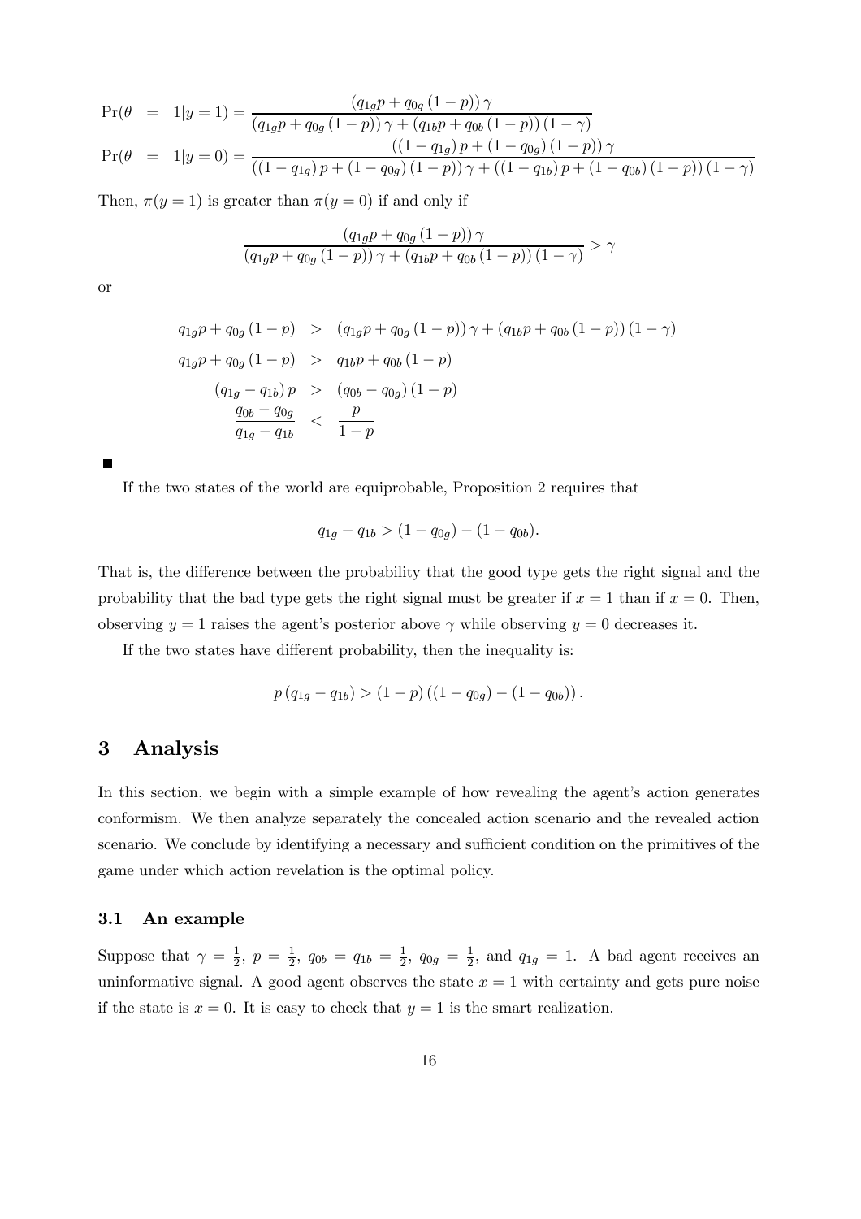$$\Pr(\theta = 1|y=1) = \frac{\left(q_{1g}p + q_{0g}\left(1-p\right)\right)\gamma}{\left(q_{1g}p + q_{0g}\left(1-p\right)\right)\gamma + \left(q_{1b}p + q_{0b}\left(1-p\right)\right)\left(1-\gamma\right)}$$

$$\Pr(\theta = 1|y=0) = \frac{\left(\left(1-q_{1g}\right)p + \left(1-q_{0g}\right)\left(1-p\right)\right)\gamma}{\left(\left(1-q_{1g}\right)p + \left(1-q_{0g}\right)\left(1-p\right)\right)\gamma + \left(\left(1-q_{1b}\right)p + \left(1-q_{0b}\right)\left(1-p\right)\right)\left(1-\gamma\right)}$$

Then, $\pi(y=1)$ is greater than $\pi(y=0)$ if and only if

$$\frac{\left(q_{1g}p + q_{0g}\left(1-p\right)\right)\gamma}{\left(q_{1g}p + q_{0g}\left(1-p\right)\right)\gamma + \left(q_{1b}p + q_{0b}\left(1-p\right)\right)\left(1-\gamma\right)} > \gamma$$

or

$$\begin{aligned}
q_{1g}p + q_{0g}\left(1-p\right) &> \left(q_{1g}p + q_{0g}\left(1-p\right)\right)\gamma + \left(q_{1b}p + q_{0b}\left(1-p\right)\right)\left(1-\gamma\right) \\
q_{1g}p + q_{0g}\left(1-p\right) &> q_{1b}p + q_{0b}\left(1-p\right) \\
\left(q_{1g} - q_{1b}\right)p &> \left(q_{0b} - q_{0g}\right)\left(1-p\right) \\
\frac{q_{0b} - q_{0g}}{q_{1g} - q_{1b}} &< \frac{p}{1-p}
\end{aligned}$$

■

If the two states of the world are equiprobable, Proposition 2 requires that

$$q_{1g} - q_{1b} > (1 - q_{0g}) - (1 - q_{0b}).$$

That is, the difference between the probability that the good type gets the right signal and the probability that the bad type gets the right signal must be greater if $x = 1$ than if $x = 0$. Then, observing $y = 1$ raises the agent's posterior above $\gamma$ while observing $y = 0$ decreases it.

If the two states have different probability, then the inequality is:

$$p\left(q_{1g} - q_{1b}\right) > \left(1-p\right)\left(\left(1 - q_{0g}\right) - \left(1 - q_{0b}\right)\right).$$

# 3 Analysis

In this section, we begin with a simple example of how revealing the agent's action generates conformism. We then analyze separately the concealed action scenario and the revealed action scenario. We conclude by identifying a necessary and sufficient condition on the primitives of the game under which action revelation is the optimal policy.

## 3.1 An example

Suppose that $\gamma = \frac{1}{2}$, $p = \frac{1}{2}$, $q_{0b} = q_{1b} = \frac{1}{2}$, $q_{0g} = \frac{1}{2}$, and $q_{1g} = 1$. A bad agent receives an uninformative signal. A good agent observes the state $x = 1$ with certainty and gets pure noise if the state is $x = 0$. It is easy to check that $y = 1$ is the smart realization.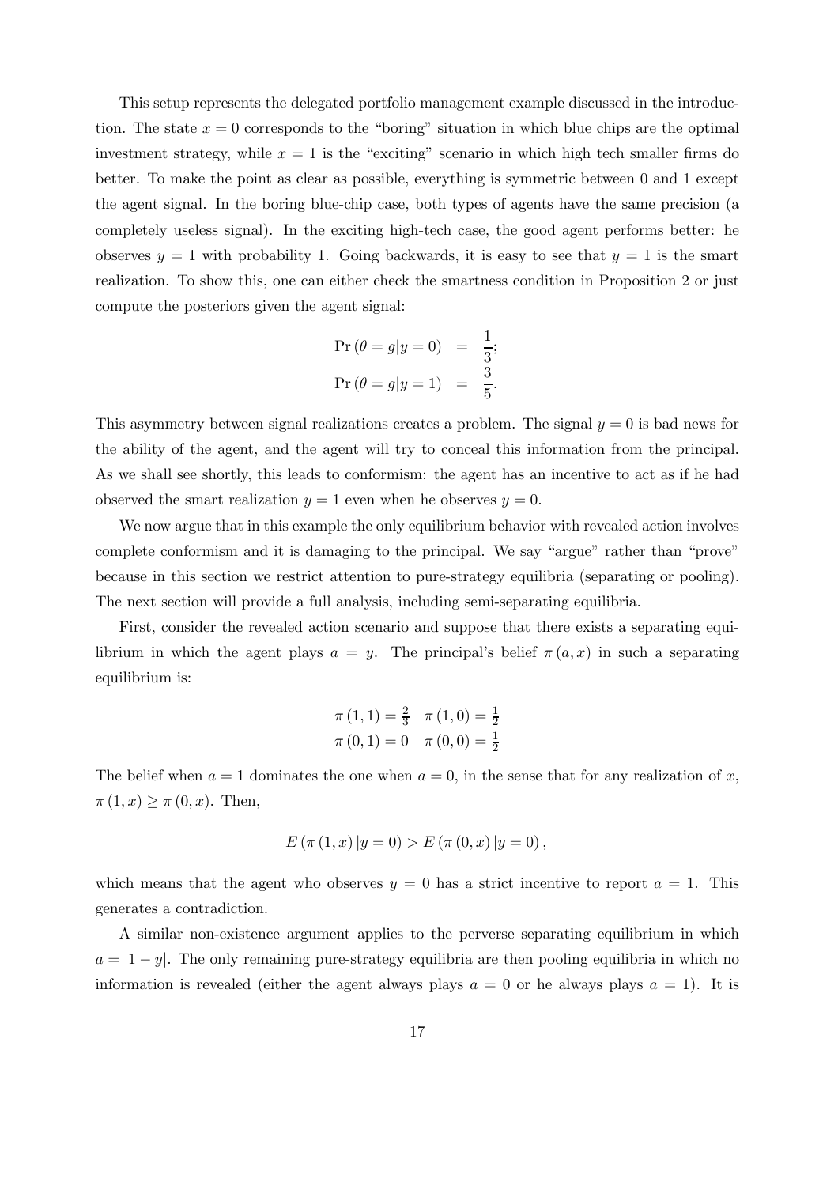This setup represents the delegated portfolio management example discussed in the introduction. The state $x = 0$ corresponds to the "boring" situation in which blue chips are the optimal investment strategy, while $x = 1$ is the "exciting" scenario in which high tech smaller firms do better. To make the point as clear as possible, everything is symmetric between 0 and 1 except the agent signal. In the boring blue-chip case, both types of agents have the same precision (a completely useless signal). In the exciting high-tech case, the good agent performs better: he observes $y = 1$ with probability 1. Going backwards, it is easy to see that $y = 1$ is the smart realization. To show this, one can either check the smartness condition in Proposition 2 or just compute the posteriors given the agent signal:

$$
\begin{aligned}
\Pr(\theta = g | y = 0) &= \frac{1}{3}; \\
\Pr(\theta = g | y = 1) &= \frac{3}{5}.
\end{aligned}
$$

This asymmetry between signal realizations creates a problem. The signal $y = 0$ is bad news for the ability of the agent, and the agent will try to conceal this information from the principal. As we shall see shortly, this leads to conformism: the agent has an incentive to act as if he had observed the smart realization $y = 1$ even when he observes $y = 0$.

We now argue that in this example the only equilibrium behavior with revealed action involves complete conformism and it is damaging to the principal. We say "argue" rather than "prove" because in this section we restrict attention to pure-strategy equilibria (separating or pooling). The next section will provide a full analysis, including semi-separating equilibria.

First, consider the revealed action scenario and suppose that there exists a separating equilibrium in which the agent plays $a = y$. The principal's belief $\pi(a, x)$ in such a separating equilibrium is:

$$
\begin{array}{ll}
\pi(1,1) = \frac{2}{3} & \pi(1,0) = \frac{1}{2} \\
\pi(0,1) = 0 & \pi(0,0) = \frac{1}{2}
\end{array}
$$

The belief when $a = 1$ dominates the one when $a = 0$, in the sense that for any realization of $x$, $\pi(1, x) \geq \pi(0, x)$. Then,

$$
E(\pi(1, x) | y = 0) > E(\pi(0, x) | y = 0),
$$

which means that the agent who observes $y = 0$ has a strict incentive to report $a = 1$. This generates a contradiction.

A similar non-existence argument applies to the perverse separating equilibrium in which $a = |1 - y|$. The only remaining pure-strategy equilibria are then pooling equilibria in which no information is revealed (either the agent always plays $a = 0$ or he always plays $a = 1$). It is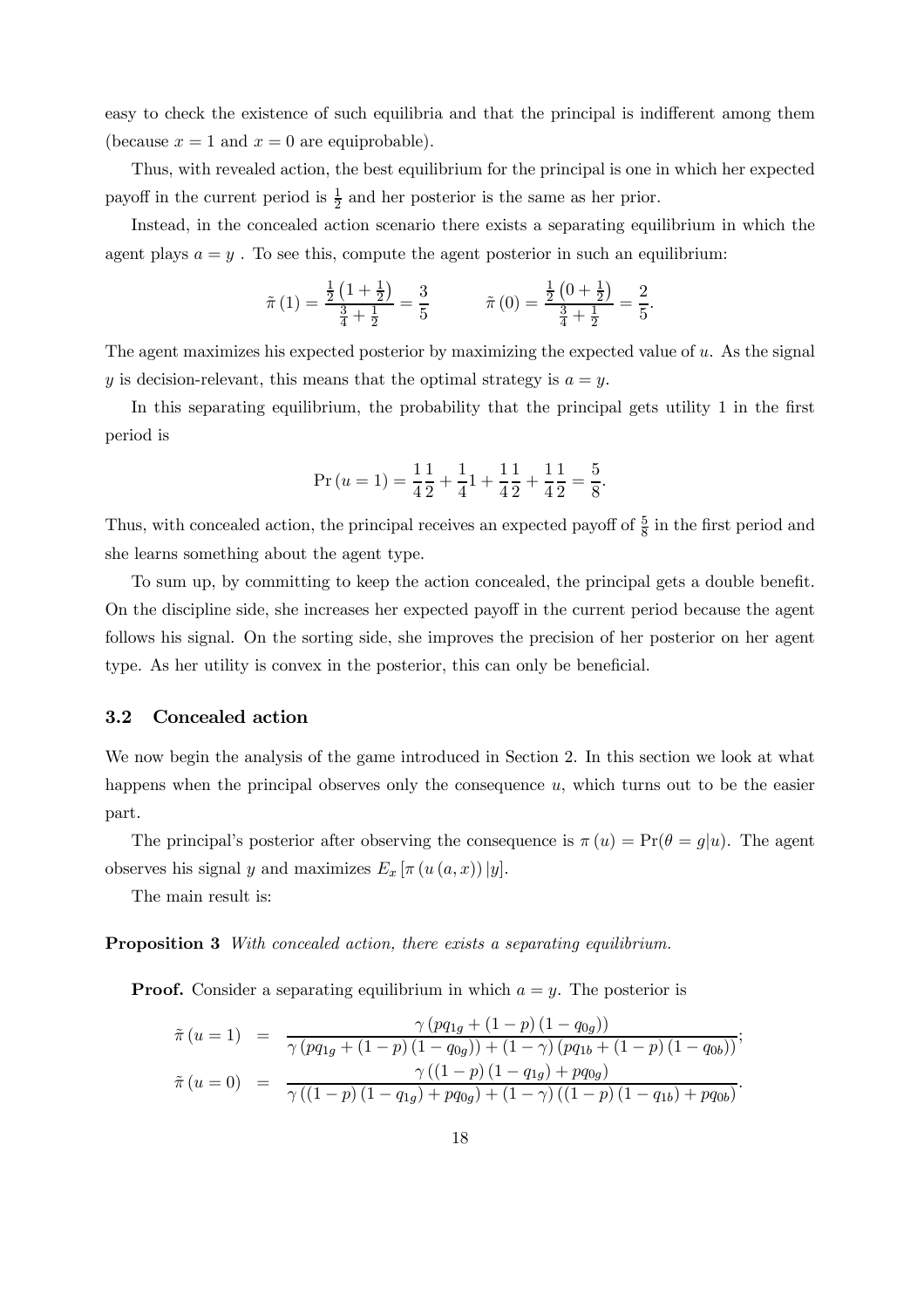easy to check the existence of such equilibria and that the principal is indifferent among them (because $x = 1$ and $x = 0$ are equiprobable).

Thus, with revealed action, the best equilibrium for the principal is one in which her expected payoff in the current period is $\frac{1}{2}$ and her posterior is the same as her prior.

Instead, in the concealed action scenario there exists a separating equilibrium in which the agent plays $a = y$ . To see this, compute the agent posterior in such an equilibrium:

$$\tilde{\pi}(1) = \frac{\frac{1}{2}\left(1 + \frac{1}{2}\right)}{\frac{3}{4} + \frac{1}{2}} = \frac{3}{5} \qquad \tilde{\pi}(0) = \frac{\frac{1}{2}\left(0 + \frac{1}{2}\right)}{\frac{3}{4} + \frac{1}{2}} = \frac{2}{5}.$$

The agent maximizes his expected posterior by maximizing the expected value of $u$. As the signal $y$ is decision-relevant, this means that the optimal strategy is $a = y$.

In this separating equilibrium, the probability that the principal gets utility 1 in the first period is

$$\Pr(u = 1) = \frac{1}{4}\frac{1}{2} + \frac{1}{4}1 + \frac{1}{4}\frac{1}{2} + \frac{1}{4}\frac{1}{2} = \frac{5}{8}.$$

Thus, with concealed action, the principal receives an expected payoff of $\frac{5}{8}$ in the first period and she learns something about the agent type.

To sum up, by committing to keep the action concealed, the principal gets a double benefit. On the discipline side, she increases her expected payoff in the current period because the agent follows his signal. On the sorting side, she improves the precision of her posterior on her agent type. As her utility is convex in the posterior, this can only be beneficial.

### 3.2 Concealed action

We now begin the analysis of the game introduced in Section 2. In this section we look at what happens when the principal observes only the consequence $u$, which turns out to be the easier part.

The principal's posterior after observing the consequence is $\pi(u) = \Pr(\theta = g|u)$. The agent observes his signal $y$ and maximizes $E_x[\pi(u(a, x))|y]$.

The main result is:

**Proposition 3** *With concealed action, there exists a separating equilibrium.*

**Proof.** Consider a separating equilibrium in which $a = y$. The posterior is

$$\begin{aligned}
\tilde{\pi}(u = 1) &= \frac{\gamma(pq_{1g} + (1-p)(1-q_{0g}))}{\gamma(pq_{1g} + (1-p)(1-q_{0g})) + (1-\gamma)(pq_{1b} + (1-p)(1-q_{0b}))}; \\
\tilde{\pi}(u = 0) &= \frac{\gamma((1-p)(1-q_{1g}) + pq_{0g})}{\gamma((1-p)(1-q_{1g}) + pq_{0g}) + (1-\gamma)((1-p)(1-q_{1b}) + pq_{0b})}.
\end{aligned}$$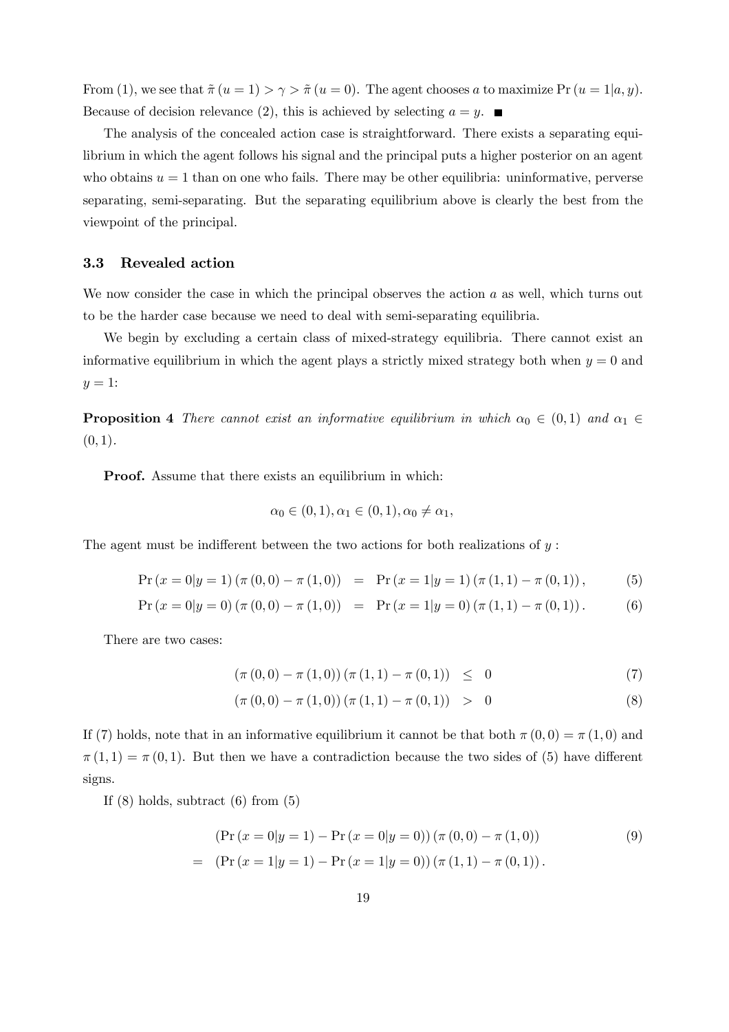From (1), we see that $\tilde{\pi}(u=1) > \gamma > \tilde{\pi}(u=0)$. The agent chooses $a$ to maximize $\Pr(u=1|a,y)$. Because of decision relevance (2), this is achieved by selecting $a=y$. ■

The analysis of the concealed action case is straightforward. There exists a separating equilibrium in which the agent follows his signal and the principal puts a higher posterior on an agent who obtains $u=1$ than on one who fails. There may be other equilibria: uninformative, perverse separating, semi-separating. But the separating equilibrium above is clearly the best from the viewpoint of the principal.

### 3.3 Revealed action

We now consider the case in which the principal observes the action $a$ as well, which turns out to be the harder case because we need to deal with semi-separating equilibria.

We begin by excluding a certain class of mixed-strategy equilibria. There cannot exist an informative equilibrium in which the agent plays a strictly mixed strategy both when $y=0$ and $y=1$:

**Proposition 4** *There cannot exist an informative equilibrium in which $\alpha_0 \in (0,1)$ and $\alpha_1 \in (0,1)$.*

**Proof.** Assume that there exists an equilibrium in which:

$$\alpha_0 \in (0,1), \alpha_1 \in (0,1), \alpha_0 \neq \alpha_1,$$

The agent must be indifferent between the two actions for both realizations of $y$ :

$$\Pr(x=0|y=1)(\pi(0,0)-\pi(1,0)) = \Pr(x=1|y=1)(\pi(1,1)-\pi(0,1)), \tag{5}$$

$$\Pr(x=0|y=0)(\pi(0,0)-\pi(1,0)) = \Pr(x=1|y=0)(\pi(1,1)-\pi(0,1)). \tag{6}$$

There are two cases:

$$(\pi(0,0)-\pi(1,0))(\pi(1,1)-\pi(0,1)) \leq 0 \tag{7}$$

$$(\pi(0,0)-\pi(1,0))(\pi(1,1)-\pi(0,1)) > 0 \tag{8}$$

If (7) holds, note that in an informative equilibrium it cannot be that both $\pi(0,0)=\pi(1,0)$ and $\pi(1,1)=\pi(0,1)$. But then we have a contradiction because the two sides of (5) have different signs.

If (8) holds, subtract (6) from (5)

$$\begin{aligned} & (\Pr(x=0|y=1)-\Pr(x=0|y=0))(\pi(0,0)-\pi(1,0)) \\ = \ & (\Pr(x=1|y=1)-\Pr(x=1|y=0))(\pi(1,1)-\pi(0,1)). \end{aligned} \tag{9}$$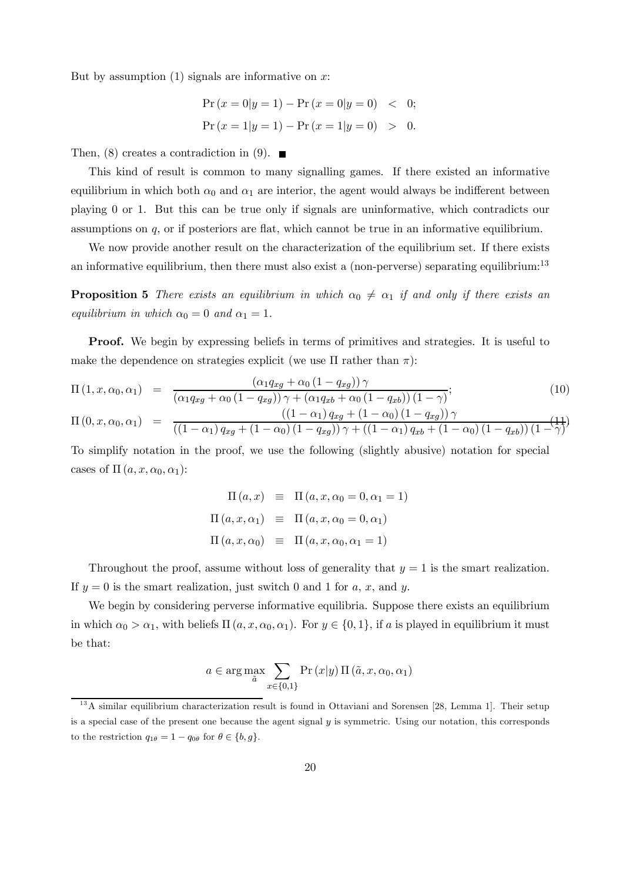But by assumption (1) signals are informative on $x$:

$$\Pr(x=0|y=1) - \Pr(x=0|y=0) < 0;$$
$$\Pr(x=1|y=1) - \Pr(x=1|y=0) > 0.$$

Then, (8) creates a contradiction in (9). ■

This kind of result is common to many signalling games. If there existed an informative equilibrium in which both $\alpha_0$ and $\alpha_1$ are interior, the agent would always be indifferent between playing 0 or 1. But this can be true only if signals are uninformative, which contradicts our assumptions on $q$, or if posteriors are flat, which cannot be true in an informative equilibrium.

We now provide another result on the characterization of the equilibrium set. If there exists an informative equilibrium, then there must also exist a (non-perverse) separating equilibrium:[13]

**Proposition 5** *There exists an equilibrium in which $\alpha_0 \neq \alpha_1$ if and only if there exists an equilibrium in which $\alpha_0 = 0$ and $\alpha_1 = 1$.*

**Proof.** We begin by expressing beliefs in terms of primitives and strategies. It is useful to make the dependence on strategies explicit (we use $\Pi$ rather than $\pi$):

$$\Pi(1, x, \alpha_0, \alpha_1) = \frac{(\alpha_1 q_{xg} + \alpha_0 (1 - q_{xg}))\gamma}{(\alpha_1 q_{xg} + \alpha_0 (1 - q_{xg}))\gamma + (\alpha_1 q_{xb} + \alpha_0 (1 - q_{xb}))(1 - \gamma)}; \tag{10}$$

$$\Pi(0, x, \alpha_0, \alpha_1) = \frac{((1-\alpha_1) q_{xg} + (1-\alpha_0)(1 - q_{xg}))\gamma}{((1-\alpha_1) q_{xg} + (1-\alpha_0)(1 - q_{xg}))\gamma + ((1-\alpha_1) q_{xb} + (1-\alpha_0)(1 - q_{xb}))(1 - \gamma)} \tag{11}$$

To simplify notation in the proof, we use the following (slightly abusive) notation for special cases of $\Pi(a, x, \alpha_0, \alpha_1)$:

$$\Pi(a, x) \equiv \Pi(a, x, \alpha_0 = 0, \alpha_1 = 1)$$
$$\Pi(a, x, \alpha_1) \equiv \Pi(a, x, \alpha_0 = 0, \alpha_1)$$
$$\Pi(a, x, \alpha_0) \equiv \Pi(a, x, \alpha_0, \alpha_1 = 1)$$

Throughout the proof, assume without loss of generality that $y = 1$ is the smart realization. If $y = 0$ is the smart realization, just switch 0 and 1 for $a$, $x$, and $y$.

We begin by considering perverse informative equilibria. Suppose there exists an equilibrium in which $\alpha_0 > \alpha_1$, with beliefs $\Pi(a, x, \alpha_0, \alpha_1)$. For $y \in \{0, 1\}$, if $a$ is played in equilibrium it must be that:

$$a \in \arg\max_{\tilde{a}} \sum_{x \in \{0,1\}} \Pr(x|y)\, \Pi(\tilde{a}, x, \alpha_0, \alpha_1)$$

[13] A similar equilibrium characterization result is found in Ottaviani and Sorensen [28, Lemma 1]. Their setup is a special case of the present one because the agent signal $y$ is symmetric. Using our notation, this corresponds to the restriction $q_{1\theta} = 1 - q_{0\theta}$ for $\theta \in \{b, g\}$.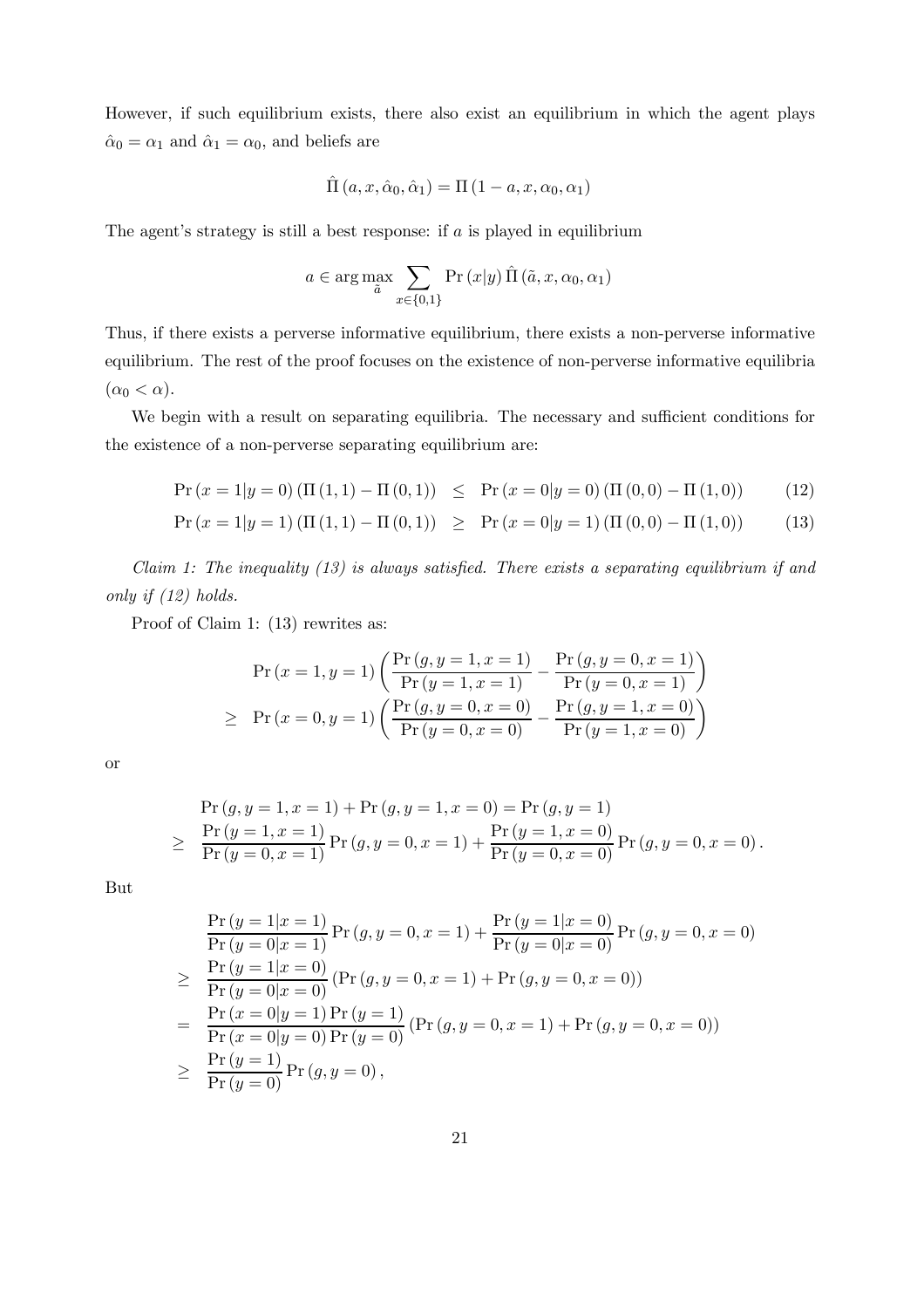However, if such equilibrium exists, there also exist an equilibrium in which the agent plays $\hat{\alpha}_0 = \alpha_1$ and $\hat{\alpha}_1 = \alpha_0$, and beliefs are

$$\hat{\Pi}(a, x, \hat{\alpha}_0, \hat{\alpha}_1) = \Pi(1-a, x, \alpha_0, \alpha_1)$$

The agent's strategy is still a best response: if $a$ is played in equilibrium

$$a \in \arg\max_{\tilde{a}} \sum_{x \in \{0,1\}} \Pr(x|y) \hat{\Pi}(\tilde{a}, x, \alpha_0, \alpha_1)$$

Thus, if there exists a perverse informative equilibrium, there exists a non-perverse informative equilibrium. The rest of the proof focuses on the existence of non-perverse informative equilibria ($\alpha_0 < \alpha$).

We begin with a result on separating equilibria. The necessary and sufficient conditions for the existence of a non-perverse separating equilibrium are:

$$\Pr(x=1|y=0)(\Pi(1,1) - \Pi(0,1)) \leq \Pr(x=0|y=0)(\Pi(0,0) - \Pi(1,0)) \tag{12}$$

$$\Pr(x=1|y=1)(\Pi(1,1) - \Pi(0,1)) \geq \Pr(x=0|y=1)(\Pi(0,0) - \Pi(1,0)) \tag{13}$$

*Claim 1: The inequality (13) is always satisfied. There exists a separating equilibrium if and only if (12) holds.*

Proof of Claim 1: (13) rewrites as:

$$\begin{aligned}
& \Pr(x=1, y=1)\left(\frac{\Pr(g, y=1, x=1)}{\Pr(y=1, x=1)} - \frac{\Pr(g, y=0, x=1)}{\Pr(y=0, x=1)}\right) \\
\geq\ & \Pr(x=0, y=1)\left(\frac{\Pr(g, y=0, x=0)}{\Pr(y=0, x=0)} - \frac{\Pr(g, y=1, x=0)}{\Pr(y=1, x=0)}\right)
\end{aligned}$$

or

$$\begin{aligned}
& \Pr(g, y=1, x=1) + \Pr(g, y=1, x=0) = \Pr(g, y=1) \\
\geq\ & \frac{\Pr(y=1, x=1)}{\Pr(y=0, x=1)} \Pr(g, y=0, x=1) + \frac{\Pr(y=1, x=0)}{\Pr(y=0, x=0)} \Pr(g, y=0, x=0).
\end{aligned}$$

But

$$\begin{aligned}
& \frac{\Pr(y=1|x=1)}{\Pr(y=0|x=1)} \Pr(g, y=0, x=1) + \frac{\Pr(y=1|x=0)}{\Pr(y=0|x=0)} \Pr(g, y=0, x=0) \\
\geq\ & \frac{\Pr(y=1|x=0)}{\Pr(y=0|x=0)} \left(\Pr(g, y=0, x=1) + \Pr(g, y=0, x=0)\right) \\
=\ & \frac{\Pr(x=0|y=1)\Pr(y=1)}{\Pr(x=0|y=0)\Pr(y=0)} \left(\Pr(g, y=0, x=1) + \Pr(g, y=0, x=0)\right) \\
\geq\ & \frac{\Pr(y=1)}{\Pr(y=0)} \Pr(g, y=0),
\end{aligned}$$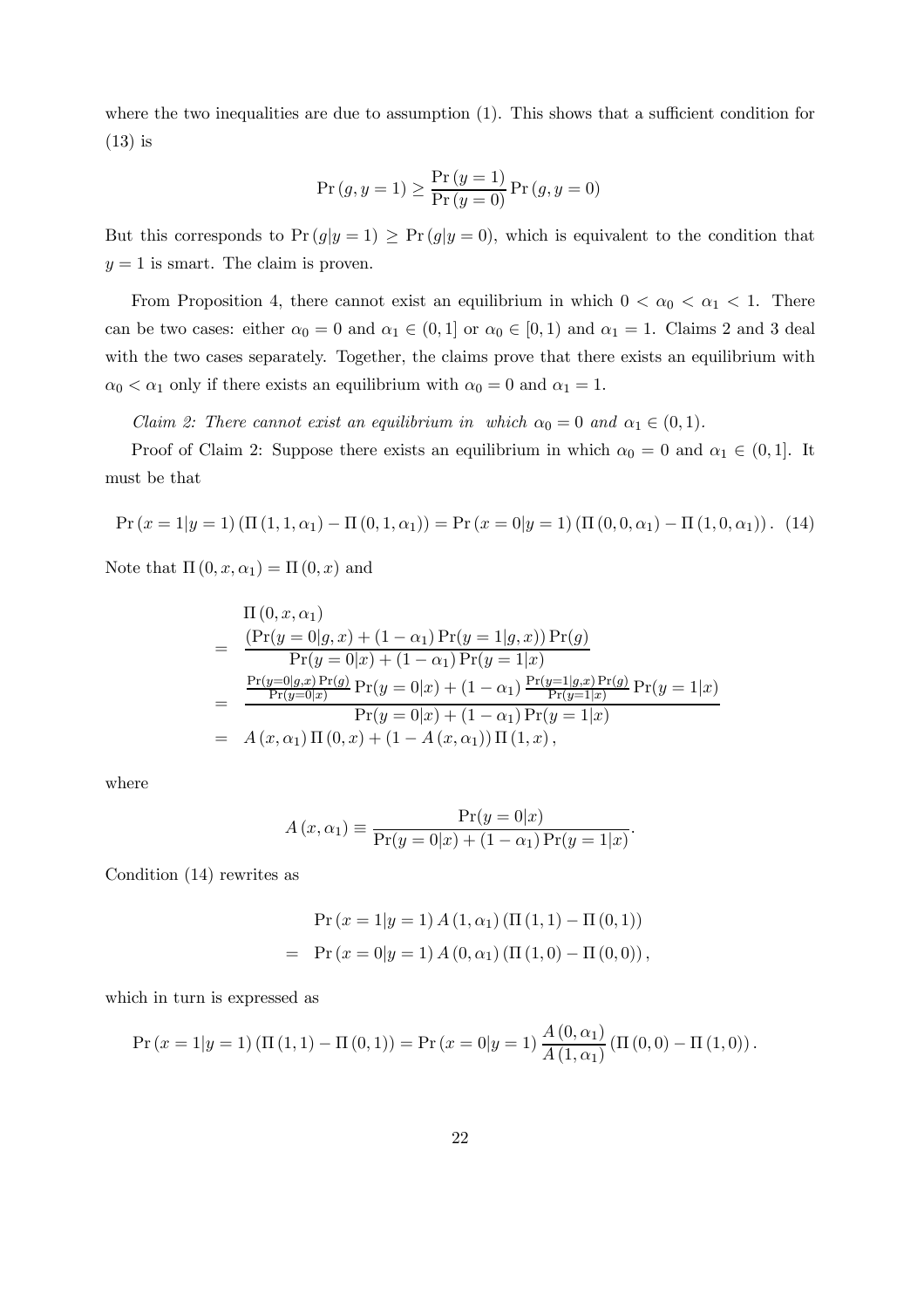where the two inequalities are due to assumption (1). This shows that a sufficient condition for (13) is

$$\Pr(g, y = 1) \geq \frac{\Pr(y = 1)}{\Pr(y = 0)} \Pr(g, y = 0)$$

But this corresponds to $\Pr(g|y = 1) \geq \Pr(g|y = 0)$, which is equivalent to the condition that $y = 1$ is smart. The claim is proven.

From Proposition 4, there cannot exist an equilibrium in which $0 < \alpha_0 < \alpha_1 < 1$. There can be two cases: either $\alpha_0 = 0$ and $\alpha_1 \in (0, 1]$ or $\alpha_0 \in [0, 1)$ and $\alpha_1 = 1$. Claims 2 and 3 deal with the two cases separately. Together, the claims prove that there exists an equilibrium with $\alpha_0 < \alpha_1$ only if there exists an equilibrium with $\alpha_0 = 0$ and $\alpha_1 = 1$.

*Claim 2: There cannot exist an equilibrium in which $\alpha_0 = 0$ and $\alpha_1 \in (0, 1)$.*

Proof of Claim 2: Suppose there exists an equilibrium in which $\alpha_0 = 0$ and $\alpha_1 \in (0, 1]$. It must be that

$$\Pr(x = 1|y = 1)(\Pi(1, 1, \alpha_1) - \Pi(0, 1, \alpha_1)) = \Pr(x = 0|y = 1)(\Pi(0, 0, \alpha_1) - \Pi(1, 0, \alpha_1)). \quad (14)$$

Note that $\Pi(0, x, \alpha_1) = \Pi(0, x)$ and

$$\begin{aligned}
& \Pi(0, x, \alpha_1) \\
= & \frac{(\Pr(y = 0|g, x) + (1 - \alpha_1)\Pr(y = 1|g, x))\Pr(g)}{\Pr(y = 0|x) + (1 - \alpha_1)\Pr(y = 1|x)} \\
= & \frac{\frac{\Pr(y=0|g,x)\Pr(g)}{\Pr(y=0|x)}\Pr(y = 0|x) + (1 - \alpha_1)\frac{\Pr(y=1|g,x)\Pr(g)}{\Pr(y=1|x)}\Pr(y = 1|x)}{\Pr(y = 0|x) + (1 - \alpha_1)\Pr(y = 1|x)} \\
= & A(x, \alpha_1)\Pi(0, x) + (1 - A(x, \alpha_1))\Pi(1, x),
\end{aligned}$$

where

$$A(x, \alpha_1) \equiv \frac{\Pr(y = 0|x)}{\Pr(y = 0|x) + (1 - \alpha_1)\Pr(y = 1|x)}.$$

Condition (14) rewrites as

$$\begin{aligned}
& \Pr(x = 1|y = 1) A(1, \alpha_1)(\Pi(1, 1) - \Pi(0, 1)) \\
= & \Pr(x = 0|y = 1) A(0, \alpha_1)(\Pi(1, 0) - \Pi(0, 0)),
\end{aligned}$$

which in turn is expressed as

$$\Pr(x = 1|y = 1)(\Pi(1, 1) - \Pi(0, 1)) = \Pr(x = 0|y = 1)\frac{A(0, \alpha_1)}{A(1, \alpha_1)}(\Pi(0, 0) - \Pi(1, 0)).$$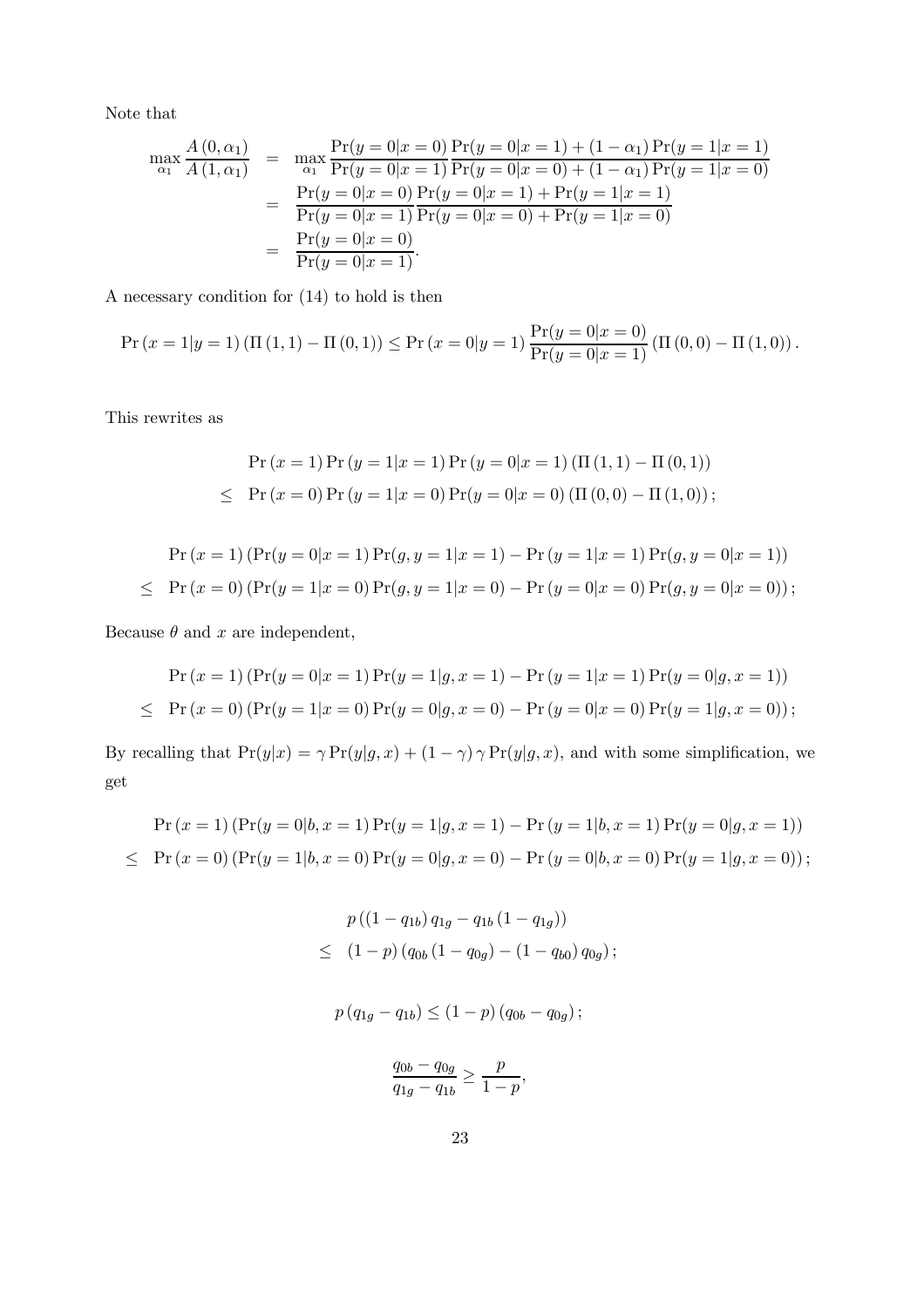Note that

$$
\begin{aligned}
\max_{\alpha_1} \frac{A(0,\alpha_1)}{A(1,\alpha_1)} &= \max_{\alpha_1} \frac{\Pr(y=0|x=0)}{\Pr(y=0|x=1)} \frac{\Pr(y=0|x=1) + (1-\alpha_1)\Pr(y=1|x=1)}{\Pr(y=0|x=0) + (1-\alpha_1)\Pr(y=1|x=0)} \\
&= \frac{\Pr(y=0|x=0)}{\Pr(y=0|x=1)} \frac{\Pr(y=0|x=1) + \Pr(y=1|x=1)}{\Pr(y=0|x=0) + \Pr(y=1|x=0)} \\
&= \frac{\Pr(y=0|x=0)}{\Pr(y=0|x=1)}.
\end{aligned}
$$

A necessary condition for (14) to hold is then

$$
\Pr(x=1|y=1)(\Pi(1,1) - \Pi(0,1)) \leq \Pr(x=0|y=1) \frac{\Pr(y=0|x=0)}{\Pr(y=0|x=1)} (\Pi(0,0) - \Pi(1,0)).
$$

This rewrites as

$$
\begin{aligned}
& \Pr(x=1)\Pr(y=1|x=1)\Pr(y=0|x=1)(\Pi(1,1) - \Pi(0,1)) \\
\leq \; & \Pr(x=0)\Pr(y=1|x=0)\Pr(y=0|x=0)(\Pi(0,0) - \Pi(1,0));
\end{aligned}
$$

$$
\begin{aligned}
& \Pr(x=1)(\Pr(y=0|x=1)\Pr(g,y=1|x=1) - \Pr(y=1|x=1)\Pr(g,y=0|x=1)) \\
\leq \; & \Pr(x=0)(\Pr(y=1|x=0)\Pr(g,y=1|x=0) - \Pr(y=0|x=0)\Pr(g,y=0|x=0));
\end{aligned}
$$

Because $\theta$ and $x$ are independent,

$$
\begin{aligned}
& \Pr(x=1)(\Pr(y=0|x=1)\Pr(y=1|g,x=1) - \Pr(y=1|x=1)\Pr(y=0|g,x=1)) \\
\leq \; & \Pr(x=0)(\Pr(y=1|x=0)\Pr(y=0|g,x=0) - \Pr(y=0|x=0)\Pr(y=1|g,x=0));
\end{aligned}
$$

By recalling that $\Pr(y|x) = \gamma \Pr(y|g,x) + (1-\gamma)\gamma \Pr(y|g,x)$, and with some simplification, we get

$$
\begin{aligned}
& \Pr(x=1)(\Pr(y=0|b,x=1)\Pr(y=1|g,x=1) - \Pr(y=1|b,x=1)\Pr(y=0|g,x=1)) \\
\leq \; & \Pr(x=0)(\Pr(y=1|b,x=0)\Pr(y=0|g,x=0) - \Pr(y=0|b,x=0)\Pr(y=1|g,x=0));
\end{aligned}
$$

$$
\begin{aligned}
& p((1-q_{1b})q_{1g} - q_{1b}(1-q_{1g})) \\
\leq \; & (1-p)(q_{0b}(1-q_{0g}) - (1-q_{b0})q_{0g});
\end{aligned}
$$

$$
p(q_{1g} - q_{1b}) \leq (1-p)(q_{0b} - q_{0g});
$$

$$
\frac{q_{0b} - q_{0g}}{q_{1g} - q_{1b}} \geq \frac{p}{1-p},
$$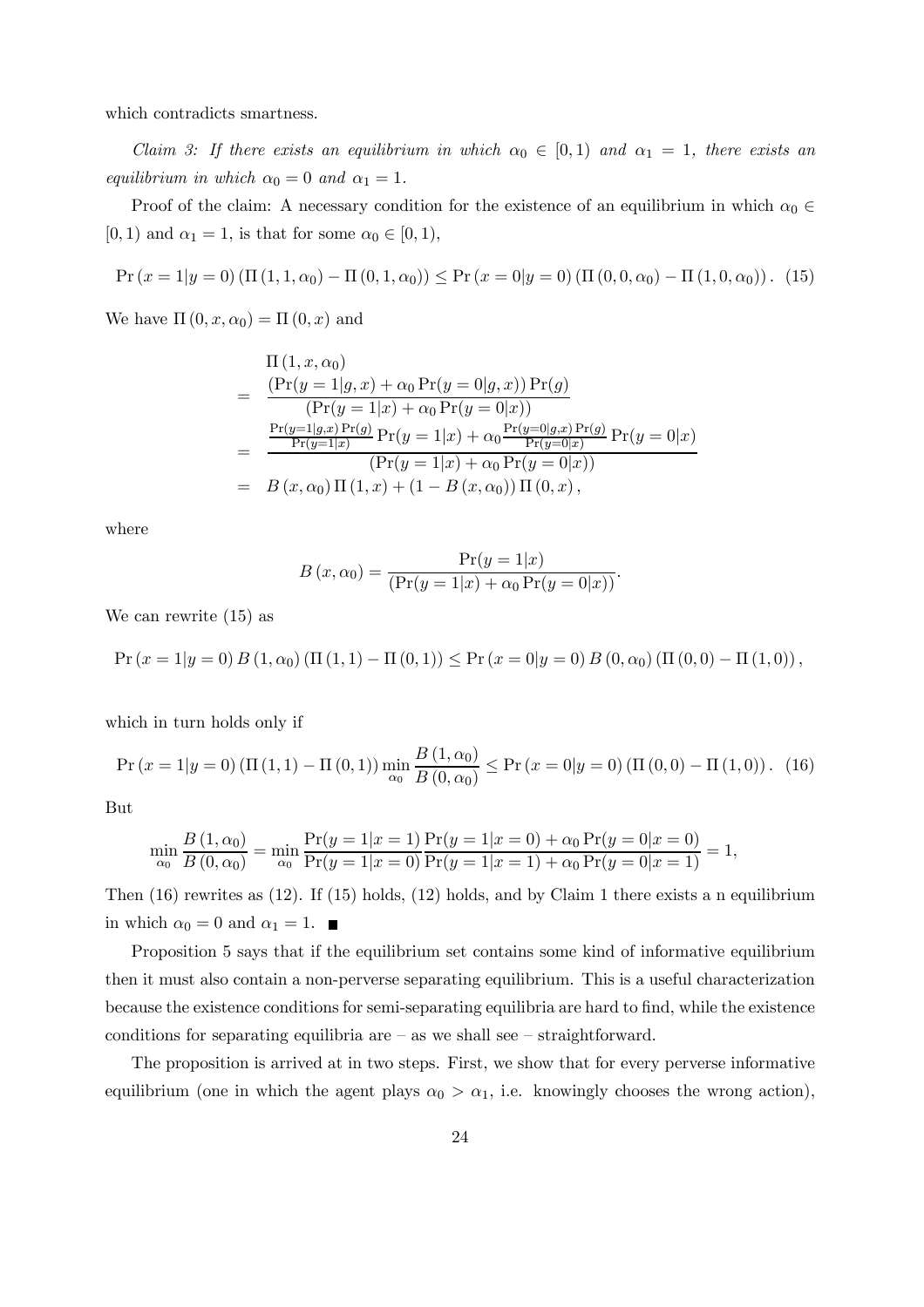which contradicts smartness.

*Claim 3: If there exists an equilibrium in which $\alpha_0 \in [0,1)$ and $\alpha_1 = 1$, there exists an equilibrium in which $\alpha_0 = 0$ and $\alpha_1 = 1$.*

Proof of the claim: A necessary condition for the existence of an equilibrium in which $\alpha_0 \in [0,1)$ and $\alpha_1 = 1$, is that for some $\alpha_0 \in [0,1)$,

$$\Pr(x=1|y=0)\left(\Pi(1,1,\alpha_0) - \Pi(0,1,\alpha_0)\right) \leq \Pr(x=0|y=0)\left(\Pi(0,0,\alpha_0) - \Pi(1,0,\alpha_0)\right). \quad (15)$$

We have $\Pi(0,x,\alpha_0) = \Pi(0,x)$ and

$$\begin{aligned}
& \Pi(1,x,\alpha_0) \\
= & \frac{\left(\Pr(y=1|g,x) + \alpha_0 \Pr(y=0|g,x)\right)\Pr(g)}{\left(\Pr(y=1|x) + \alpha_0 \Pr(y=0|x)\right)} \\
= & \frac{\frac{\Pr(y=1|g,x)\Pr(g)}{\Pr(y=1|x)}\Pr(y=1|x) + \alpha_0 \frac{\Pr(y=0|g,x)\Pr(g)}{\Pr(y=0|x)}\Pr(y=0|x)}{\left(\Pr(y=1|x) + \alpha_0 \Pr(y=0|x)\right)} \\
= & B(x,\alpha_0)\,\Pi(1,x) + \left(1 - B(x,\alpha_0)\right)\Pi(0,x),
\end{aligned}$$

where

$$B(x,\alpha_0) = \frac{\Pr(y=1|x)}{\left(\Pr(y=1|x) + \alpha_0 \Pr(y=0|x)\right)}.$$

We can rewrite (15) as

$$\Pr(x=1|y=0)\,B(1,\alpha_0)\left(\Pi(1,1) - \Pi(0,1)\right) \leq \Pr(x=0|y=0)\,B(0,\alpha_0)\left(\Pi(0,0) - \Pi(1,0)\right),$$

which in turn holds only if

$$\Pr(x=1|y=0)\left(\Pi(1,1) - \Pi(0,1)\right)\min_{\alpha_0}\frac{B(1,\alpha_0)}{B(0,\alpha_0)} \leq \Pr(x=0|y=0)\left(\Pi(0,0) - \Pi(1,0)\right). \quad (16)$$

But

$$\min_{\alpha_0}\frac{B(1,\alpha_0)}{B(0,\alpha_0)} = \min_{\alpha_0}\frac{\Pr(y=1|x=1)}{\Pr(y=1|x=0)}\frac{\Pr(y=1|x=0) + \alpha_0 \Pr(y=0|x=0)}{\Pr(y=1|x=1) + \alpha_0 \Pr(y=0|x=1)} = 1,$$

Then (16) rewrites as (12). If (15) holds, (12) holds, and by Claim 1 there exists a n equilibrium in which $\alpha_0 = 0$ and $\alpha_1 = 1$. ■

Proposition 5 says that if the equilibrium set contains some kind of informative equilibrium then it must also contain a non-perverse separating equilibrium. This is a useful characterization because the existence conditions for semi-separating equilibria are hard to find, while the existence conditions for separating equilibria are – as we shall see – straightforward.

The proposition is arrived at in two steps. First, we show that for every perverse informative equilibrium (one in which the agent plays $\alpha_0 > \alpha_1$, i.e. knowingly chooses the wrong action),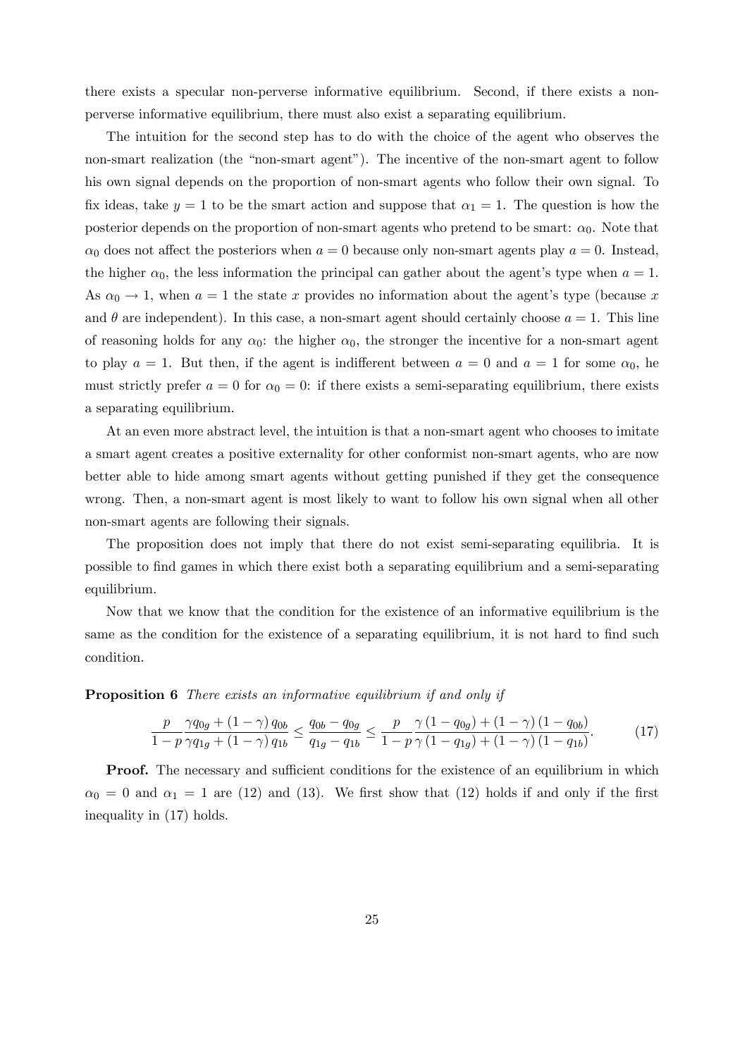there exists a specular non-perverse informative equilibrium. Second, if there exists a non-perverse informative equilibrium, there must also exist a separating equilibrium.

The intuition for the second step has to do with the choice of the agent who observes the non-smart realization (the "non-smart agent"). The incentive of the non-smart agent to follow his own signal depends on the proportion of non-smart agents who follow their own signal. To fix ideas, take $y = 1$ to be the smart action and suppose that $\alpha_1 = 1$. The question is how the posterior depends on the proportion of non-smart agents who pretend to be smart: $\alpha_0$. Note that $\alpha_0$ does not affect the posteriors when $a = 0$ because only non-smart agents play $a = 0$. Instead, the higher $\alpha_0$, the less information the principal can gather about the agent's type when $a = 1$. As $\alpha_0 \to 1$, when $a = 1$ the state $x$ provides no information about the agent's type (because $x$ and $\theta$ are independent). In this case, a non-smart agent should certainly choose $a = 1$. This line of reasoning holds for any $\alpha_0$: the higher $\alpha_0$, the stronger the incentive for a non-smart agent to play $a = 1$. But then, if the agent is indifferent between $a = 0$ and $a = 1$ for some $\alpha_0$, he must strictly prefer $a = 0$ for $\alpha_0 = 0$: if there exists a semi-separating equilibrium, there exists a separating equilibrium.

At an even more abstract level, the intuition is that a non-smart agent who chooses to imitate a smart agent creates a positive externality for other conformist non-smart agents, who are now better able to hide among smart agents without getting punished if they get the consequence wrong. Then, a non-smart agent is most likely to want to follow his own signal when all other non-smart agents are following their signals.

The proposition does not imply that there do not exist semi-separating equilibria. It is possible to find games in which there exist both a separating equilibrium and a semi-separating equilibrium.

Now that we know that the condition for the existence of an informative equilibrium is the same as the condition for the existence of a separating equilibrium, it is not hard to find such condition.

**Proposition 6** *There exists an informative equilibrium if and only if*

$$\frac{p}{1-p}\frac{\gamma q_{0g} + (1-\gamma)\, q_{0b}}{\gamma q_{1g} + (1-\gamma)\, q_{1b}} \leq \frac{q_{0b} - q_{0g}}{q_{1g} - q_{1b}} \leq \frac{p}{1-p}\frac{\gamma\,(1-q_{0g}) + (1-\gamma)\,(1-q_{0b})}{\gamma\,(1-q_{1g}) + (1-\gamma)\,(1-q_{1b})}. \tag{17}$$

**Proof.** The necessary and sufficient conditions for the existence of an equilibrium in which $\alpha_0 = 0$ and $\alpha_1 = 1$ are (12) and (13). We first show that (12) holds if and only if the first inequality in (17) holds.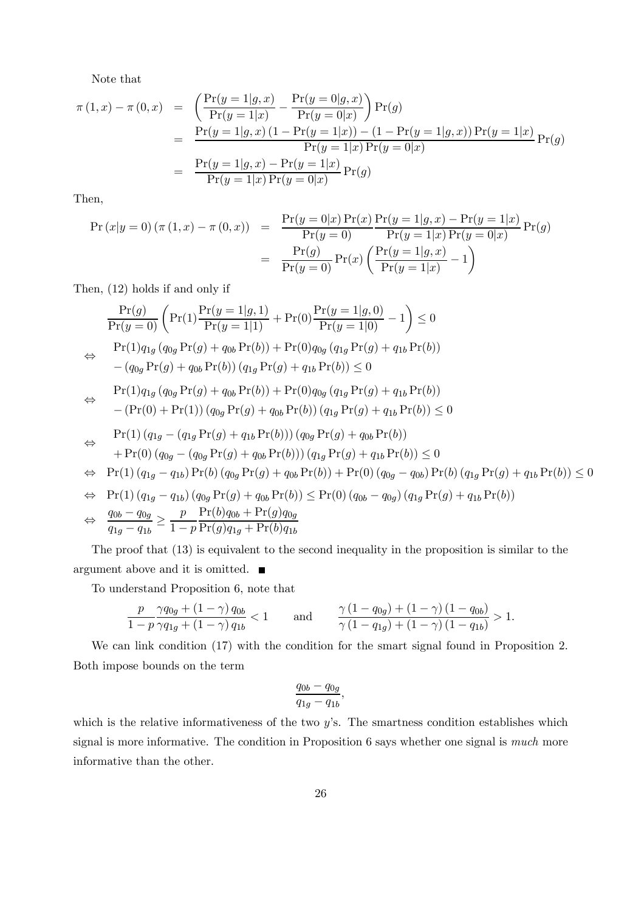Note that

$$
\begin{aligned}
\pi(1,x) - \pi(0,x) &= \left( \frac{\Pr(y=1|g,x)}{\Pr(y=1|x)} - \frac{\Pr(y=0|g,x)}{\Pr(y=0|x)} \right) \Pr(g) \\
&= \frac{\Pr(y=1|g,x)(1-\Pr(y=1|x)) - (1-\Pr(y=1|g,x))\Pr(y=1|x)}{\Pr(y=1|x)\Pr(y=0|x)} \Pr(g) \\
&= \frac{\Pr(y=1|g,x) - \Pr(y=1|x)}{\Pr(y=1|x)\Pr(y=0|x)} \Pr(g)
\end{aligned}
$$

Then,

$$
\begin{aligned}
\Pr(x|y=0)(\pi(1,x) - \pi(0,x)) &= \frac{\Pr(y=0|x)\Pr(x)}{\Pr(y=0)} \frac{\Pr(y=1|g,x) - \Pr(y=1|x)}{\Pr(y=1|x)\Pr(y=0|x)} \Pr(g) \\
&= \frac{\Pr(g)}{\Pr(y=0)} \Pr(x) \left( \frac{\Pr(y=1|g,x)}{\Pr(y=1|x)} - 1 \right)
\end{aligned}
$$

Then, (12) holds if and only if

$$
\begin{aligned}
& \frac{\Pr(g)}{\Pr(y=0)} \left( \Pr(1) \frac{\Pr(y=1|g,1)}{\Pr(y=1|1)} + \Pr(0) \frac{\Pr(y=1|g,0)}{\Pr(y=1|0)} - 1 \right) \leq 0 \\
\Leftrightarrow \quad & \Pr(1) q_{1g} (q_{0g}\Pr(g) + q_{0b}\Pr(b)) + \Pr(0) q_{0g} (q_{1g}\Pr(g) + q_{1b}\Pr(b)) \\
& - (q_{0g}\Pr(g) + q_{0b}\Pr(b))(q_{1g}\Pr(g) + q_{1b}\Pr(b)) \leq 0 \\
\Leftrightarrow \quad & \Pr(1) q_{1g} (q_{0g}\Pr(g) + q_{0b}\Pr(b)) + \Pr(0) q_{0g} (q_{1g}\Pr(g) + q_{1b}\Pr(b)) \\
& - (\Pr(0) + \Pr(1))(q_{0g}\Pr(g) + q_{0b}\Pr(b))(q_{1g}\Pr(g) + q_{1b}\Pr(b)) \leq 0 \\
\Leftrightarrow \quad & \Pr(1)(q_{1g} - (q_{1g}\Pr(g) + q_{1b}\Pr(b)))(q_{0g}\Pr(g) + q_{0b}\Pr(b)) \\
& + \Pr(0)(q_{0g} - (q_{0g}\Pr(g) + q_{0b}\Pr(b)))(q_{1g}\Pr(g) + q_{1b}\Pr(b)) \leq 0 \\
\Leftrightarrow \quad & \Pr(1)(q_{1g} - q_{1b})\Pr(b)(q_{0g}\Pr(g) + q_{0b}\Pr(b)) + \Pr(0)(q_{0g} - q_{0b})\Pr(b)(q_{1g}\Pr(g) + q_{1b}\Pr(b)) \leq 0 \\
\Leftrightarrow \quad & \Pr(1)(q_{1g} - q_{1b})(q_{0g}\Pr(g) + q_{0b}\Pr(b)) \leq \Pr(0)(q_{0b} - q_{0g})(q_{1g}\Pr(g) + q_{1b}\Pr(b)) \\
\Leftrightarrow \quad & \frac{q_{0b} - q_{0g}}{q_{1g} - q_{1b}} \geq \frac{p}{1-p} \frac{\Pr(b)q_{0b} + \Pr(g)q_{0g}}{\Pr(g)q_{1g} + \Pr(b)q_{1b}}
\end{aligned}
$$

The proof that (13) is equivalent to the second inequality in the proposition is similar to the argument above and it is omitted. ■

To understand Proposition 6, note that

$$
\frac{p}{1-p} \frac{\gamma q_{0g} + (1-\gamma) q_{0b}}{\gamma q_{1g} + (1-\gamma) q_{1b}} < 1 \qquad \text{and} \qquad \frac{\gamma(1-q_{0g}) + (1-\gamma)(1-q_{0b})}{\gamma(1-q_{1g}) + (1-\gamma)(1-q_{1b})} > 1.
$$

We can link condition (17) with the condition for the smart signal found in Proposition 2. Both impose bounds on the term

$$
\frac{q_{0b} - q_{0g}}{q_{1g} - q_{1b}},
$$

which is the relative informativeness of the two $y$'s. The smartness condition establishes which signal is more informative. The condition in Proposition 6 says whether one signal is *much* more informative than the other.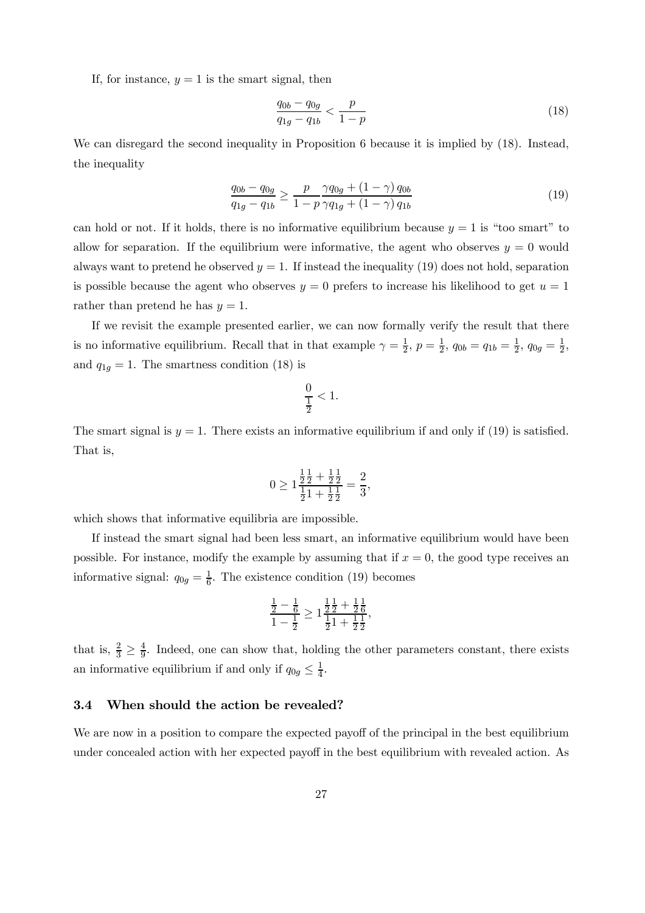If, for instance, $y = 1$ is the smart signal, then

$$\frac{q_{0b} - q_{0g}}{q_{1g} - q_{1b}} < \frac{p}{1-p} \tag{18}$$

We can disregard the second inequality in Proposition 6 because it is implied by (18). Instead, the inequality

$$\frac{q_{0b} - q_{0g}}{q_{1g} - q_{1b}} \geq \frac{p}{1-p} \frac{\gamma q_{0g} + (1-\gamma) q_{0b}}{\gamma q_{1g} + (1-\gamma) q_{1b}} \tag{19}$$

can hold or not. If it holds, there is no informative equilibrium because $y = 1$ is "too smart" to allow for separation. If the equilibrium were informative, the agent who observes $y = 0$ would always want to pretend he observed $y = 1$. If instead the inequality (19) does not hold, separation is possible because the agent who observes $y = 0$ prefers to increase his likelihood to get $u = 1$ rather than pretend he has $y = 1$.

If we revisit the example presented earlier, we can now formally verify the result that there is no informative equilibrium. Recall that in that example $\gamma = \frac{1}{2}$, $p = \frac{1}{2}$, $q_{0b} = q_{1b} = \frac{1}{2}$, $q_{0g} = \frac{1}{2}$, and $q_{1g} = 1$. The smartness condition (18) is

$$\frac{0}{\frac{1}{2}} < 1.$$

The smart signal is $y = 1$. There exists an informative equilibrium if and only if (19) is satisfied. That is,

$$0 \geq 1 \frac{\frac{1}{2}\frac{1}{2} + \frac{1}{2}\frac{1}{2}}{\frac{1}{2}1 + \frac{1}{2}\frac{1}{2}} = \frac{2}{3},$$

which shows that informative equilibria are impossible.

If instead the smart signal had been less smart, an informative equilibrium would have been possible. For instance, modify the example by assuming that if $x = 0$, the good type receives an informative signal: $q_{0g} = \frac{1}{6}$. The existence condition (19) becomes

$$\frac{\frac{1}{2} - \frac{1}{6}}{1 - \frac{1}{2}} \geq 1 \frac{\frac{1}{2}\frac{1}{2} + \frac{1}{2}\frac{1}{6}}{\frac{1}{2}1 + \frac{1}{2}\frac{1}{2}},$$

that is, $\frac{2}{3} \geq \frac{4}{9}$. Indeed, one can show that, holding the other parameters constant, there exists an informative equilibrium if and only if $q_{0g} \leq \frac{1}{4}$.

### 3.4 When should the action be revealed?

We are now in a position to compare the expected payoff of the principal in the best equilibrium under concealed action with her expected payoff in the best equilibrium with revealed action. As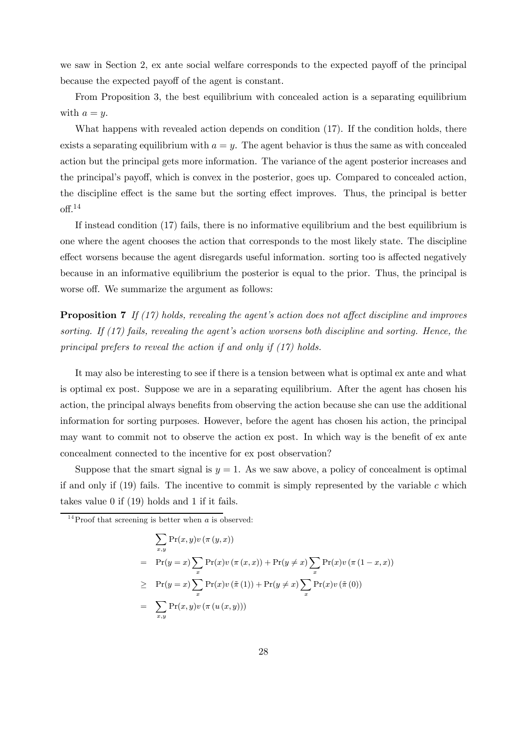we saw in Section 2, ex ante social welfare corresponds to the expected payoff of the principal because the expected payoff of the agent is constant.

From Proposition 3, the best equilibrium with concealed action is a separating equilibrium with $a = y$.

What happens with revealed action depends on condition (17). If the condition holds, there exists a separating equilibrium with $a = y$. The agent behavior is thus the same as with concealed action but the principal gets more information. The variance of the agent posterior increases and the principal's payoff, which is convex in the posterior, goes up. Compared to concealed action, the discipline effect is the same but the sorting effect improves. Thus, the principal is better off.[14]

If instead condition (17) fails, there is no informative equilibrium and the best equilibrium is one where the agent chooses the action that corresponds to the most likely state. The discipline effect worsens because the agent disregards useful information. sorting too is affected negatively because in an informative equilibrium the posterior is equal to the prior. Thus, the principal is worse off. We summarize the argument as follows:

**Proposition 7** *If (17) holds, revealing the agent's action does not affect discipline and improves sorting. If (17) fails, revealing the agent's action worsens both discipline and sorting. Hence, the principal prefers to reveal the action if and only if (17) holds.*

It may also be interesting to see if there is a tension between what is optimal ex ante and what is optimal ex post. Suppose we are in a separating equilibrium. After the agent has chosen his action, the principal always benefits from observing the action because she can use the additional information for sorting purposes. However, before the agent has chosen his action, the principal may want to commit not to observe the action ex post. In which way is the benefit of ex ante concealment connected to the incentive for ex post observation?

Suppose that the smart signal is $y = 1$. As we saw above, a policy of concealment is optimal if and only if (19) fails. The incentive to commit is simply represented by the variable $c$ which takes value 0 if (19) holds and 1 if it fails.

[14] Proof that screening is better when $a$ is observed:

$$
\begin{aligned}
& \sum_{x,y} \Pr(x,y) v\left(\pi\left(y,x\right)\right) \\
= \;& \Pr(y = x) \sum_{x} \Pr(x) v\left(\pi\left(x,x\right)\right) + \Pr(y \neq x) \sum_{x} \Pr(x) v\left(\pi\left(1-x,x\right)\right) \\
\geq \;& \Pr(y = x) \sum_{x} \Pr(x) v\left(\tilde{\pi}\left(1\right)\right) + \Pr(y \neq x) \sum_{x} \Pr(x) v\left(\tilde{\pi}\left(0\right)\right) \\
= \;& \sum_{x,y} \Pr(x,y) v\left(\pi\left(u\left(x,y\right)\right)\right)
\end{aligned}
$$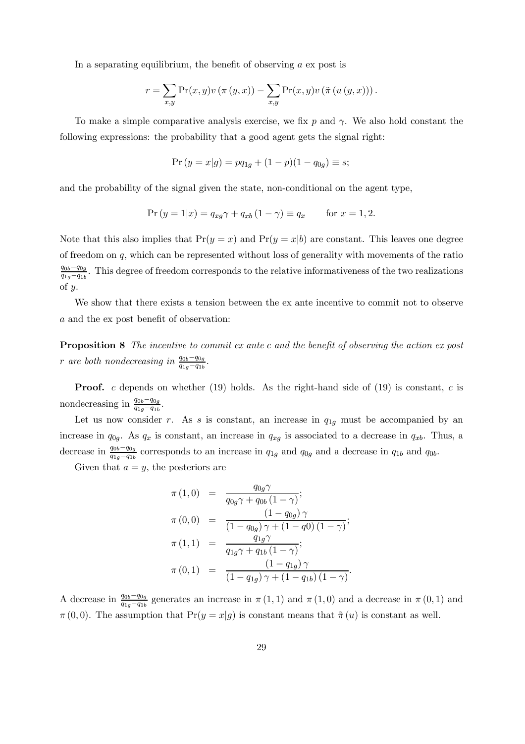In a separating equilibrium, the benefit of observing $a$ ex post is

$$r = \sum_{x,y} \Pr(x,y) v\left(\pi\left(y,x\right)\right) - \sum_{x,y} \Pr(x,y) v\left(\tilde{\pi}\left(u\left(y,x\right)\right)\right).$$

To make a simple comparative analysis exercise, we fix $p$ and $\gamma$. We also hold constant the following expressions: the probability that a good agent gets the signal right:

$$\Pr\left(y = x | g\right) = p q_{1g} + (1-p)(1-q_{0g}) \equiv s;$$

and the probability of the signal given the state, non-conditional on the agent type,

$$\Pr\left(y = 1 | x\right) = q_{xg}\gamma + q_{xb}\left(1-\gamma\right) \equiv q_x \qquad \text{for } x = 1, 2.$$

Note that this also implies that $\Pr(y = x)$ and $\Pr(y = x|b)$ are constant. This leaves one degree of freedom on $q$, which can be represented without loss of generality with movements of the ratio $\frac{q_{0b}-q_{0g}}{q_{1g}-q_{1b}}$. This degree of freedom corresponds to the relative informativeness of the two realizations of $y$.

We show that there exists a tension between the ex ante incentive to commit not to observe $a$ and the ex post benefit of observation:

**Proposition 8** *The incentive to commit ex ante $c$ and the benefit of observing the action ex post $r$ are both nondecreasing in $\frac{q_{0b}-q_{0g}}{q_{1g}-q_{1b}}$.*

**Proof.** $c$ depends on whether (19) holds. As the right-hand side of (19) is constant, $c$ is nondecreasing in $\frac{q_{0b}-q_{0g}}{q_{1g}-q_{1b}}$.

Let us now consider $r$. As $s$ is constant, an increase in $q_{1g}$ must be accompanied by an increase in $q_{0g}$. As $q_x$ is constant, an increase in $q_{xg}$ is associated to a decrease in $q_{xb}$. Thus, a decrease in $\frac{q_{0b}-q_{0g}}{q_{1g}-q_{1b}}$ corresponds to an increase in $q_{1g}$ and $q_{0g}$ and a decrease in $q_{1b}$ and $q_{0b}$.

Given that $a = y$, the posteriors are

$$\begin{aligned}
\pi\left(1,0\right) &= \frac{q_{0g}\gamma}{q_{0g}\gamma + q_{0b}\left(1-\gamma\right)}; \\
\pi\left(0,0\right) &= \frac{\left(1-q_{0g}\right)\gamma}{\left(1-q_{0g}\right)\gamma + \left(1-q0\right)\left(1-\gamma\right)}; \\
\pi\left(1,1\right) &= \frac{q_{1g}\gamma}{q_{1g}\gamma + q_{1b}\left(1-\gamma\right)}; \\
\pi\left(0,1\right) &= \frac{\left(1-q_{1g}\right)\gamma}{\left(1-q_{1g}\right)\gamma + \left(1-q_{1b}\right)\left(1-\gamma\right)}.
\end{aligned}$$

A decrease in $\frac{q_{0b}-q_{0g}}{q_{1g}-q_{1b}}$ generates an increase in $\pi\left(1,1\right)$ and $\pi\left(1,0\right)$ and a decrease in $\pi\left(0,1\right)$ and $\pi\left(0,0\right)$. The assumption that $\Pr(y = x|g)$ is constant means that $\tilde{\pi}\left(u\right)$ is constant as well.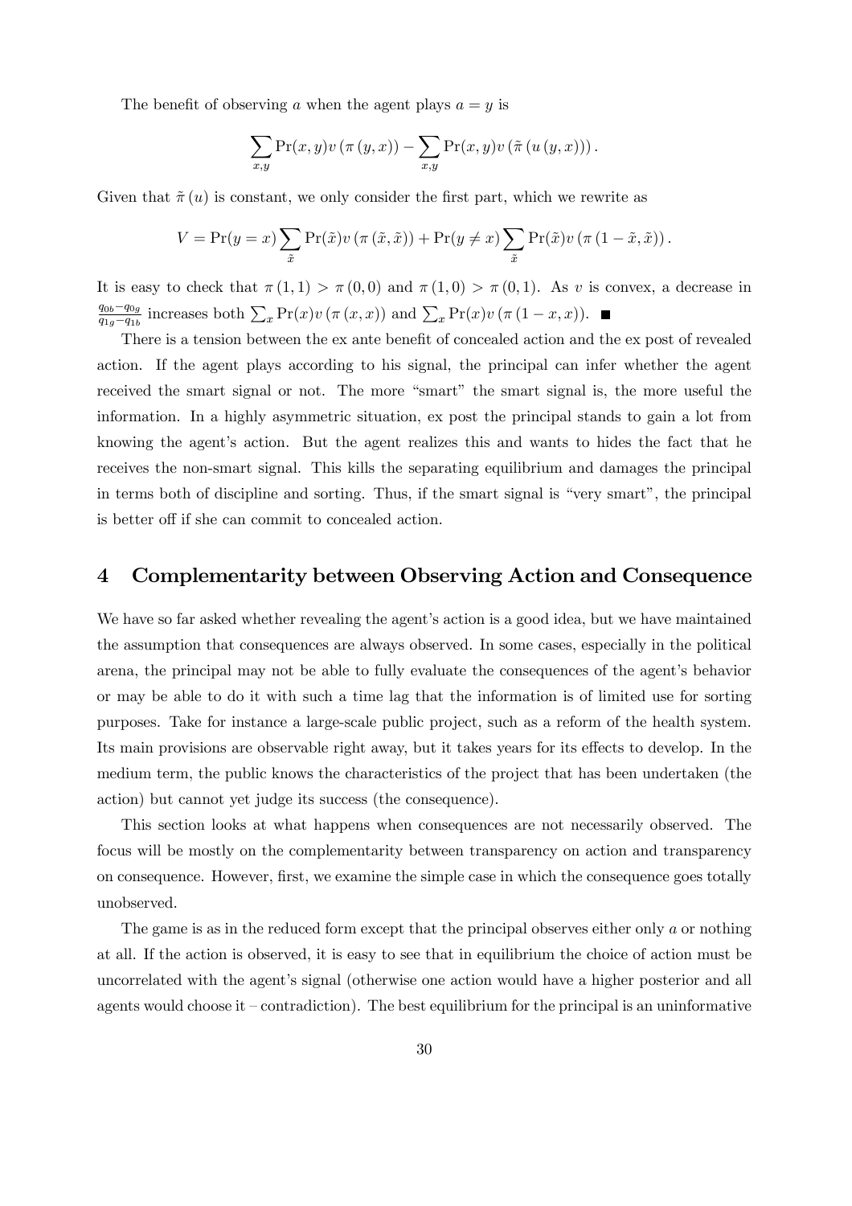The benefit of observing $a$ when the agent plays $a = y$ is

$$\sum_{x,y} \Pr(x,y) v\left(\pi\left(y,x\right)\right) - \sum_{x,y} \Pr(x,y) v\left(\tilde{\pi}\left(u\left(y,x\right)\right)\right).$$

Given that $\tilde{\pi}(u)$ is constant, we only consider the first part, which we rewrite as

$$V = \Pr(y=x) \sum_{\tilde{x}} \Pr(\tilde{x}) v\left(\pi\left(\tilde{x},\tilde{x}\right)\right) + \Pr(y \neq x) \sum_{\tilde{x}} \Pr(\tilde{x}) v\left(\pi\left(1-\tilde{x},\tilde{x}\right)\right).$$

It is easy to check that $\pi(1,1) > \pi(0,0)$ and $\pi(1,0) > \pi(0,1)$. As $v$ is convex, a decrease in $\frac{q_{0b}-q_{0g}}{q_{1g}-q_{1b}}$ increases both $\sum_x \Pr(x) v\left(\pi\left(x,x\right)\right)$ and $\sum_x \Pr(x) v\left(\pi\left(1-x,x\right)\right)$. ∎

There is a tension between the ex ante benefit of concealed action and the ex post of revealed action. If the agent plays according to his signal, the principal can infer whether the agent received the smart signal or not. The more "smart" the smart signal is, the more useful the information. In a highly asymmetric situation, ex post the principal stands to gain a lot from knowing the agent's action. But the agent realizes this and wants to hides the fact that he receives the non-smart signal. This kills the separating equilibrium and damages the principal in terms both of discipline and sorting. Thus, if the smart signal is "very smart", the principal is better off if she can commit to concealed action.

# 4 Complementarity between Observing Action and Consequence

We have so far asked whether revealing the agent's action is a good idea, but we have maintained the assumption that consequences are always observed. In some cases, especially in the political arena, the principal may not be able to fully evaluate the consequences of the agent's behavior or may be able to do it with such a time lag that the information is of limited use for sorting purposes. Take for instance a large-scale public project, such as a reform of the health system. Its main provisions are observable right away, but it takes years for its effects to develop. In the medium term, the public knows the characteristics of the project that has been undertaken (the action) but cannot yet judge its success (the consequence).

This section looks at what happens when consequences are not necessarily observed. The focus will be mostly on the complementarity between transparency on action and transparency on consequence. However, first, we examine the simple case in which the consequence goes totally unobserved.

The game is as in the reduced form except that the principal observes either only $a$ or nothing at all. If the action is observed, it is easy to see that in equilibrium the choice of action must be uncorrelated with the agent's signal (otherwise one action would have a higher posterior and all agents would choose it – contradiction). The best equilibrium for the principal is an uninformative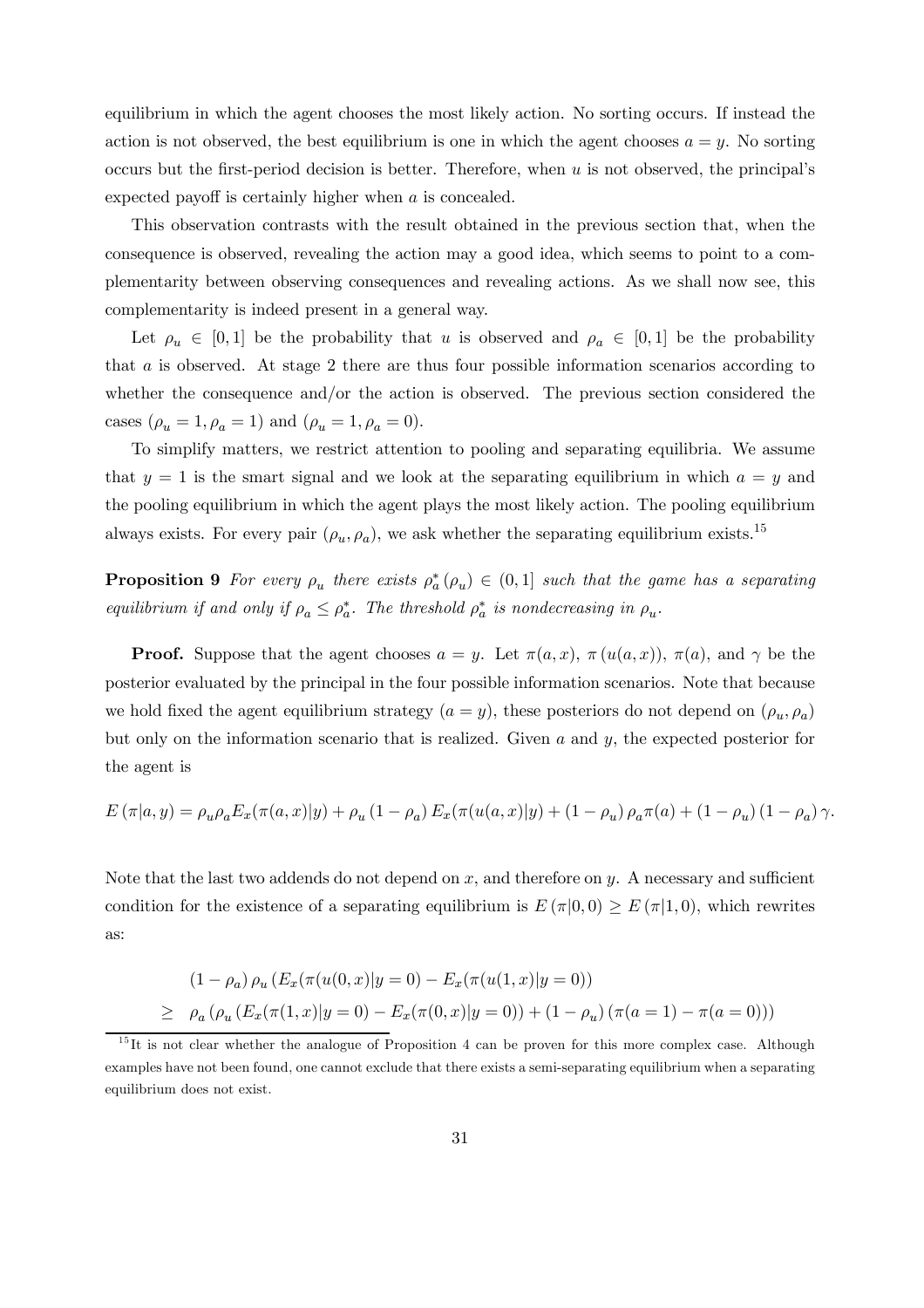equilibrium in which the agent chooses the most likely action. No sorting occurs. If instead the action is not observed, the best equilibrium is one in which the agent chooses $a = y$. No sorting occurs but the first-period decision is better. Therefore, when $u$ is not observed, the principal's expected payoff is certainly higher when $a$ is concealed.

This observation contrasts with the result obtained in the previous section that, when the consequence is observed, revealing the action may a good idea, which seems to point to a complementarity between observing consequences and revealing actions. As we shall now see, this complementarity is indeed present in a general way.

Let $\rho_u \in [0,1]$ be the probability that $u$ is observed and $\rho_a \in [0,1]$ be the probability that $a$ is observed. At stage 2 there are thus four possible information scenarios according to whether the consequence and/or the action is observed. The previous section considered the cases $(\rho_u = 1, \rho_a = 1)$ and $(\rho_u = 1, \rho_a = 0)$.

To simplify matters, we restrict attention to pooling and separating equilibria. We assume that $y = 1$ is the smart signal and we look at the separating equilibrium in which $a = y$ and the pooling equilibrium in which the agent plays the most likely action. The pooling equilibrium always exists. For every pair $(\rho_u, \rho_a)$, we ask whether the separating equilibrium exists.[15]

**Proposition 9** *For every $\rho_u$ there exists $\rho_a^*(\rho_u) \in (0,1]$ such that the game has a separating equilibrium if and only if $\rho_a \leq \rho_a^*$. The threshold $\rho_a^*$ is nondecreasing in $\rho_u$.*

**Proof.** Suppose that the agent chooses $a = y$. Let $\pi(a,x)$, $\pi(u(a,x))$, $\pi(a)$, and $\gamma$ be the posterior evaluated by the principal in the four possible information scenarios. Note that because we hold fixed the agent equilibrium strategy $(a = y)$, these posteriors do not depend on $(\rho_u, \rho_a)$ but only on the information scenario that is realized. Given $a$ and $y$, the expected posterior for the agent is

$$E(\pi|a,y) = \rho_u \rho_a E_x(\pi(a,x)|y) + \rho_u(1-\rho_a) E_x(\pi(u(a,x)|y) + (1-\rho_u)\rho_a \pi(a) + (1-\rho_u)(1-\rho_a)\gamma.$$

Note that the last two addends do not depend on $x$, and therefore on $y$. A necessary and sufficient condition for the existence of a separating equilibrium is $E(\pi|0,0) \geq E(\pi|1,0)$, which rewrites as:

$$\begin{aligned}
&(1-\rho_a)\rho_u \left(E_x(\pi(u(0,x)|y=0) - E_x(\pi(u(1,x)|y=0)\right) \\
\geq\ & \rho_a \left(\rho_u \left(E_x(\pi(1,x)|y=0) - E_x(\pi(0,x)|y=0)\right) + (1-\rho_u)\left(\pi(a=1) - \pi(a=0)\right)\right)
\end{aligned}$$

[15] It is not clear whether the analogue of Proposition 4 can be proven for this more complex case. Although examples have not been found, one cannot exclude that there exists a semi-separating equilibrium when a separating equilibrium does not exist.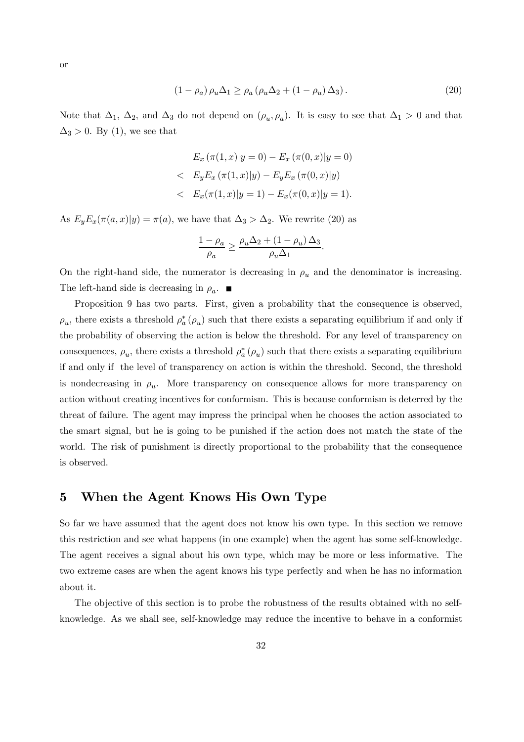or

$$(1 - \rho_a) \rho_u \Delta_1 \geq \rho_a (\rho_u \Delta_2 + (1 - \rho_u) \Delta_3). \tag{20}$$

Note that $\Delta_1$, $\Delta_2$, and $\Delta_3$ do not depend on $(\rho_u, \rho_a)$. It is easy to see that $\Delta_1 > 0$ and that $\Delta_3 > 0$. By (1), we see that

$$\begin{aligned}
& E_x (\pi(1, x)|y = 0) - E_x (\pi(0, x)|y = 0) \\
< \;& E_y E_x (\pi(1, x)|y) - E_y E_x (\pi(0, x)|y) \\
< \;& E_x(\pi(1, x)|y = 1) - E_x(\pi(0, x)|y = 1).
\end{aligned}$$

As $E_y E_x(\pi(a, x)|y) = \pi(a)$, we have that $\Delta_3 > \Delta_2$. We rewrite (20) as

$$\frac{1 - \rho_a}{\rho_a} \geq \frac{\rho_u \Delta_2 + (1 - \rho_u) \Delta_3}{\rho_u \Delta_1}.$$

On the right-hand side, the numerator is decreasing in $\rho_u$ and the denominator is increasing. The left-hand side is decreasing in $\rho_a$. ■

Proposition 9 has two parts. First, given a probability that the consequence is observed, $\rho_u$, there exists a threshold $\rho_a^* (\rho_u)$ such that there exists a separating equilibrium if and only if the probability of observing the action is below the threshold. For any level of transparency on consequences, $\rho_u$, there exists a threshold $\rho_a^* (\rho_u)$ such that there exists a separating equilibrium if and only if the level of transparency on action is within the threshold. Second, the threshold is nondecreasing in $\rho_u$. More transparency on consequence allows for more transparency on action without creating incentives for conformism. This is because conformism is deterred by the threat of failure. The agent may impress the principal when he chooses the action associated to the smart signal, but he is going to be punished if the action does not match the state of the world. The risk of punishment is directly proportional to the probability that the consequence is observed.

## 5 When the Agent Knows His Own Type

So far we have assumed that the agent does not know his own type. In this section we remove this restriction and see what happens (in one example) when the agent has some self-knowledge. The agent receives a signal about his own type, which may be more or less informative. The two extreme cases are when the agent knows his type perfectly and when he has no information about it.

The objective of this section is to probe the robustness of the results obtained with no self-knowledge. As we shall see, self-knowledge may reduce the incentive to behave in a conformist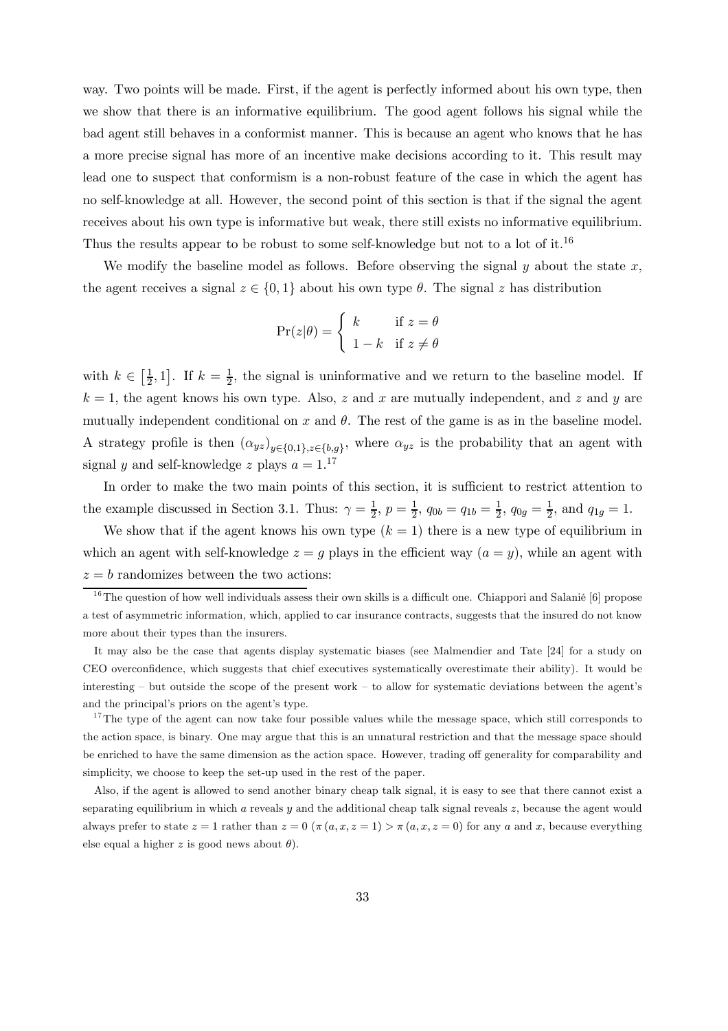way. Two points will be made. First, if the agent is perfectly informed about his own type, then we show that there is an informative equilibrium. The good agent follows his signal while the bad agent still behaves in a conformist manner. This is because an agent who knows that he has a more precise signal has more of an incentive make decisions according to it. This result may lead one to suspect that conformism is a non-robust feature of the case in which the agent has no self-knowledge at all. However, the second point of this section is that if the signal the agent receives about his own type is informative but weak, there still exists no informative equilibrium. Thus the results appear to be robust to some self-knowledge but not to a lot of it.[16]

We modify the baseline model as follows. Before observing the signal $y$ about the state $x$, the agent receives a signal $z \in \{0, 1\}$ about his own type $\theta$. The signal $z$ has distribution

$$\Pr(z|\theta) = \begin{cases} k & \text{if } z = \theta \\ 1-k & \text{if } z \neq \theta \end{cases}$$

with $k \in \left[\frac{1}{2}, 1\right]$. If $k = \frac{1}{2}$, the signal is uninformative and we return to the baseline model. If $k = 1$, the agent knows his own type. Also, $z$ and $x$ are mutually independent, and $z$ and $y$ are mutually independent conditional on $x$ and $\theta$. The rest of the game is as in the baseline model. A strategy profile is then $(\alpha_{yz})_{y\in\{0,1\},z\in\{b,g\}}$, where $\alpha_{yz}$ is the probability that an agent with signal $y$ and self-knowledge $z$ plays $a = 1$.[17]

In order to make the two main points of this section, it is sufficient to restrict attention to the example discussed in Section 3.1. Thus: $\gamma = \frac{1}{2}$, $p = \frac{1}{2}$, $q_{0b} = q_{1b} = \frac{1}{2}$, $q_{0g} = \frac{1}{2}$, and $q_{1g} = 1$.

We show that if the agent knows his own type ($k = 1$) there is a new type of equilibrium in which an agent with self-knowledge $z = g$ plays in the efficient way ($a = y$), while an agent with $z = b$ randomizes between the two actions:

[16] The question of how well individuals assess their own skills is a difficult one. Chiappori and Salanié [6] propose a test of asymmetric information, which, applied to car insurance contracts, suggests that the insured do not know more about their types than the insurers.

It may also be the case that agents display systematic biases (see Malmendier and Tate [24] for a study on CEO overconfidence, which suggests that chief executives systematically overestimate their ability). It would be interesting – but outside the scope of the present work – to allow for systematic deviations between the agent's and the principal's priors on the agent's type.

[17] The type of the agent can now take four possible values while the message space, which still corresponds to the action space, is binary. One may argue that this is an unnatural restriction and that the message space should be enriched to have the same dimension as the action space. However, trading off generality for comparability and simplicity, we choose to keep the set-up used in the rest of the paper.

Also, if the agent is allowed to send another binary cheap talk signal, it is easy to see that there cannot exist a separating equilibrium in which $a$ reveals $y$ and the additional cheap talk signal reveals $z$, because the agent would always prefer to state $z = 1$ rather than $z = 0$ ($\pi(a, x, z = 1) > \pi(a, x, z = 0)$ for any $a$ and $x$, because everything else equal a higher $z$ is good news about $\theta$).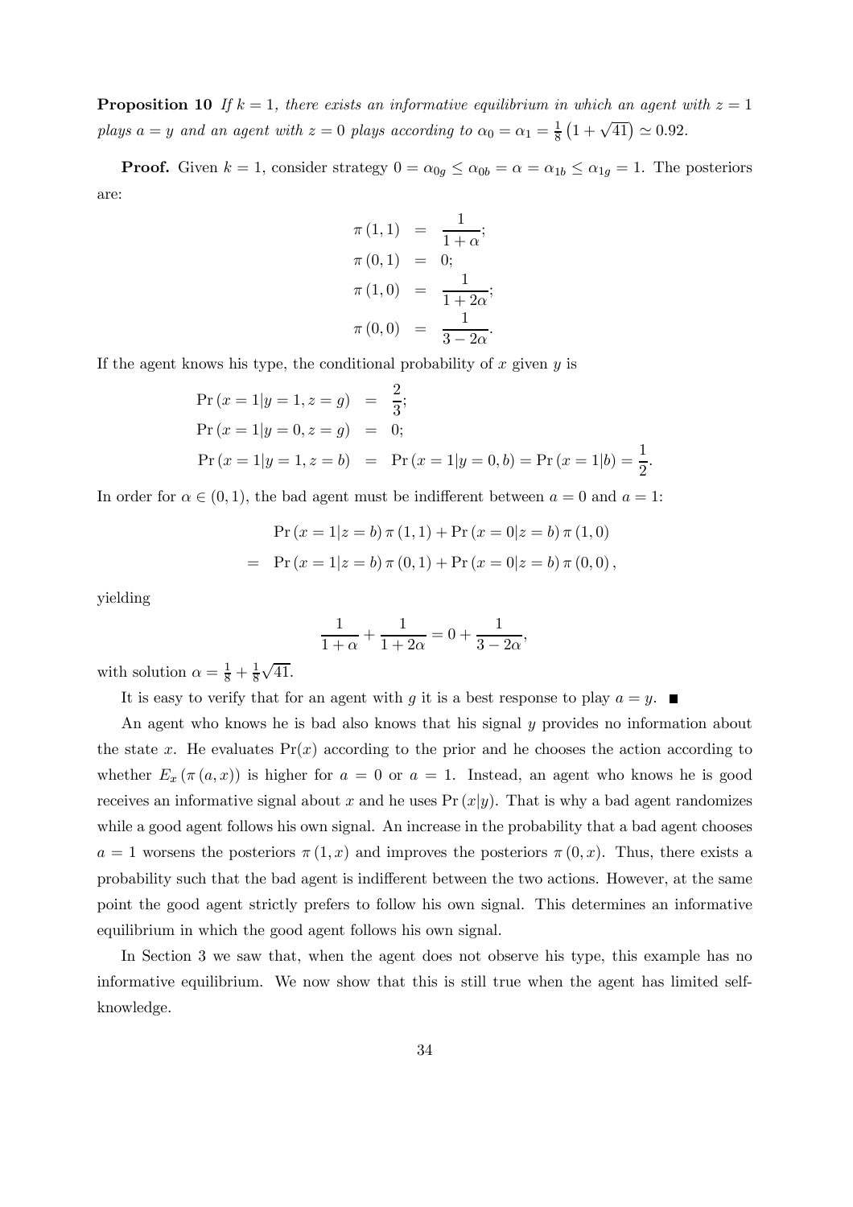**Proposition 10** *If $k = 1$, there exists an informative equilibrium in which an agent with $z = 1$ plays $a = y$ and an agent with $z = 0$ plays according to $\alpha_0 = \alpha_1 = \frac{1}{8}\left(1 + \sqrt{41}\right) \simeq 0.92$.*

**Proof.** Given $k = 1$, consider strategy $0 = \alpha_{0g} \leq \alpha_{0b} = \alpha = \alpha_{1b} \leq \alpha_{1g} = 1$. The posteriors are:

$$
\begin{aligned}
\pi(1,1) &= \frac{1}{1+\alpha}; \\
\pi(0,1) &= 0; \\
\pi(1,0) &= \frac{1}{1+2\alpha}; \\
\pi(0,0) &= \frac{1}{3-2\alpha}.
\end{aligned}
$$

If the agent knows his type, the conditional probability of $x$ given $y$ is

$$
\begin{aligned}
\Pr(x = 1 | y = 1, z = g) &= \frac{2}{3}; \\
\Pr(x = 1 | y = 0, z = g) &= 0; \\
\Pr(x = 1 | y = 1, z = b) &= \Pr(x = 1 | y = 0, b) = \Pr(x = 1 | b) = \frac{1}{2}.
\end{aligned}
$$

In order for $\alpha \in (0,1)$, the bad agent must be indifferent between $a = 0$ and $a = 1$:

$$
\begin{aligned}
& \Pr(x = 1 | z = b)\, \pi(1,1) + \Pr(x = 0 | z = b)\, \pi(1,0) \\
= \; & \Pr(x = 1 | z = b)\, \pi(0,1) + \Pr(x = 0 | z = b)\, \pi(0,0),
\end{aligned}
$$

yielding

$$
\frac{1}{1+\alpha} + \frac{1}{1+2\alpha} = 0 + \frac{1}{3-2\alpha},
$$

with solution $\alpha = \frac{1}{8} + \frac{1}{8}\sqrt{41}$.

It is easy to verify that for an agent with $g$ it is a best response to play $a = y$. ■

An agent who knows he is bad also knows that his signal $y$ provides no information about the state $x$. He evaluates $\Pr(x)$ according to the prior and he chooses the action according to whether $E_x(\pi(a,x))$ is higher for $a = 0$ or $a = 1$. Instead, an agent who knows he is good receives an informative signal about $x$ and he uses $\Pr(x|y)$. That is why a bad agent randomizes while a good agent follows his own signal. An increase in the probability that a bad agent chooses $a = 1$ worsens the posteriors $\pi(1,x)$ and improves the posteriors $\pi(0,x)$. Thus, there exists a probability such that the bad agent is indifferent between the two actions. However, at the same point the good agent strictly prefers to follow his own signal. This determines an informative equilibrium in which the good agent follows his own signal.

In Section 3 we saw that, when the agent does not observe his type, this example has no informative equilibrium. We now show that this is still true when the agent has limited self-knowledge.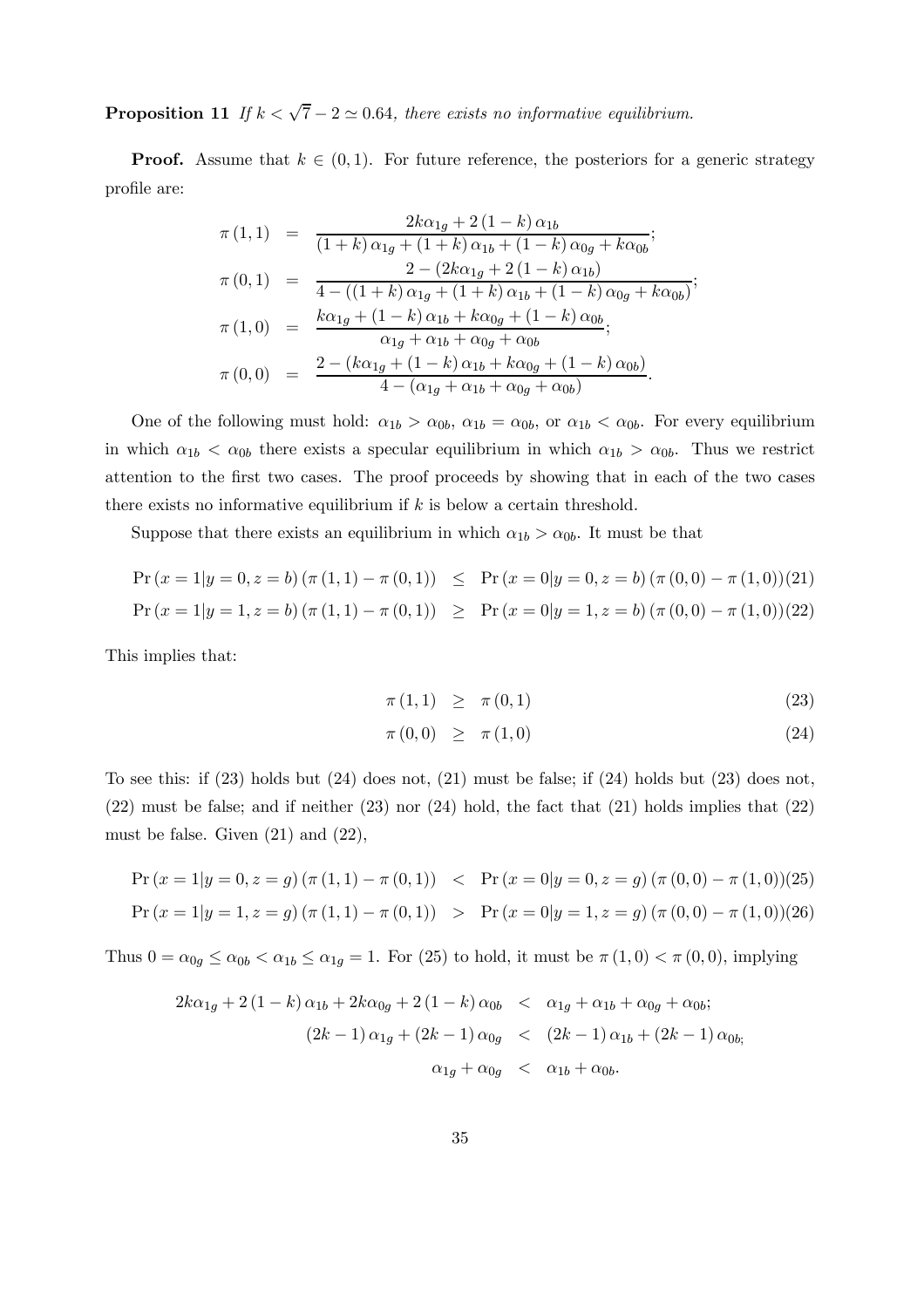**Proposition 11** *If $k < \sqrt{7} - 2 \simeq 0.64$, there exists no informative equilibrium.*

**Proof.** Assume that $k \in (0,1)$. For future reference, the posteriors for a generic strategy profile are:

$$
\begin{aligned}
\pi(1,1) &= \frac{2k\alpha_{1g} + 2(1-k)\alpha_{1b}}{(1+k)\alpha_{1g} + (1+k)\alpha_{1b} + (1-k)\alpha_{0g} + k\alpha_{0b}}; \\
\pi(0,1) &= \frac{2 - (2k\alpha_{1g} + 2(1-k)\alpha_{1b})}{4 - ((1+k)\alpha_{1g} + (1+k)\alpha_{1b} + (1-k)\alpha_{0g} + k\alpha_{0b})}; \\
\pi(1,0) &= \frac{k\alpha_{1g} + (1-k)\alpha_{1b} + k\alpha_{0g} + (1-k)\alpha_{0b}}{\alpha_{1g} + \alpha_{1b} + \alpha_{0g} + \alpha_{0b}}; \\
\pi(0,0) &= \frac{2 - (k\alpha_{1g} + (1-k)\alpha_{1b} + k\alpha_{0g} + (1-k)\alpha_{0b})}{4 - (\alpha_{1g} + \alpha_{1b} + \alpha_{0g} + \alpha_{0b})}.
\end{aligned}
$$

One of the following must hold: $\alpha_{1b} > \alpha_{0b}$, $\alpha_{1b} = \alpha_{0b}$, or $\alpha_{1b} < \alpha_{0b}$. For every equilibrium in which $\alpha_{1b} < \alpha_{0b}$ there exists a specular equilibrium in which $\alpha_{1b} > \alpha_{0b}$. Thus we restrict attention to the first two cases. The proof proceeds by showing that in each of the two cases there exists no informative equilibrium if $k$ is below a certain threshold.

Suppose that there exists an equilibrium in which $\alpha_{1b} > \alpha_{0b}$. It must be that

$$
\Pr(x=1|y=0,z=b)(\pi(1,1) - \pi(0,1)) \leq \Pr(x=0|y=0,z=b)(\pi(0,0) - \pi(1,0)) \quad (21)
$$

$$
\Pr(x=1|y=1,z=b)(\pi(1,1) - \pi(0,1)) \geq \Pr(x=0|y=1,z=b)(\pi(0,0) - \pi(1,0)) \quad (22)
$$

This implies that:

$$
\pi(1,1) \geq \pi(0,1) \quad (23)
$$

$$
\pi(0,0) \geq \pi(1,0) \quad (24)
$$

To see this: if (23) holds but (24) does not, (21) must be false; if (24) holds but (23) does not, (22) must be false; and if neither (23) nor (24) hold, the fact that (21) holds implies that (22) must be false. Given (21) and (22),

$$
\Pr(x=1|y=0,z=g)(\pi(1,1) - \pi(0,1)) < \Pr(x=0|y=0,z=g)(\pi(0,0) - \pi(1,0)) \quad (25)
$$

$$
\Pr(x=1|y=1,z=g)(\pi(1,1) - \pi(0,1)) > \Pr(x=0|y=1,z=g)(\pi(0,0) - \pi(1,0)) \quad (26)
$$

Thus $0 = \alpha_{0g} \leq \alpha_{0b} < \alpha_{1b} \leq \alpha_{1g} = 1$. For (25) to hold, it must be $\pi(1,0) < \pi(0,0)$, implying

$$
\begin{aligned}
2k\alpha_{1g} + 2(1-k)\alpha_{1b} + 2k\alpha_{0g} + 2(1-k)\alpha_{0b} &< \alpha_{1g} + \alpha_{1b} + \alpha_{0g} + \alpha_{0b}; \\
(2k-1)\alpha_{1g} + (2k-1)\alpha_{0g} &< (2k-1)\alpha_{1b} + (2k-1)\alpha_{0b}; \\
\alpha_{1g} + \alpha_{0g} &< \alpha_{1b} + \alpha_{0b}.
\end{aligned}
$$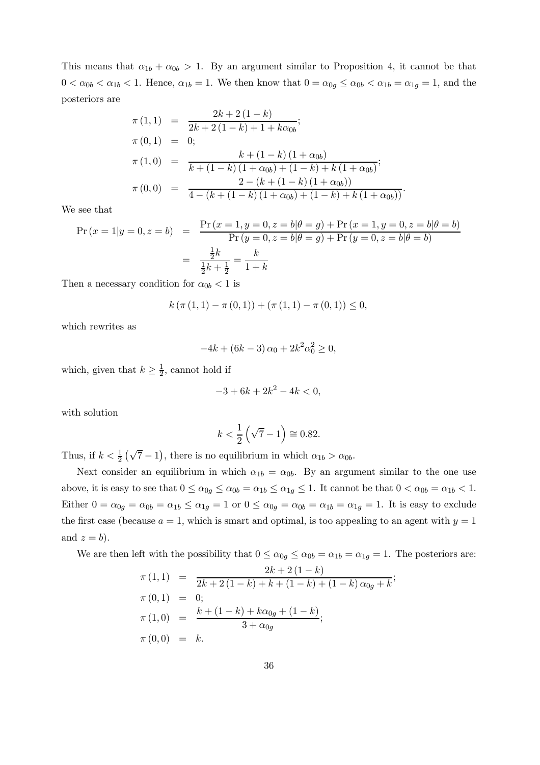This means that $\alpha_{1b} + \alpha_{0b} > 1$. By an argument similar to Proposition 4, it cannot be that $0 < \alpha_{0b} < \alpha_{1b} < 1$. Hence, $\alpha_{1b} = 1$. We then know that $0 = \alpha_{0g} \leq \alpha_{0b} < \alpha_{1b} = \alpha_{1g} = 1$, and the posteriors are

$$
\begin{aligned}
\pi(1,1) &= \frac{2k + 2(1-k)}{2k + 2(1-k) + 1 + k\alpha_{0b}}; \\
\pi(0,1) &= 0; \\
\pi(1,0) &= \frac{k + (1-k)(1+\alpha_{0b})}{k + (1-k)(1+\alpha_{0b}) + (1-k) + k(1+\alpha_{0b})}; \\
\pi(0,0) &= \frac{2 - (k + (1-k)(1+\alpha_{0b}))}{4 - (k + (1-k)(1+\alpha_{0b}) + (1-k) + k(1+\alpha_{0b}))}.
\end{aligned}
$$

We see that

$$
\begin{aligned}
\Pr(x = 1 | y = 0, z = b) &= \frac{\Pr(x = 1, y = 0, z = b | \theta = g) + \Pr(x = 1, y = 0, z = b | \theta = b)}{\Pr(y = 0, z = b | \theta = g) + \Pr(y = 0, z = b | \theta = b)} \\
&= \frac{\frac{1}{2}k}{\frac{1}{2}k + \frac{1}{2}} = \frac{k}{1+k}
\end{aligned}
$$

Then a necessary condition for $\alpha_{0b} < 1$ is

$$
k(\pi(1,1) - \pi(0,1)) + (\pi(1,1) - \pi(0,1)) \leq 0,
$$

which rewrites as

$$
-4k + (6k - 3)\alpha_0 + 2k^2\alpha_0^2 \geq 0,
$$

which, given that $k \geq \frac{1}{2}$, cannot hold if

$$
-3 + 6k + 2k^2 - 4k < 0,
$$

with solution

$$
k < \frac{1}{2}\left(\sqrt{7} - 1\right) \cong 0.82.
$$

Thus, if $k < \frac{1}{2}\left(\sqrt{7} - 1\right)$, there is no equilibrium in which $\alpha_{1b} > \alpha_{0b}$.

Next consider an equilibrium in which $\alpha_{1b} = \alpha_{0b}$. By an argument similar to the one use above, it is easy to see that $0 \leq \alpha_{0g} \leq \alpha_{0b} = \alpha_{1b} \leq \alpha_{1g} \leq 1$. It cannot be that $0 < \alpha_{0b} = \alpha_{1b} < 1$. Either $0 = \alpha_{0g} = \alpha_{0b} = \alpha_{1b} \leq \alpha_{1g} = 1$ or $0 \leq \alpha_{0g} = \alpha_{0b} = \alpha_{1b} = \alpha_{1g} = 1$. It is easy to exclude the first case (because $a = 1$, which is smart and optimal, is too appealing to an agent with $y = 1$ and $z = b$).

We are then left with the possibility that $0 \leq \alpha_{0g} \leq \alpha_{0b} = \alpha_{1b} = \alpha_{1g} = 1$. The posteriors are:

$$
\begin{aligned}
\pi(1,1) &= \frac{2k + 2(1-k)}{2k + 2(1-k) + k + (1-k) + (1-k)\alpha_{0g} + k}; \\
\pi(0,1) &= 0; \\
\pi(1,0) &= \frac{k + (1-k) + k\alpha_{0g} + (1-k)}{3 + \alpha_{0g}}; \\
\pi(0,0) &= k.
\end{aligned}
$$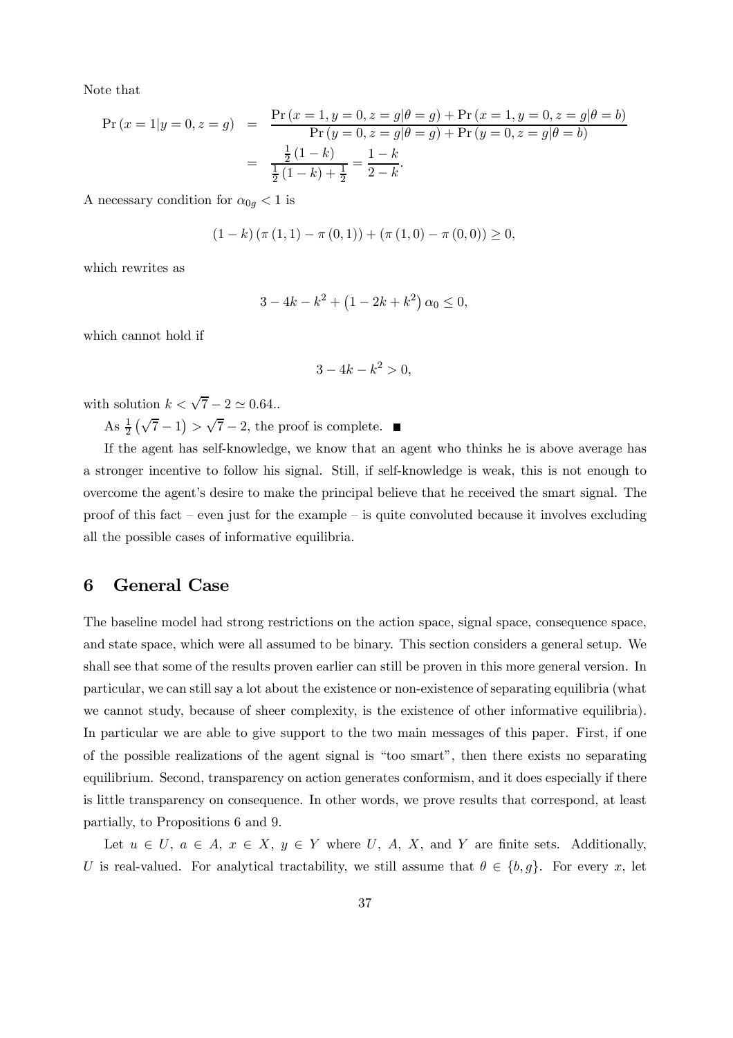Note that

$$
\begin{aligned}
\Pr(x=1|y=0,z=g) &= \frac{\Pr(x=1,y=0,z=g|\theta=g)+\Pr(x=1,y=0,z=g|\theta=b)}{\Pr(y=0,z=g|\theta=g)+\Pr(y=0,z=g|\theta=b)} \\
&= \frac{\frac{1}{2}(1-k)}{\frac{1}{2}(1-k)+\frac{1}{2}} = \frac{1-k}{2-k}.
\end{aligned}
$$

A necessary condition for $\alpha_{0g} < 1$ is

$$
(1-k)(\pi(1,1)-\pi(0,1)) + (\pi(1,0)-\pi(0,0)) \geq 0,
$$

which rewrites as

$$
3 - 4k - k^2 + \left(1 - 2k + k^2\right)\alpha_0 \leq 0,
$$

which cannot hold if

$$
3 - 4k - k^2 > 0,
$$

with solution $k < \sqrt{7} - 2 \simeq 0.64$..

As $\frac{1}{2}\left(\sqrt{7}-1\right) > \sqrt{7}-2$, the proof is complete. ■

If the agent has self-knowledge, we know that an agent who thinks he is above average has a stronger incentive to follow his signal. Still, if self-knowledge is weak, this is not enough to overcome the agent's desire to make the principal believe that he received the smart signal. The proof of this fact – even just for the example – is quite convoluted because it involves excluding all the possible cases of informative equilibria.

## 6 General Case

The baseline model had strong restrictions on the action space, signal space, consequence space, and state space, which were all assumed to be binary. This section considers a general setup. We shall see that some of the results proven earlier can still be proven in this more general version. In particular, we can still say a lot about the existence or non-existence of separating equilibria (what we cannot study, because of sheer complexity, is the existence of other informative equilibria). In particular we are able to give support to the two main messages of this paper. First, if one of the possible realizations of the agent signal is "too smart", then there exists no separating equilibrium. Second, transparency on action generates conformism, and it does especially if there is little transparency on consequence. In other words, we prove results that correspond, at least partially, to Propositions 6 and 9.

Let $u \in U$, $a \in A$, $x \in X$, $y \in Y$ where $U$, $A$, $X$, and $Y$ are finite sets. Additionally, $U$ is real-valued. For analytical tractability, we still assume that $\theta \in \{b, g\}$. For every $x$, let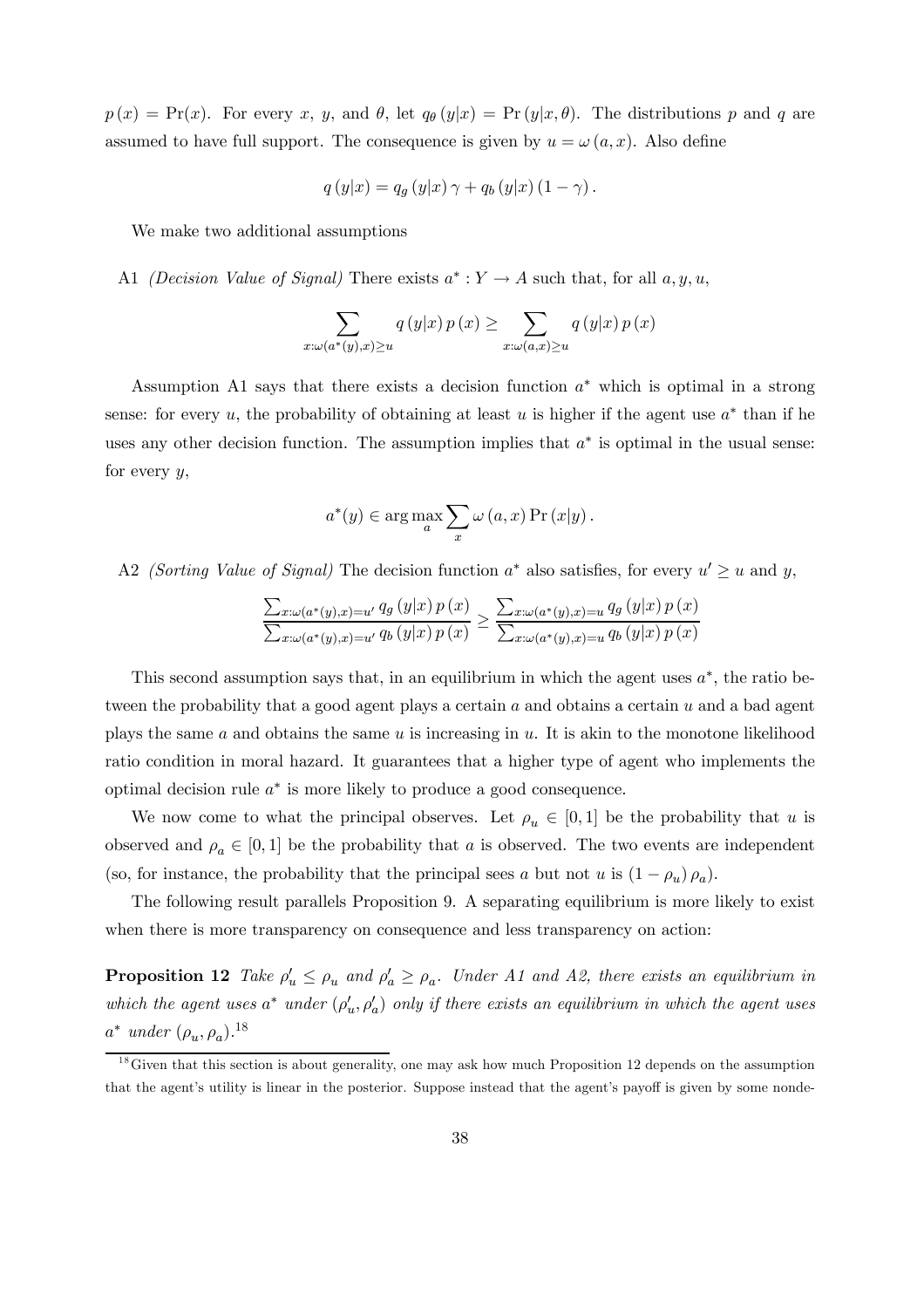$p(x) = \Pr(x)$. For every $x$, $y$, and $\theta$, let $q_\theta(y|x) = \Pr(y|x, \theta)$. The distributions $p$ and $q$ are assumed to have full support. The consequence is given by $u = \omega(a, x)$. Also define

$$q(y|x) = q_g(y|x)\gamma + q_b(y|x)(1-\gamma).$$

We make two additional assumptions

A1 *(Decision Value of Signal)* There exists $a^* : Y \to A$ such that, for all $a, y, u$,

$$\sum_{x:\omega(a^*(y),x)\geq u} q(y|x)p(x) \geq \sum_{x:\omega(a,x)\geq u} q(y|x)p(x)$$

Assumption A1 says that there exists a decision function $a^*$ which is optimal in a strong sense: for every $u$, the probability of obtaining at least $u$ is higher if the agent use $a^*$ than if he uses any other decision function. The assumption implies that $a^*$ is optimal in the usual sense: for every $y$,

$$a^*(y) \in \arg\max_a \sum_x \omega(a, x) \Pr(x|y).$$

A2 *(Sorting Value of Signal)* The decision function $a^*$ also satisfies, for every $u' \geq u$ and $y$,

$$\frac{\sum_{x:\omega(a^*(y),x)=u'} q_g(y|x)p(x)}{\sum_{x:\omega(a^*(y),x)=u'} q_b(y|x)p(x)} \geq \frac{\sum_{x:\omega(a^*(y),x)=u} q_g(y|x)p(x)}{\sum_{x:\omega(a^*(y),x)=u} q_b(y|x)p(x)}$$

This second assumption says that, in an equilibrium in which the agent uses $a^*$, the ratio between the probability that a good agent plays a certain $a$ and obtains a certain $u$ and a bad agent plays the same $a$ and obtains the same $u$ is increasing in $u$. It is akin to the monotone likelihood ratio condition in moral hazard. It guarantees that a higher type of agent who implements the optimal decision rule $a^*$ is more likely to produce a good consequence.

We now come to what the principal observes. Let $\rho_u \in [0, 1]$ be the probability that $u$ is observed and $\rho_a \in [0, 1]$ be the probability that $a$ is observed. The two events are independent (so, for instance, the probability that the principal sees $a$ but not $u$ is $(1 - \rho_u)\rho_a$).

The following result parallels Proposition 9. A separating equilibrium is more likely to exist when there is more transparency on consequence and less transparency on action:

**Proposition 12** *Take $\rho'_u \leq \rho_u$ and $\rho'_a \geq \rho_a$. Under A1 and A2, there exists an equilibrium in which the agent uses $a^*$ under $(\rho'_u, \rho'_a)$ only if there exists an equilibrium in which the agent uses $a^*$ under $(\rho_u, \rho_a)$.*[18]

[18] Given that this section is about generality, one may ask how much Proposition 12 depends on the assumption that the agent's utility is linear in the posterior. Suppose instead that the agent's payoff is given by some nonde-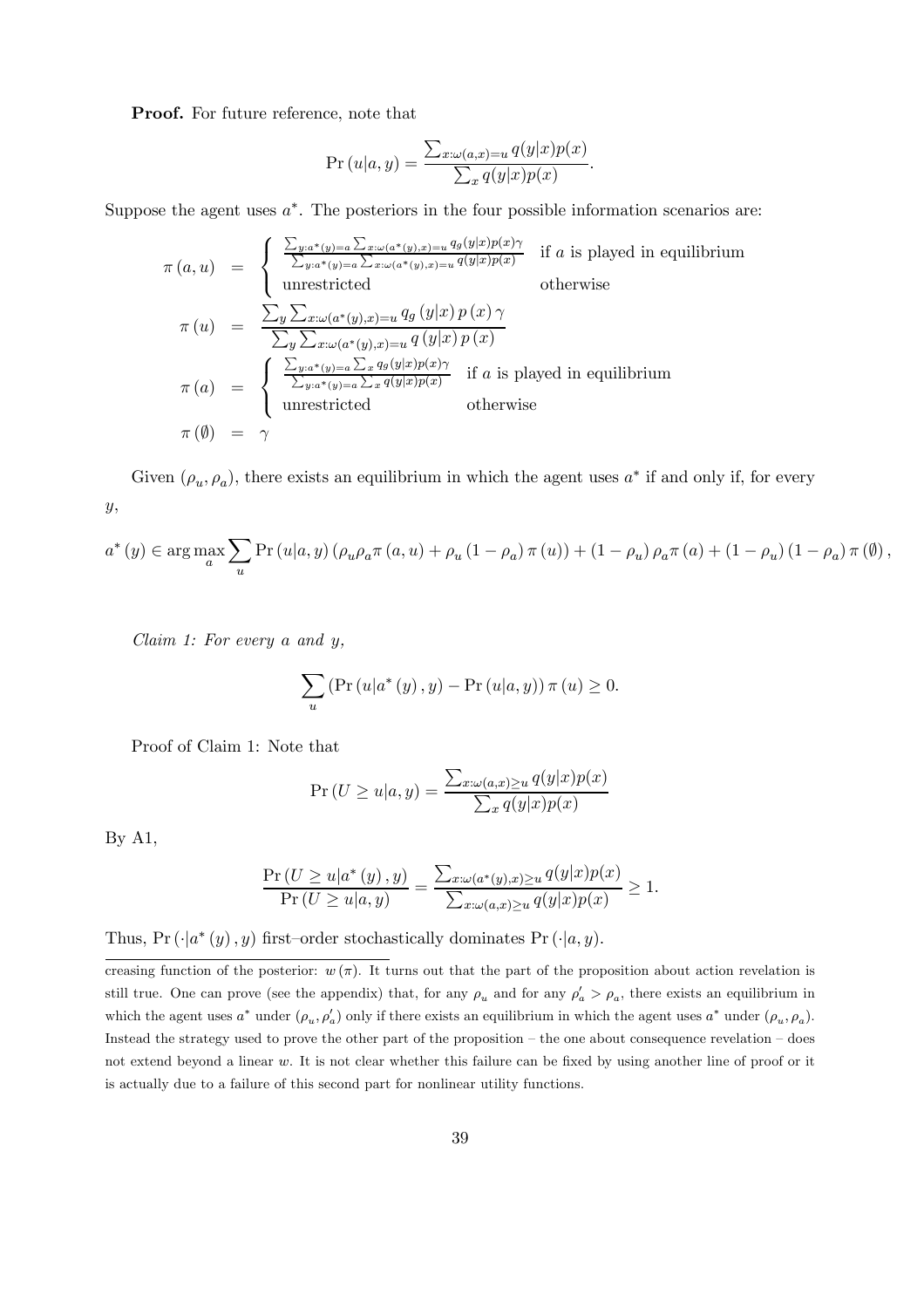**Proof.** For future reference, note that

$$\Pr\left(u|a,y\right) = \frac{\sum_{x:\omega(a,x)=u} q(y|x)p(x)}{\sum_x q(y|x)p(x)}.$$

Suppose the agent uses $a^*$. The posteriors in the four possible information scenarios are:

$$\begin{aligned}
\pi\left(a,u\right) &= \begin{cases} \frac{\sum_{y:a^*(y)=a} \sum_{x:\omega(a^*(y),x)=u} q_g(y|x)p(x)\gamma}{\sum_{y:a^*(y)=a} \sum_{x:\omega(a^*(y),x)=u} q(y|x)p(x)} & \text{if } a \text{ is played in equilibrium} \\ \text{unrestricted} & \text{otherwise} \end{cases} \\
\pi\left(u\right) &= \frac{\sum_y \sum_{x:\omega(a^*(y),x)=u} q_g\left(y|x\right)p\left(x\right)\gamma}{\sum_y \sum_{x:\omega(a^*(y),x)=u} q\left(y|x\right)p\left(x\right)} \\
\pi\left(a\right) &= \begin{cases} \frac{\sum_{y:a^*(y)=a} \sum_x q_g(y|x)p(x)\gamma}{\sum_{y:a^*(y)=a} \sum_x q(y|x)p(x)} & \text{if } a \text{ is played in equilibrium} \\ \text{unrestricted} & \text{otherwise} \end{cases} \\
\pi\left(\emptyset\right) &= \gamma
\end{aligned}$$

Given $(\rho_u, \rho_a)$, there exists an equilibrium in which the agent uses $a^*$ if and only if, for every $y$,

$$a^*\left(y\right) \in \arg\max_a \sum_u \Pr\left(u|a,y\right)\left(\rho_u \rho_a \pi\left(a,u\right) + \rho_u\left(1-\rho_a\right)\pi\left(u\right)\right) + \left(1-\rho_u\right)\rho_a \pi\left(a\right) + \left(1-\rho_u\right)\left(1-\rho_a\right)\pi\left(\emptyset\right),$$

*Claim 1: For every $a$ and $y$,*

$$\sum_u \left(\Pr\left(u|a^*\left(y\right),y\right) - \Pr\left(u|a,y\right)\right)\pi\left(u\right) \geq 0.$$

Proof of Claim 1: Note that

$$\Pr\left(U \geq u|a,y\right) = \frac{\sum_{x:\omega(a,x)\geq u} q(y|x)p(x)}{\sum_x q(y|x)p(x)}$$

By A1,

$$\frac{\Pr\left(U \geq u|a^*\left(y\right),y\right)}{\Pr\left(U \geq u|a,y\right)} = \frac{\sum_{x:\omega(a^*(y),x)\geq u} q(y|x)p(x)}{\sum_{x:\omega(a,x)\geq u} q(y|x)p(x)} \geq 1.$$

Thus, $\Pr\left(\cdot|a^*\left(y\right),y\right)$ first–order stochastically dominates $\Pr\left(\cdot|a,y\right)$.

creasing function of the posterior: $w\left(\pi\right)$. It turns out that the part of the proposition about action revelation is still true. One can prove (see the appendix) that, for any $\rho_u$ and for any $\rho'_a > \rho_a$, there exists an equilibrium in which the agent uses $a^*$ under $(\rho_u, \rho'_a)$ only if there exists an equilibrium in which the agent uses $a^*$ under $(\rho_u, \rho_a)$. Instead the strategy used to prove the other part of the proposition – the one about consequence revelation – does not extend beyond a linear $w$. It is not clear whether this failure can be fixed by using another line of proof or it is actually due to a failure of this second part for nonlinear utility functions.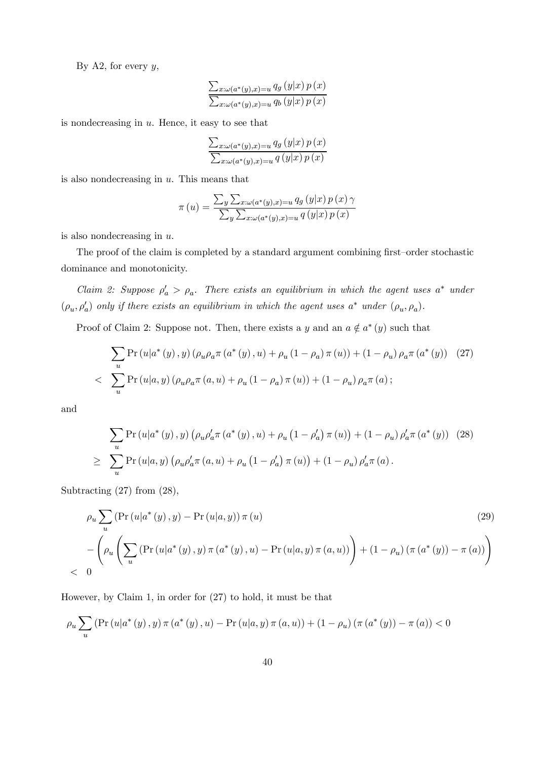By A2, for every $y$,

$$\frac{\sum_{x:\omega(a^*(y),x)=u} q_g(y|x)\,p(x)}{\sum_{x:\omega(a^*(y),x)=u} q_b(y|x)\,p(x)}$$

is nondecreasing in $u$. Hence, it easy to see that

$$\frac{\sum_{x:\omega(a^*(y),x)=u} q_g(y|x)\,p(x)}{\sum_{x:\omega(a^*(y),x)=u} q(y|x)\,p(x)}$$

is also nondecreasing in $u$. This means that

$$\pi(u) = \frac{\sum_y \sum_{x:\omega(a^*(y),x)=u} q_g(y|x)\,p(x)\,\gamma}{\sum_y \sum_{x:\omega(a^*(y),x)=u} q(y|x)\,p(x)}$$

is also nondecreasing in $u$.

The proof of the claim is completed by a standard argument combining first–order stochastic dominance and monotonicity.

*Claim 2: Suppose $\rho_a' > \rho_a$. There exists an equilibrium in which the agent uses $a^*$ under $(\rho_u, \rho_a')$ only if there exists an equilibrium in which the agent uses $a^*$ under $(\rho_u, \rho_a)$.*

Proof of Claim 2: Suppose not. Then, there exists a $y$ and an $a \notin a^*(y)$ such that

$$\begin{aligned}
&\sum_u \Pr(u|a^*(y), y)\left(\rho_u\rho_a\pi(a^*(y), u) + \rho_u(1-\rho_a)\pi(u)\right) + (1-\rho_u)\rho_a\pi(a^*(y)) \quad (27)\\
<\ &\sum_u \Pr(u|a, y)\left(\rho_u\rho_a\pi(a, u) + \rho_u(1-\rho_a)\pi(u)\right) + (1-\rho_u)\rho_a\pi(a);
\end{aligned}$$

and

$$\begin{aligned}
&\sum_u \Pr(u|a^*(y), y)\left(\rho_u\rho_a'\pi(a^*(y), u) + \rho_u\left(1-\rho_a'\right)\pi(u)\right) + (1-\rho_u)\rho_a'\pi(a^*(y)) \quad (28)\\
\geq\ &\sum_u \Pr(u|a, y)\left(\rho_u\rho_a'\pi(a, u) + \rho_u\left(1-\rho_a'\right)\pi(u)\right) + (1-\rho_u)\rho_a'\pi(a).
\end{aligned}$$

Subtracting (27) from (28),

$$\begin{aligned}
&\rho_u\sum_u\left(\Pr(u|a^*(y), y) - \Pr(u|a, y)\right)\pi(u) \quad (29)\\
&-\left(\rho_u\left(\sum_u\left(\Pr(u|a^*(y), y)\,\pi(a^*(y), u) - \Pr(u|a, y)\,\pi(a, u)\right)\right) + (1-\rho_u)\left(\pi(a^*(y)) - \pi(a)\right)\right)\\
<\ &0
\end{aligned}$$

However, by Claim 1, in order for (27) to hold, it must be that

$$\rho_u\sum_u\left(\Pr(u|a^*(y), y)\,\pi(a^*(y), u) - \Pr(u|a, y)\,\pi(a, u)\right) + (1-\rho_u)\left(\pi(a^*(y)) - \pi(a)\right) < 0$$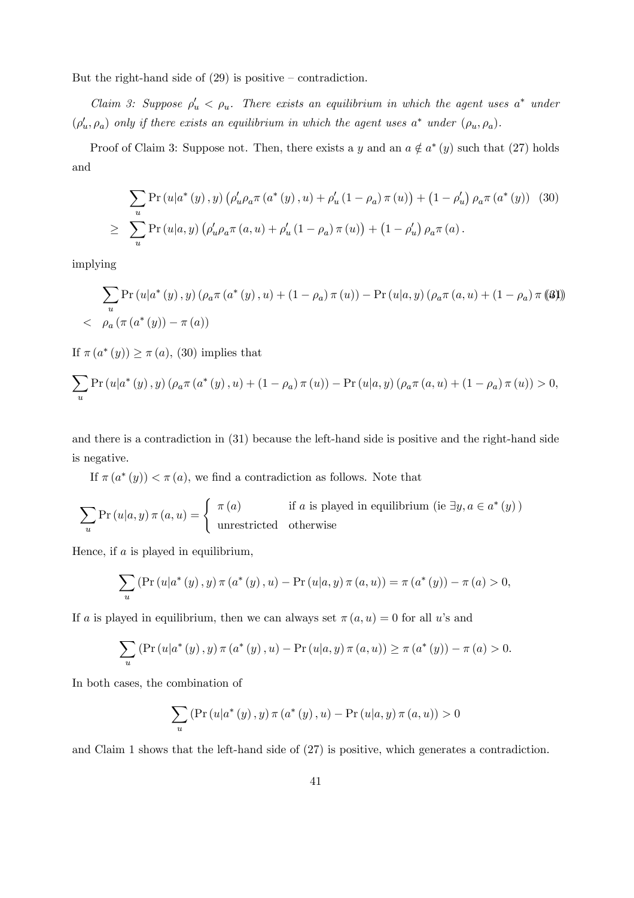But the right-hand side of (29) is positive – contradiction.

*Claim 3: Suppose $\rho'_u < \rho_u$. There exists an equilibrium in which the agent uses $a^*$ under $(\rho'_u, \rho_a)$ only if there exists an equilibrium in which the agent uses $a^*$ under $(\rho_u, \rho_a)$.*

Proof of Claim 3: Suppose not. Then, there exists a $y$ and an $a \notin a^*(y)$ such that (27) holds and

$$\begin{aligned}
&\sum_u \Pr(u|a^*(y), y)\left(\rho'_u \rho_a \pi(a^*(y), u) + \rho'_u (1-\rho_a)\pi(u)\right) + \left(1-\rho'_u\right)\rho_a \pi(a^*(y)) \quad (30) \\
\geq\ &\sum_u \Pr(u|a, y)\left(\rho'_u \rho_a \pi(a, u) + \rho'_u (1-\rho_a)\pi(u)\right) + \left(1-\rho'_u\right)\rho_a \pi(a).
\end{aligned}$$

implying

$$\begin{aligned}
&\sum_u \Pr(u|a^*(y), y)\left(\rho_a \pi(a^*(y), u) + (1-\rho_a)\pi(u)\right) - \Pr(u|a, y)\left(\rho_a \pi(a, u) + (1-\rho_a)\pi(u)\right) \quad (31) \\
<\ &\rho_a\left(\pi(a^*(y)) - \pi(a)\right)
\end{aligned}$$

If $\pi(a^*(y)) \geq \pi(a)$, (30) implies that

$$\sum_u \Pr(u|a^*(y), y)\left(\rho_a \pi(a^*(y), u) + (1-\rho_a)\pi(u)\right) - \Pr(u|a, y)\left(\rho_a \pi(a, u) + (1-\rho_a)\pi(u)\right) > 0,$$

and there is a contradiction in (31) because the left-hand side is positive and the right-hand side is negative.

If $\pi(a^*(y)) < \pi(a)$, we find a contradiction as follows. Note that

$$\sum_u \Pr(u|a, y)\pi(a, u) = \begin{cases} \pi(a) & \text{if } a \text{ is played in equilibrium (ie } \exists y, a \in a^*(y)\text{)} \\ \text{unrestricted} & \text{otherwise} \end{cases}$$

Hence, if $a$ is played in equilibrium,

$$\sum_u \left(\Pr(u|a^*(y), y)\pi(a^*(y), u) - \Pr(u|a, y)\pi(a, u)\right) = \pi(a^*(y)) - \pi(a) > 0,$$

If $a$ is played in equilibrium, then we can always set $\pi(a, u) = 0$ for all $u$'s and

$$\sum_u \left(\Pr(u|a^*(y), y)\pi(a^*(y), u) - \Pr(u|a, y)\pi(a, u)\right) \geq \pi(a^*(y)) - \pi(a) > 0.$$

In both cases, the combination of

$$\sum_u \left(\Pr(u|a^*(y), y)\pi(a^*(y), u) - \Pr(u|a, y)\pi(a, u)\right) > 0$$

and Claim 1 shows that the left-hand side of (27) is positive, which generates a contradiction.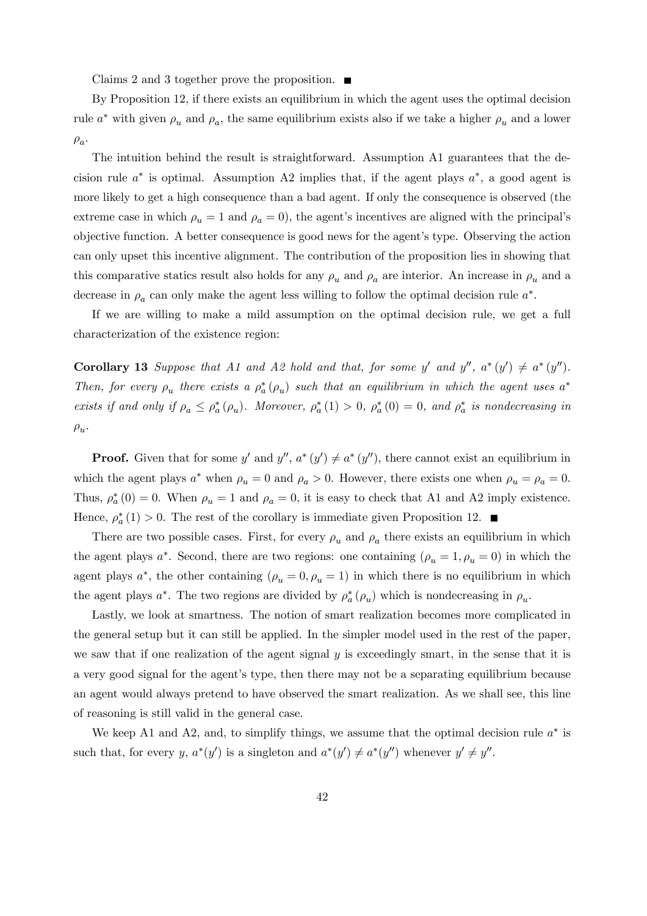Claims 2 and 3 together prove the proposition. ■

By Proposition 12, if there exists an equilibrium in which the agent uses the optimal decision rule $a^*$ with given $\rho_u$ and $\rho_a$, the same equilibrium exists also if we take a higher $\rho_u$ and a lower $\rho_a$.

The intuition behind the result is straightforward. Assumption A1 guarantees that the decision rule $a^*$ is optimal. Assumption A2 implies that, if the agent plays $a^*$, a good agent is more likely to get a high consequence than a bad agent. If only the consequence is observed (the extreme case in which $\rho_u = 1$ and $\rho_a = 0$), the agent's incentives are aligned with the principal's objective function. A better consequence is good news for the agent's type. Observing the action can only upset this incentive alignment. The contribution of the proposition lies in showing that this comparative statics result also holds for any $\rho_u$ and $\rho_a$ are interior. An increase in $\rho_u$ and a decrease in $\rho_a$ can only make the agent less willing to follow the optimal decision rule $a^*$.

If we are willing to make a mild assumption on the optimal decision rule, we get a full characterization of the existence region:

**Corollary 13** *Suppose that A1 and A2 hold and that, for some $y'$ and $y''$, $a^*(y') \neq a^*(y'')$. Then, for every $\rho_u$ there exists a $\rho_a^*(\rho_u)$ such that an equilibrium in which the agent uses $a^*$ exists if and only if $\rho_a \leq \rho_a^*(\rho_u)$. Moreover, $\rho_a^*(1) > 0$, $\rho_a^*(0) = 0$, and $\rho_a^*$ is nondecreasing in $\rho_u$.*

**Proof.** Given that for some $y'$ and $y''$, $a^*(y') \neq a^*(y'')$, there cannot exist an equilibrium in which the agent plays $a^*$ when $\rho_u = 0$ and $\rho_a > 0$. However, there exists one when $\rho_u = \rho_a = 0$. Thus, $\rho_a^*(0) = 0$. When $\rho_u = 1$ and $\rho_a = 0$, it is easy to check that A1 and A2 imply existence. Hence, $\rho_a^*(1) > 0$. The rest of the corollary is immediate given Proposition 12. ■

There are two possible cases. First, for every $\rho_u$ and $\rho_a$ there exists an equilibrium in which the agent plays $a^*$. Second, there are two regions: one containing $(\rho_u = 1, \rho_u = 0)$ in which the agent plays $a^*$, the other containing $(\rho_u = 0, \rho_u = 1)$ in which there is no equilibrium in which the agent plays $a^*$. The two regions are divided by $\rho_a^*(\rho_u)$ which is nondecreasing in $\rho_u$.

Lastly, we look at smartness. The notion of smart realization becomes more complicated in the general setup but it can still be applied. In the simpler model used in the rest of the paper, we saw that if one realization of the agent signal $y$ is exceedingly smart, in the sense that it is a very good signal for the agent's type, then there may not be a separating equilibrium because an agent would always pretend to have observed the smart realization. As we shall see, this line of reasoning is still valid in the general case.

We keep A1 and A2, and, to simplify things, we assume that the optimal decision rule $a^*$ is such that, for every $y$, $a^*(y')$ is a singleton and $a^*(y') \neq a^*(y'')$ whenever $y' \neq y''$.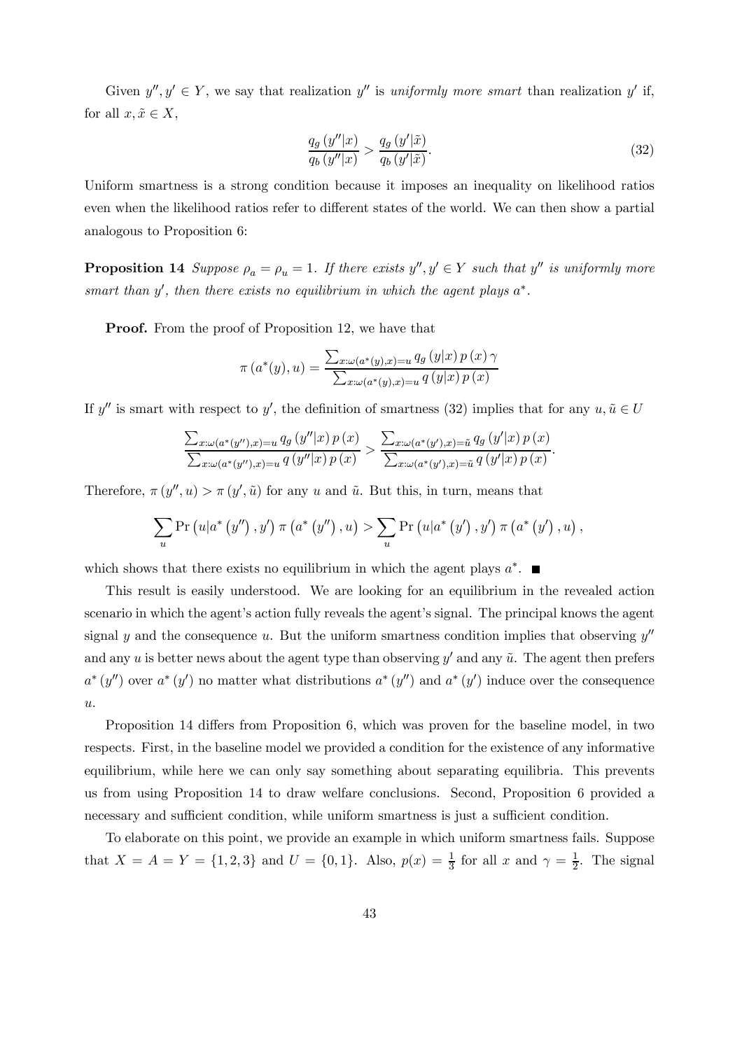Given $y'', y' \in Y$, we say that realization $y''$ is *uniformly more smart* than realization $y'$ if, for all $x, \tilde{x} \in X$,

$$\frac{q_g(y''|x)}{q_b(y''|x)} > \frac{q_g(y'|\tilde{x})}{q_b(y'|\tilde{x})}. \tag{32}$$

Uniform smartness is a strong condition because it imposes an inequality on likelihood ratios even when the likelihood ratios refer to different states of the world. We can then show a partial analogous to Proposition 6:

**Proposition 14** *Suppose $\rho_a = \rho_u = 1$. If there exists $y'', y' \in Y$ such that $y''$ is uniformly more smart than $y'$, then there exists no equilibrium in which the agent plays $a^*$.*

**Proof.** From the proof of Proposition 12, we have that

$$\pi(a^*(y), u) = \frac{\sum_{x:\omega(a^*(y),x)=u} q_g(y|x)\, p(x)\, \gamma}{\sum_{x:\omega(a^*(y),x)=u} q(y|x)\, p(x)}$$

If $y''$ is smart with respect to $y'$, the definition of smartness (32) implies that for any $u, \tilde{u} \in U$

$$\frac{\sum_{x:\omega(a^*(y''),x)=u} q_g(y''|x)\, p(x)}{\sum_{x:\omega(a^*(y''),x)=u} q(y''|x)\, p(x)} > \frac{\sum_{x:\omega(a^*(y'),x)=\tilde{u}} q_g(y'|x)\, p(x)}{\sum_{x:\omega(a^*(y'),x)=\tilde{u}} q(y'|x)\, p(x)}.$$

Therefore, $\pi(y'', u) > \pi(y', \tilde{u})$ for any $u$ and $\tilde{u}$. But this, in turn, means that

$$\sum_u \Pr(u|a^*(y''), y')\, \pi(a^*(y''), u) > \sum_u \Pr(u|a^*(y'), y')\, \pi(a^*(y'), u),$$

which shows that there exists no equilibrium in which the agent plays $a^*$. ■

This result is easily understood. We are looking for an equilibrium in the revealed action scenario in which the agent's action fully reveals the agent's signal. The principal knows the agent signal $y$ and the consequence $u$. But the uniform smartness condition implies that observing $y''$ and any $u$ is better news about the agent type than observing $y'$ and any $\tilde{u}$. The agent then prefers $a^*(y'')$ over $a^*(y')$ no matter what distributions $a^*(y'')$ and $a^*(y')$ induce over the consequence $u$.

Proposition 14 differs from Proposition 6, which was proven for the baseline model, in two respects. First, in the baseline model we provided a condition for the existence of any informative equilibrium, while here we can only say something about separating equilibria. This prevents us from using Proposition 14 to draw welfare conclusions. Second, Proposition 6 provided a necessary and sufficient condition, while uniform smartness is just a sufficient condition.

To elaborate on this point, we provide an example in which uniform smartness fails. Suppose that $X = A = Y = \{1, 2, 3\}$ and $U = \{0, 1\}$. Also, $p(x) = \frac{1}{3}$ for all $x$ and $\gamma = \frac{1}{2}$. The signal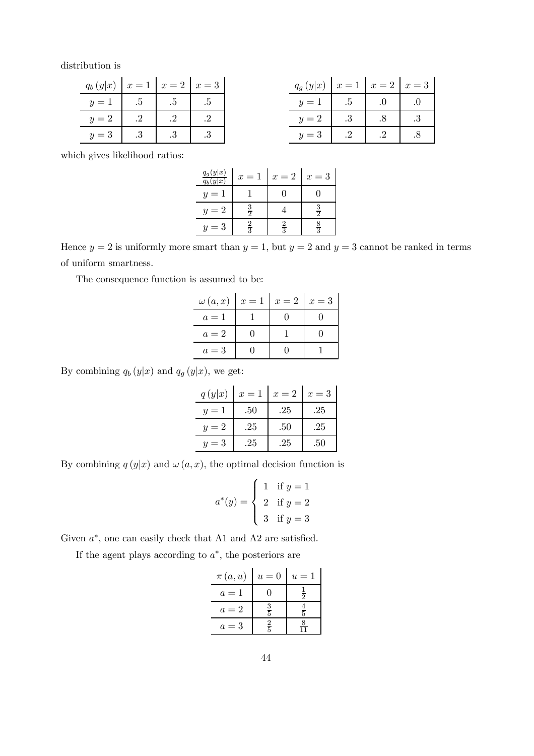distribution is

| $q_b(y\|x)$ | $x=1$ | $x=2$ | $x=3$ |
|---|---|---|---|
| $y=1$ | .5 | .5 | .5 |
| $y=2$ | .2 | .2 | .2 |
| $y=3$ | .3 | .3 | .3 |

| $q_g(y\|x)$ | $x=1$ | $x=2$ | $x=3$ |
|---|---|---|---|
| $y=1$ | .5 | .0 | .0 |
| $y=2$ | .3 | .8 | .3 |
| $y=3$ | .2 | .2 | .8 |

which gives likelihood ratios:

| $\frac{q_g(y\|x)}{q_b(y\|x)}$ | $x=1$ | $x=2$ | $x=3$ |
|---|---|---|---|
| $y=1$ | 1 | 0 | 0 |
| $y=2$ | $\frac{3}{2}$ | 4 | $\frac{3}{2}$ |
| $y=3$ | $\frac{2}{3}$ | $\frac{2}{3}$ | $\frac{8}{3}$ |

Hence $y=2$ is uniformly more smart than $y=1$, but $y=2$ and $y=3$ cannot be ranked in terms of uniform smartness.

The consequence function is assumed to be:

| $\omega(a,x)$ | $x=1$ | $x=2$ | $x=3$ |
|---|---|---|---|
| $a=1$ | 1 | 0 | 0 |
| $a=2$ | 0 | 1 | 0 |
| $a=3$ | 0 | 0 | 1 |

By combining $q_b(y|x)$ and $q_g(y|x)$, we get:

| $q(y\|x)$ | $x=1$ | $x=2$ | $x=3$ |
|---|---|---|---|
| $y=1$ | .50 | .25 | .25 |
| $y=2$ | .25 | .50 | .25 |
| $y=3$ | .25 | .25 | .50 |

By combining $q(y|x)$ and $\omega(a,x)$, the optimal decision function is

$$a^*(y) = \begin{cases} 1 & \text{if } y=1 \\ 2 & \text{if } y=2 \\ 3 & \text{if } y=3 \end{cases}$$

Given $a^*$, one can easily check that A1 and A2 are satisfied.

If the agent plays according to $a^*$, the posteriors are

| $\pi(a,u)$ | $u=0$ | $u=1$ |
|---|---|---|
| $a=1$ | 0 | $\frac{1}{2}$ |
| $a=2$ | $\frac{3}{5}$ | $\frac{4}{5}$ |
| $a=3$ | $\frac{2}{5}$ | $\frac{8}{11}$ |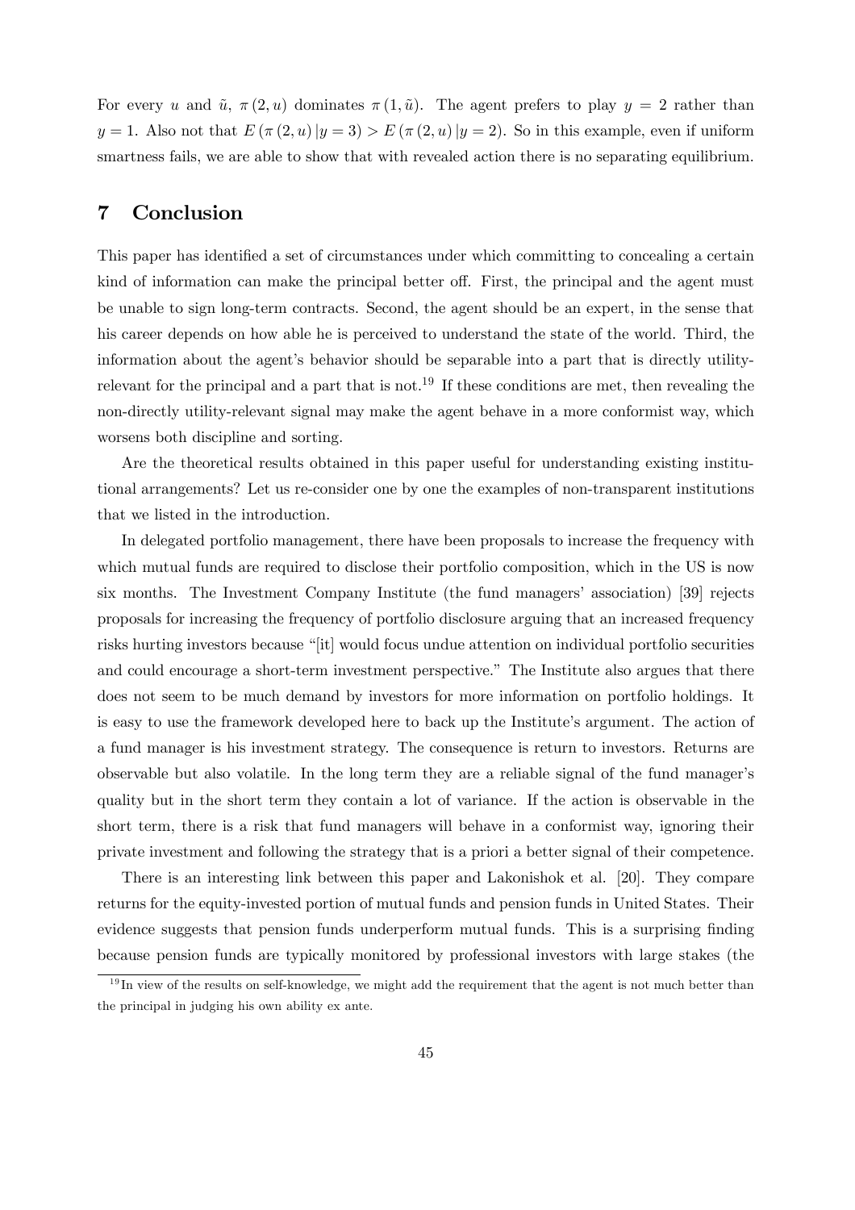For every $u$ and $\tilde{u}$, $\pi(2,u)$ dominates $\pi(1,\tilde{u})$. The agent prefers to play $y=2$ rather than $y=1$. Also not that $E(\pi(2,u)|y=3) > E(\pi(2,u)|y=2)$. So in this example, even if uniform smartness fails, we are able to show that with revealed action there is no separating equilibrium.

## 7 Conclusion

This paper has identified a set of circumstances under which committing to concealing a certain kind of information can make the principal better off. First, the principal and the agent must be unable to sign long-term contracts. Second, the agent should be an expert, in the sense that his career depends on how able he is perceived to understand the state of the world. Third, the information about the agent's behavior should be separable into a part that is directly utility-relevant for the principal and a part that is not.[19] If these conditions are met, then revealing the non-directly utility-relevant signal may make the agent behave in a more conformist way, which worsens both discipline and sorting.

Are the theoretical results obtained in this paper useful for understanding existing institutional arrangements? Let us re-consider one by one the examples of non-transparent institutions that we listed in the introduction.

In delegated portfolio management, there have been proposals to increase the frequency with which mutual funds are required to disclose their portfolio composition, which in the US is now six months. The Investment Company Institute (the fund managers' association) [39] rejects proposals for increasing the frequency of portfolio disclosure arguing that an increased frequency risks hurting investors because "[it] would focus undue attention on individual portfolio securities and could encourage a short-term investment perspective." The Institute also argues that there does not seem to be much demand by investors for more information on portfolio holdings. It is easy to use the framework developed here to back up the Institute's argument. The action of a fund manager is his investment strategy. The consequence is return to investors. Returns are observable but also volatile. In the long term they are a reliable signal of the fund manager's quality but in the short term they contain a lot of variance. If the action is observable in the short term, there is a risk that fund managers will behave in a conformist way, ignoring their private investment and following the strategy that is a priori a better signal of their competence.

There is an interesting link between this paper and Lakonishok et al. [20]. They compare returns for the equity-invested portion of mutual funds and pension funds in United States. Their evidence suggests that pension funds underperform mutual funds. This is a surprising finding because pension funds are typically monitored by professional investors with large stakes (the

[19] In view of the results on self-knowledge, we might add the requirement that the agent is not much better than the principal in judging his own ability ex ante.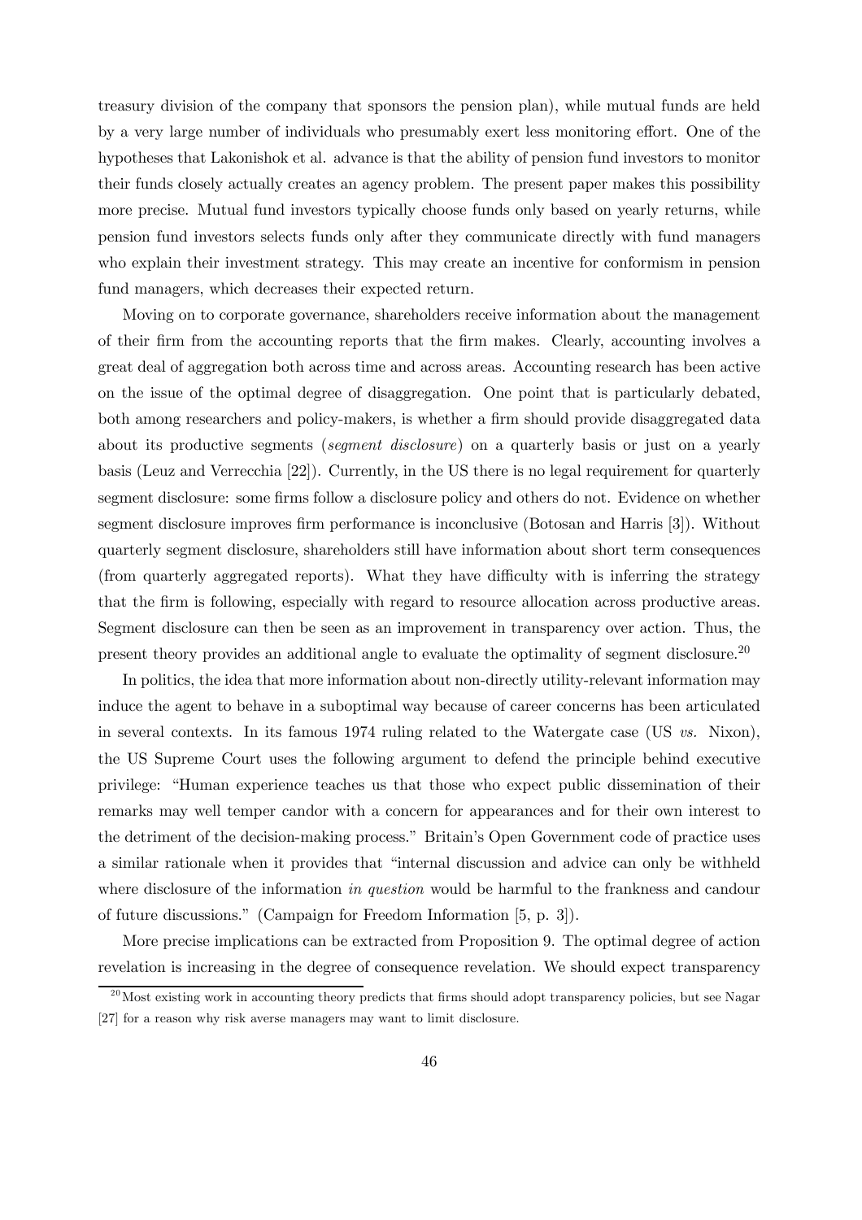treasury division of the company that sponsors the pension plan), while mutual funds are held by a very large number of individuals who presumably exert less monitoring effort. One of the hypotheses that Lakonishok et al. advance is that the ability of pension fund investors to monitor their funds closely actually creates an agency problem. The present paper makes this possibility more precise. Mutual fund investors typically choose funds only based on yearly returns, while pension fund investors selects funds only after they communicate directly with fund managers who explain their investment strategy. This may create an incentive for conformism in pension fund managers, which decreases their expected return.

Moving on to corporate governance, shareholders receive information about the management of their firm from the accounting reports that the firm makes. Clearly, accounting involves a great deal of aggregation both across time and across areas. Accounting research has been active on the issue of the optimal degree of disaggregation. One point that is particularly debated, both among researchers and policy-makers, is whether a firm should provide disaggregated data about its productive segments (*segment disclosure*) on a quarterly basis or just on a yearly basis (Leuz and Verrecchia [22]). Currently, in the US there is no legal requirement for quarterly segment disclosure: some firms follow a disclosure policy and others do not. Evidence on whether segment disclosure improves firm performance is inconclusive (Botosan and Harris [3]). Without quarterly segment disclosure, shareholders still have information about short term consequences (from quarterly aggregated reports). What they have difficulty with is inferring the strategy that the firm is following, especially with regard to resource allocation across productive areas. Segment disclosure can then be seen as an improvement in transparency over action. Thus, the present theory provides an additional angle to evaluate the optimality of segment disclosure.[20]

In politics, the idea that more information about non-directly utility-relevant information may induce the agent to behave in a suboptimal way because of career concerns has been articulated in several contexts. In its famous 1974 ruling related to the Watergate case (US *vs.* Nixon), the US Supreme Court uses the following argument to defend the principle behind executive privilege: "Human experience teaches us that those who expect public dissemination of their remarks may well temper candor with a concern for appearances and for their own interest to the detriment of the decision-making process." Britain's Open Government code of practice uses a similar rationale when it provides that "internal discussion and advice can only be withheld where disclosure of the information *in question* would be harmful to the frankness and candour of future discussions." (Campaign for Freedom Information [5, p. 3]).

More precise implications can be extracted from Proposition 9. The optimal degree of action revelation is increasing in the degree of consequence revelation. We should expect transparency

[20] Most existing work in accounting theory predicts that firms should adopt transparency policies, but see Nagar [27] for a reason why risk averse managers may want to limit disclosure.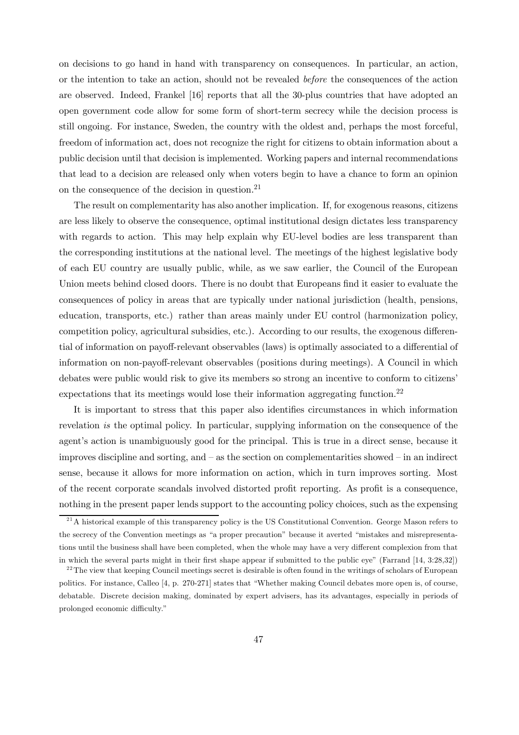on decisions to go hand in hand with transparency on consequences. In particular, an action, or the intention to take an action, should not be revealed *before* the consequences of the action are observed. Indeed, Frankel [16] reports that all the 30-plus countries that have adopted an open government code allow for some form of short-term secrecy while the decision process is still ongoing. For instance, Sweden, the country with the oldest and, perhaps the most forceful, freedom of information act, does not recognize the right for citizens to obtain information about a public decision until that decision is implemented. Working papers and internal recommendations that lead to a decision are released only when voters begin to have a chance to form an opinion on the consequence of the decision in question.[21]

The result on complementarity has also another implication. If, for exogenous reasons, citizens are less likely to observe the consequence, optimal institutional design dictates less transparency with regards to action. This may help explain why EU-level bodies are less transparent than the corresponding institutions at the national level. The meetings of the highest legislative body of each EU country are usually public, while, as we saw earlier, the Council of the European Union meets behind closed doors. There is no doubt that Europeans find it easier to evaluate the consequences of policy in areas that are typically under national jurisdiction (health, pensions, education, transports, etc.) rather than areas mainly under EU control (harmonization policy, competition policy, agricultural subsidies, etc.). According to our results, the exogenous differential of information on payoff-relevant observables (laws) is optimally associated to a differential of information on non-payoff-relevant observables (positions during meetings). A Council in which debates were public would risk to give its members so strong an incentive to conform to citizens' expectations that its meetings would lose their information aggregating function.[22]

It is important to stress that this paper also identifies circumstances in which information revelation *is* the optimal policy. In particular, supplying information on the consequence of the agent's action is unambiguously good for the principal. This is true in a direct sense, because it improves discipline and sorting, and – as the section on complementarities showed – in an indirect sense, because it allows for more information on action, which in turn improves sorting. Most of the recent corporate scandals involved distorted profit reporting. As profit is a consequence, nothing in the present paper lends support to the accounting policy choices, such as the expensing

[21] A historical example of this transparency policy is the US Constitutional Convention. George Mason refers to the secrecy of the Convention meetings as "a proper precaution" because it averted "mistakes and misrepresentations until the business shall have been completed, when the whole may have a very different complexion from that in which the several parts might in their first shape appear if submitted to the public eye" (Farrand [14, 3:28,32])

[22] The view that keeping Council meetings secret is desirable is often found in the writings of scholars of European politics. For instance, Calleo [4, p. 270-271] states that "Whether making Council debates more open is, of course, debatable. Discrete decision making, dominated by expert advisers, has its advantages, especially in periods of prolonged economic difficulty."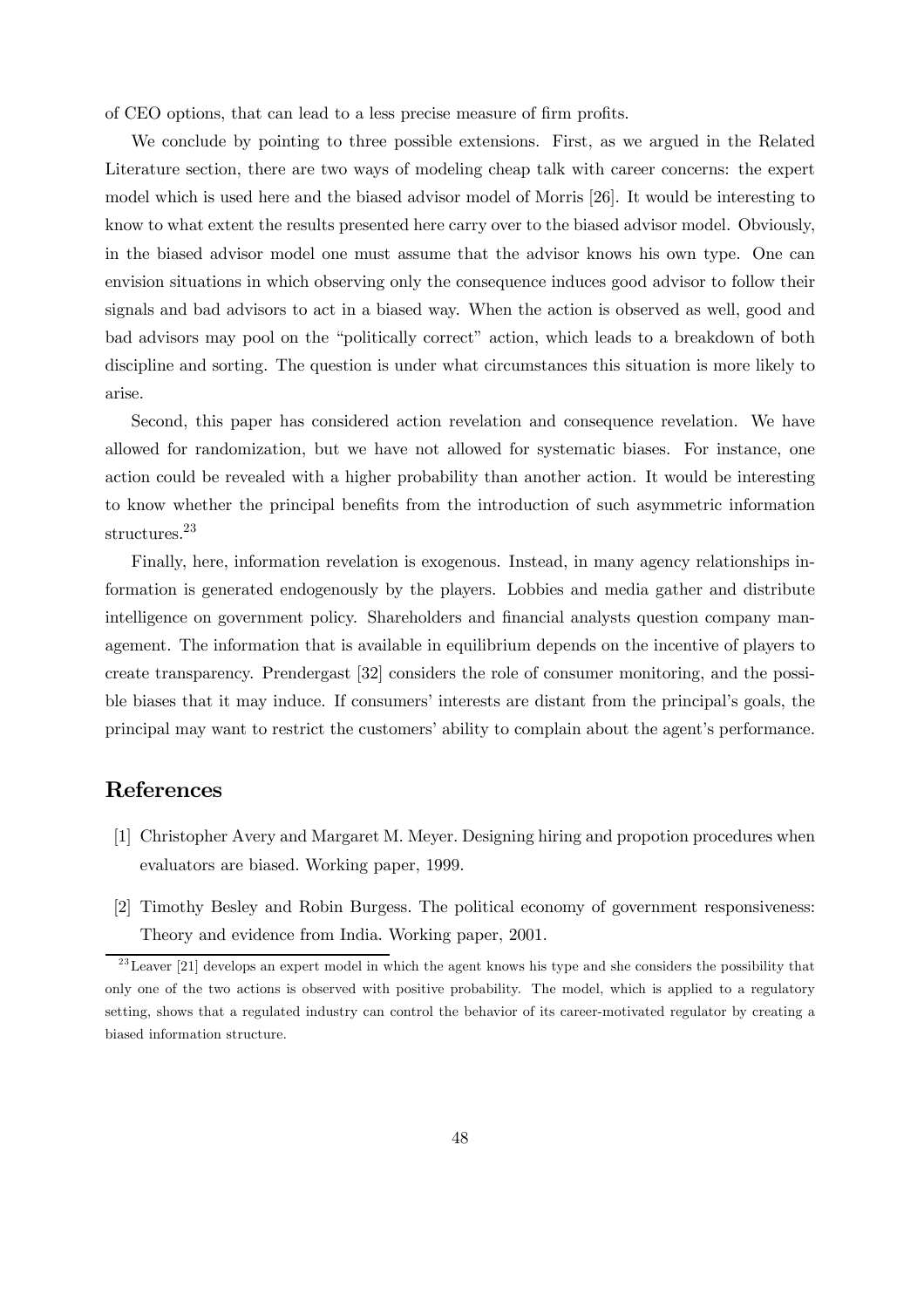of CEO options, that can lead to a less precise measure of firm profits.

We conclude by pointing to three possible extensions. First, as we argued in the Related Literature section, there are two ways of modeling cheap talk with career concerns: the expert model which is used here and the biased advisor model of Morris [26]. It would be interesting to know to what extent the results presented here carry over to the biased advisor model. Obviously, in the biased advisor model one must assume that the advisor knows his own type. One can envision situations in which observing only the consequence induces good advisor to follow their signals and bad advisors to act in a biased way. When the action is observed as well, good and bad advisors may pool on the "politically correct" action, which leads to a breakdown of both discipline and sorting. The question is under what circumstances this situation is more likely to arise.

Second, this paper has considered action revelation and consequence revelation. We have allowed for randomization, but we have not allowed for systematic biases. For instance, one action could be revealed with a higher probability than another action. It would be interesting to know whether the principal benefits from the introduction of such asymmetric information structures.[23]

Finally, here, information revelation is exogenous. Instead, in many agency relationships information is generated endogenously by the players. Lobbies and media gather and distribute intelligence on government policy. Shareholders and financial analysts question company management. The information that is available in equilibrium depends on the incentive of players to create transparency. Prendergast [32] considers the role of consumer monitoring, and the possible biases that it may induce. If consumers' interests are distant from the principal's goals, the principal may want to restrict the customers' ability to complain about the agent's performance.

## References

[1] Christopher Avery and Margaret M. Meyer. Designing hiring and propotion procedures when evaluators are biased. Working paper, 1999.

[2] Timothy Besley and Robin Burgess. The political economy of government responsiveness: Theory and evidence from India. Working paper, 2001.

[23] Leaver [21] develops an expert model in which the agent knows his type and she considers the possibility that only one of the two actions is observed with positive probability. The model, which is applied to a regulatory setting, shows that a regulated industry can control the behavior of its career-motivated regulator by creating a biased information structure.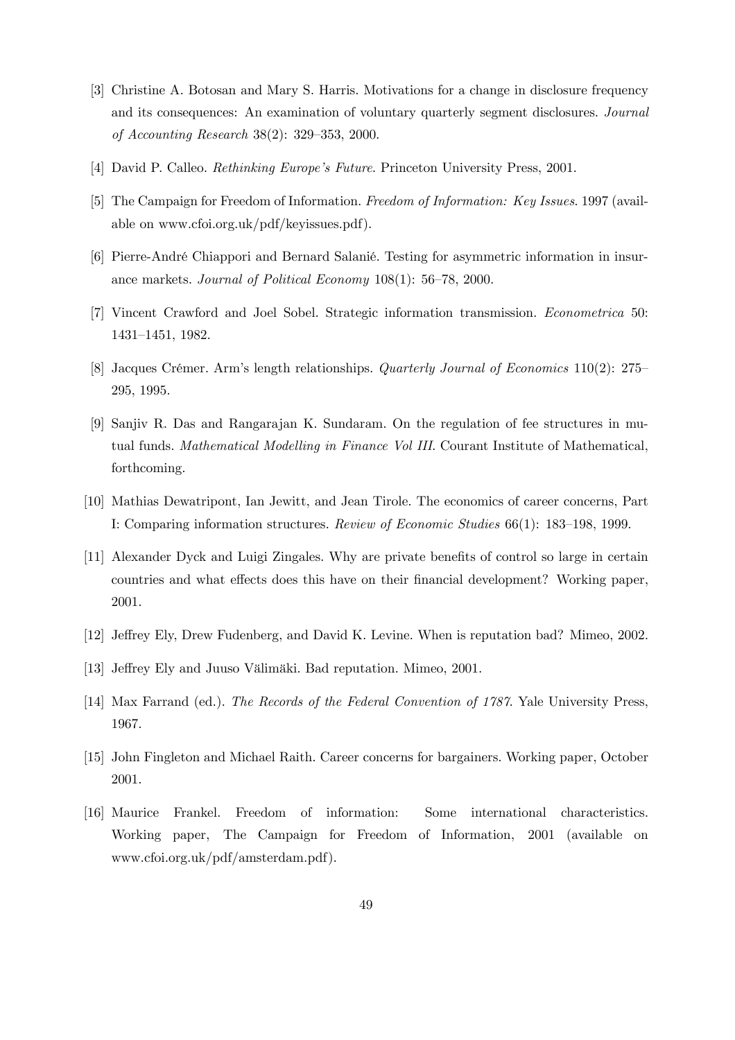[3] Christine A. Botosan and Mary S. Harris. Motivations for a change in disclosure frequency and its consequences: An examination of voluntary quarterly segment disclosures. *Journal of Accounting Research* 38(2): 329–353, 2000.

[4] David P. Calleo. *Rethinking Europe's Future*. Princeton University Press, 2001.

[5] The Campaign for Freedom of Information. *Freedom of Information: Key Issues*. 1997 (available on www.cfoi.org.uk/pdf/keyissues.pdf).

[6] Pierre-André Chiappori and Bernard Salanié. Testing for asymmetric information in insurance markets. *Journal of Political Economy* 108(1): 56–78, 2000.

[7] Vincent Crawford and Joel Sobel. Strategic information transmission. *Econometrica* 50: 1431–1451, 1982.

[8] Jacques Crémer. Arm's length relationships. *Quarterly Journal of Economics* 110(2): 275–295, 1995.

[9] Sanjiv R. Das and Rangarajan K. Sundaram. On the regulation of fee structures in mutual funds. *Mathematical Modelling in Finance Vol III*. Courant Institute of Mathematical, forthcoming.

[10] Mathias Dewatripont, Ian Jewitt, and Jean Tirole. The economics of career concerns, Part I: Comparing information structures. *Review of Economic Studies* 66(1): 183–198, 1999.

[11] Alexander Dyck and Luigi Zingales. Why are private benefits of control so large in certain countries and what effects does this have on their financial development? Working paper, 2001.

[12] Jeffrey Ely, Drew Fudenberg, and David K. Levine. When is reputation bad? Mimeo, 2002.

[13] Jeffrey Ely and Juuso Välimäki. Bad reputation. Mimeo, 2001.

[14] Max Farrand (ed.). *The Records of the Federal Convention of 1787*. Yale University Press, 1967.

[15] John Fingleton and Michael Raith. Career concerns for bargainers. Working paper, October 2001.

[16] Maurice Frankel. Freedom of information: Some international characteristics. Working paper, The Campaign for Freedom of Information, 2001 (available on www.cfoi.org.uk/pdf/amsterdam.pdf).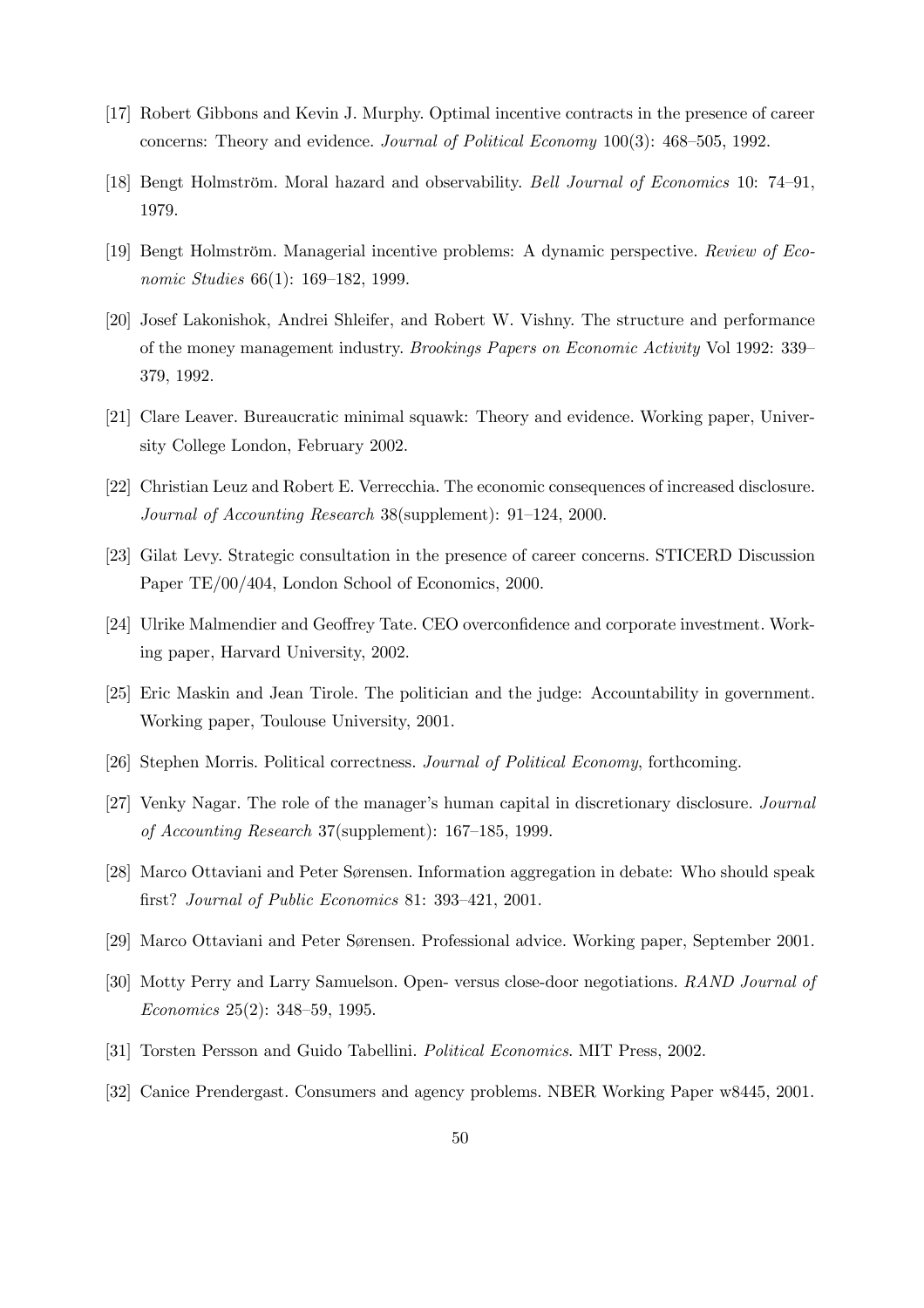[17] Robert Gibbons and Kevin J. Murphy. Optimal incentive contracts in the presence of career concerns: Theory and evidence. *Journal of Political Economy* 100(3): 468–505, 1992.

[18] Bengt Holmström. Moral hazard and observability. *Bell Journal of Economics* 10: 74–91, 1979.

[19] Bengt Holmström. Managerial incentive problems: A dynamic perspective. *Review of Economic Studies* 66(1): 169–182, 1999.

[20] Josef Lakonishok, Andrei Shleifer, and Robert W. Vishny. The structure and performance of the money management industry. *Brookings Papers on Economic Activity* Vol 1992: 339–379, 1992.

[21] Clare Leaver. Bureaucratic minimal squawk: Theory and evidence. Working paper, University College London, February 2002.

[22] Christian Leuz and Robert E. Verrecchia. The economic consequences of increased disclosure. *Journal of Accounting Research* 38(supplement): 91–124, 2000.

[23] Gilat Levy. Strategic consultation in the presence of career concerns. STICERD Discussion Paper TE/00/404, London School of Economics, 2000.

[24] Ulrike Malmendier and Geoffrey Tate. CEO overconfidence and corporate investment. Working paper, Harvard University, 2002.

[25] Eric Maskin and Jean Tirole. The politician and the judge: Accountability in government. Working paper, Toulouse University, 2001.

[26] Stephen Morris. Political correctness. *Journal of Political Economy*, forthcoming.

[27] Venky Nagar. The role of the manager's human capital in discretionary disclosure. *Journal of Accounting Research* 37(supplement): 167–185, 1999.

[28] Marco Ottaviani and Peter Sørensen. Information aggregation in debate: Who should speak first? *Journal of Public Economics* 81: 393–421, 2001.

[29] Marco Ottaviani and Peter Sørensen. Professional advice. Working paper, September 2001.

[30] Motty Perry and Larry Samuelson. Open- versus close-door negotiations. *RAND Journal of Economics* 25(2): 348–59, 1995.

[31] Torsten Persson and Guido Tabellini. *Political Economics*. MIT Press, 2002.

[32] Canice Prendergast. Consumers and agency problems. NBER Working Paper w8445, 2001.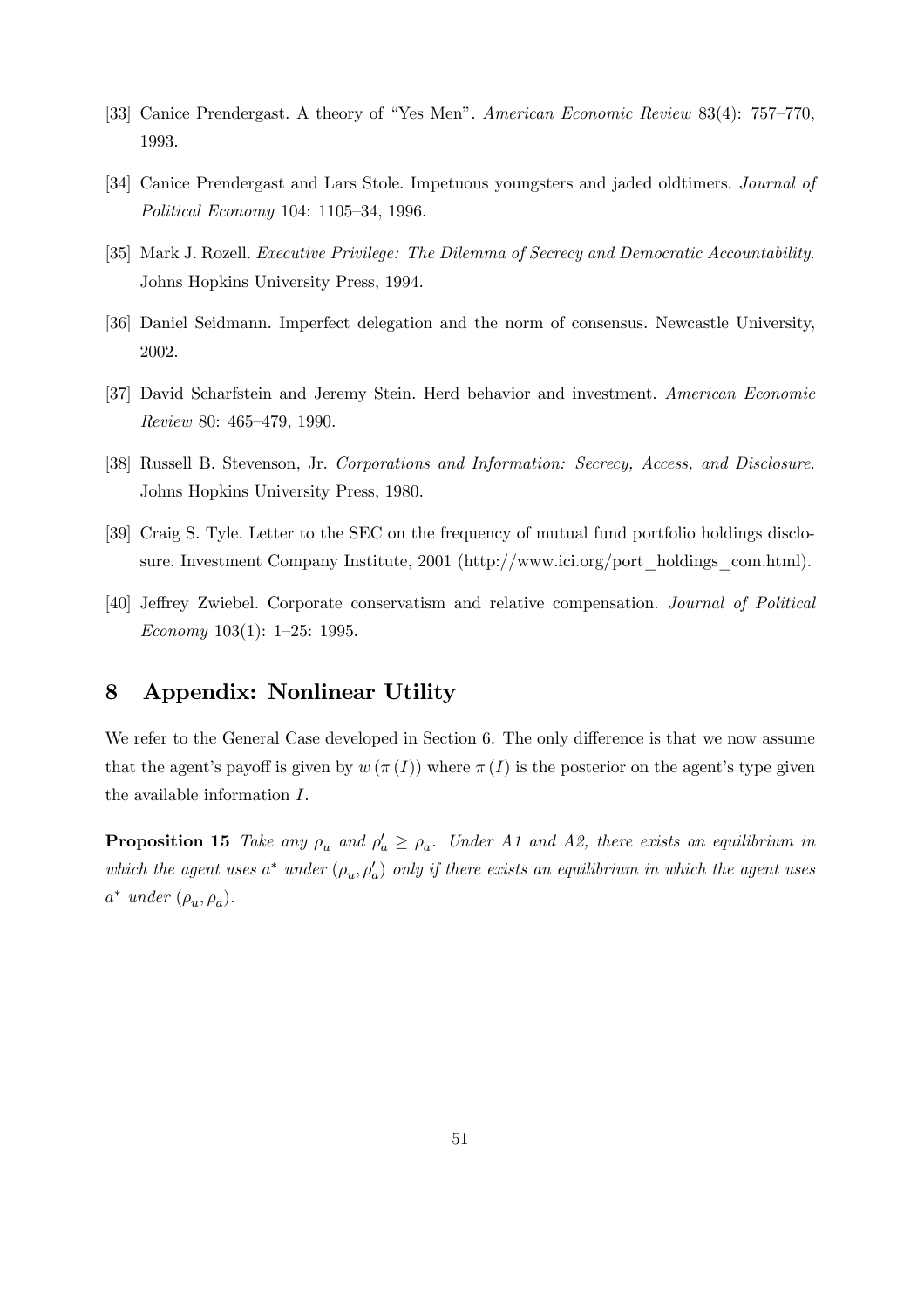[33] Canice Prendergast. A theory of "Yes Men". *American Economic Review* 83(4): 757–770, 1993.

[34] Canice Prendergast and Lars Stole. Impetuous youngsters and jaded oldtimers. *Journal of Political Economy* 104: 1105–34, 1996.

[35] Mark J. Rozell. *Executive Privilege: The Dilemma of Secrecy and Democratic Accountability*. Johns Hopkins University Press, 1994.

[36] Daniel Seidmann. Imperfect delegation and the norm of consensus. Newcastle University, 2002.

[37] David Scharfstein and Jeremy Stein. Herd behavior and investment. *American Economic Review* 80: 465–479, 1990.

[38] Russell B. Stevenson, Jr. *Corporations and Information: Secrecy, Access, and Disclosure*. Johns Hopkins University Press, 1980.

[39] Craig S. Tyle. Letter to the SEC on the frequency of mutual fund portfolio holdings disclosure. Investment Company Institute, 2001 (http://www.ici.org/port_holdings_com.html).

[40] Jeffrey Zwiebel. Corporate conservatism and relative compensation. *Journal of Political Economy* 103(1): 1–25: 1995.

## 8 Appendix: Nonlinear Utility

We refer to the General Case developed in Section 6. The only difference is that we now assume that the agent's payoff is given by $w(\pi(I))$ where $\pi(I)$ is the posterior on the agent's type given the available information $I$.

**Proposition 15** *Take any $\rho_u$ and $\rho_a' \geq \rho_a$. Under A1 and A2, there exists an equilibrium in which the agent uses $a^*$ under $(\rho_u, \rho_a')$ only if there exists an equilibrium in which the agent uses $a^*$ under $(\rho_u, \rho_a)$.*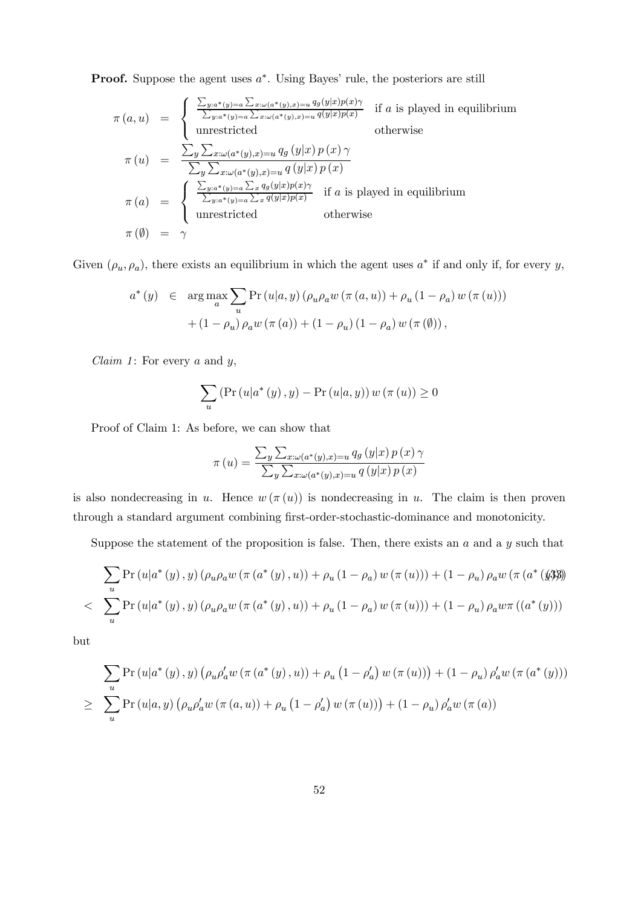**Proof.** Suppose the agent uses $a^*$. Using Bayes' rule, the posteriors are still

$$
\begin{aligned}
\pi(a,u) &= \begin{cases} \frac{\sum_{y:a^*(y)=a}\sum_{x:\omega(a^*(y),x)=u} q_g(y|x)p(x)\gamma}{\sum_{y:a^*(y)=a}\sum_{x:\omega(a^*(y),x)=u} q(y|x)p(x)} & \text{if } a \text{ is played in equilibrium} \\ \text{unrestricted} & \text{otherwise} \end{cases} \\
\pi(u) &= \frac{\sum_y \sum_{x:\omega(a^*(y),x)=u} q_g(y|x)p(x)\gamma}{\sum_y \sum_{x:\omega(a^*(y),x)=u} q(y|x)p(x)} \\
\pi(a) &= \begin{cases} \frac{\sum_{y:a^*(y)=a}\sum_x q_g(y|x)p(x)\gamma}{\sum_{y:a^*(y)=a}\sum_x q(y|x)p(x)} & \text{if } a \text{ is played in equilibrium} \\ \text{unrestricted} & \text{otherwise} \end{cases} \\
\pi(\emptyset) &= \gamma
\end{aligned}
$$

Given $(\rho_u, \rho_a)$, there exists an equilibrium in which the agent uses $a^*$ if and only if, for every $y$,

$$
\begin{aligned}
a^*(y) \in\ & \arg\max_a \sum_u \Pr(u|a,y)\left(\rho_u\rho_a w(\pi(a,u)) + \rho_u(1-\rho_a)w(\pi(u))\right) \\
& + (1-\rho_u)\rho_a w(\pi(a)) + (1-\rho_u)(1-\rho_a)w(\pi(\emptyset)),
\end{aligned}
$$

*Claim 1*: For every $a$ and $y$,

$$
\sum_u \left(\Pr(u|a^*(y),y) - \Pr(u|a,y)\right) w(\pi(u)) \geq 0
$$

Proof of Claim 1: As before, we can show that

$$
\pi(u) = \frac{\sum_y \sum_{x:\omega(a^*(y),x)=u} q_g(y|x)p(x)\gamma}{\sum_y \sum_{x:\omega(a^*(y),x)=u} q(y|x)p(x)}
$$

is also nondecreasing in $u$. Hence $w(\pi(u))$ is nondecreasing in $u$. The claim is then proven through a standard argument combining first-order-stochastic-dominance and monotonicity.

Suppose the statement of the proposition is false. Then, there exists an $a$ and a $y$ such that

$$
\begin{aligned}
& \sum_u \Pr(u|a^*(y),y)\left(\rho_u\rho_a w(\pi(a^*(y),u)) + \rho_u(1-\rho_a)w(\pi(u))\right) + (1-\rho_u)\rho_a w(\pi(a^*(y))) \quad (33) \\
< & \sum_u \Pr(u|a^*(y),y)\left(\rho_u\rho_a w(\pi(a^*(y),u)) + \rho_u(1-\rho_a)w(\pi(u))\right) + (1-\rho_u)\rho_a w\pi((a^*(y)))
\end{aligned}
$$

but

$$
\begin{aligned}
& \sum_u \Pr(u|a^*(y),y)\left(\rho_u\rho_a' w(\pi(a^*(y),u)) + \rho_u(1-\rho_a')w(\pi(u))\right) + (1-\rho_u)\rho_a' w(\pi(a^*(y))) \\
\geq & \sum_u \Pr(u|a,y)\left(\rho_u\rho_a' w(\pi(a,u)) + \rho_u(1-\rho_a')w(\pi(u))\right) + (1-\rho_u)\rho_a' w(\pi(a))
\end{aligned}
$$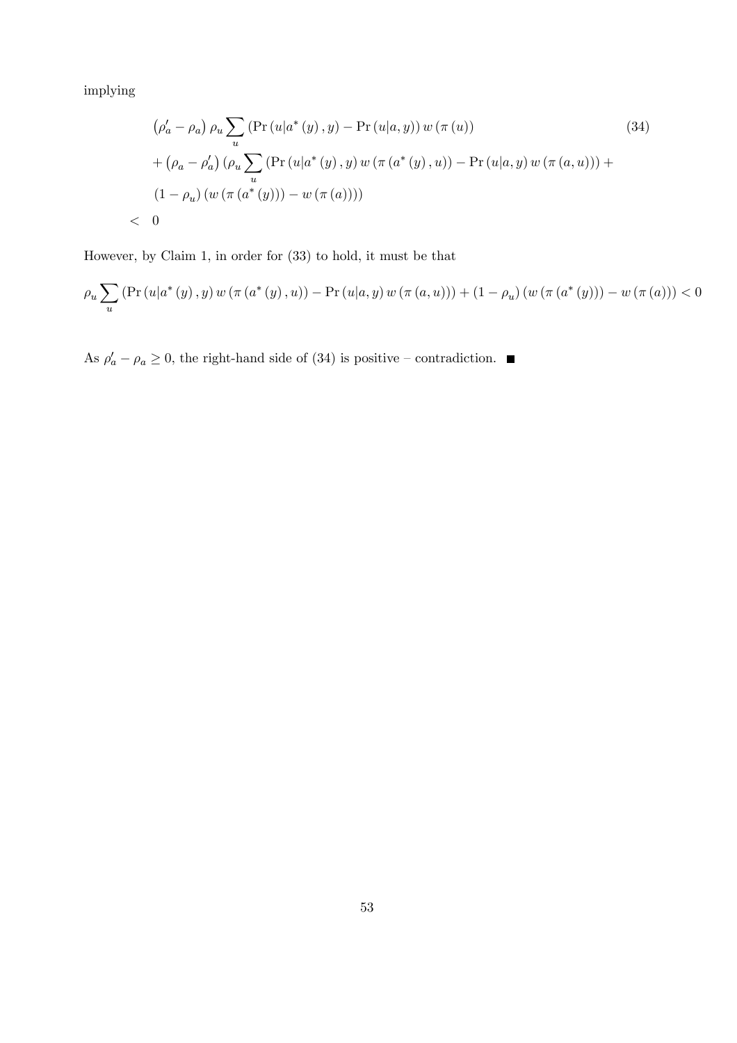implying

$$
\begin{aligned}
&\left(\rho_a' - \rho_a\right) \rho_u \sum_u \left(\Pr\left(u|a^*\left(y\right), y\right) - \Pr\left(u|a, y\right)\right) w\left(\pi\left(u\right)\right) \\
&+ \left(\rho_a - \rho_a'\right) \left(\rho_u \sum_u \left(\Pr\left(u|a^*\left(y\right), y\right) w\left(\pi\left(a^*\left(y\right), u\right)\right) - \Pr\left(u|a, y\right) w\left(\pi\left(a, u\right)\right)\right) + \right. \\
&\left. \left(1 - \rho_u\right) \left(w\left(\pi\left(a^*\left(y\right)\right)\right) - w\left(\pi\left(a\right)\right)\right)\right) \\
< \;& 0
\end{aligned}
\tag{34}
$$

However, by Claim 1, in order for (33) to hold, it must be that

$$
\rho_u \sum_u \left(\Pr\left(u|a^*\left(y\right), y\right) w\left(\pi\left(a^*\left(y\right), u\right)\right) - \Pr\left(u|a, y\right) w\left(\pi\left(a, u\right)\right)\right) + \left(1 - \rho_u\right) \left(w\left(\pi\left(a^*\left(y\right)\right)\right) - w\left(\pi\left(a\right)\right)\right) < 0
$$

As $\rho_a' - \rho_a \geq 0$, the right-hand side of (34) is positive – contradiction. ■